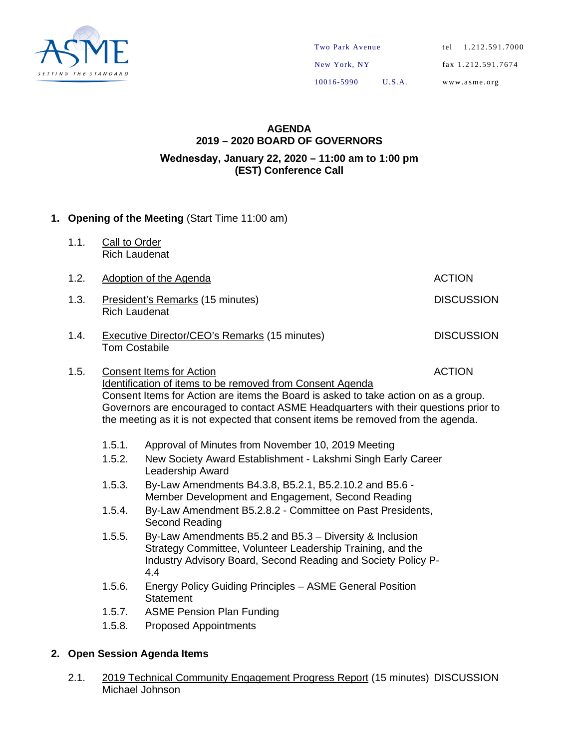ASME
SETTING THE STANDARD

Two Park Avenue
New York, NY
10016-5990 U.S.A.

tel 1.212.591.7000
fax 1.212.591.7674
www.asme.org

# AGENDA
# 2019 – 2020 BOARD OF GOVERNORS

**Wednesday, January 22, 2020 – 11:00 am to 1:00 pm**
**(EST) Conference Call**

## 1. Opening of the Meeting (Start Time 11:00 am)

1.1. Call to Order
Rich Laudenat

1.2. Adoption of the Agenda — ACTION

1.3. President's Remarks (15 minutes) — DISCUSSION
Rich Laudenat

1.4. Executive Director/CEO's Remarks (15 minutes) — DISCUSSION
Tom Costabile

1.5. Consent Items for Action — ACTION
Identification of items to be removed from Consent Agenda
Consent Items for Action are items the Board is asked to take action on as a group. Governors are encouraged to contact ASME Headquarters with their questions prior to the meeting as it is not expected that consent items be removed from the agenda.

- 1.5.1. Approval of Minutes from November 10, 2019 Meeting
- 1.5.2. New Society Award Establishment - Lakshmi Singh Early Career Leadership Award
- 1.5.3. By-Law Amendments B4.3.8, B5.2.1, B5.2.10.2 and B5.6 - Member Development and Engagement, Second Reading
- 1.5.4. By-Law Amendment B5.2.8.2 - Committee on Past Presidents, Second Reading
- 1.5.5. By-Law Amendments B5.2 and B5.3 – Diversity & Inclusion Strategy Committee, Volunteer Leadership Training, and the Industry Advisory Board, Second Reading and Society Policy P-4.4
- 1.5.6. Energy Policy Guiding Principles – ASME General Position Statement
- 1.5.7. ASME Pension Plan Funding
- 1.5.8. Proposed Appointments

## 2. Open Session Agenda Items

2.1. 2019 Technical Community Engagement Progress Report (15 minutes) — DISCUSSION
Michael Johnson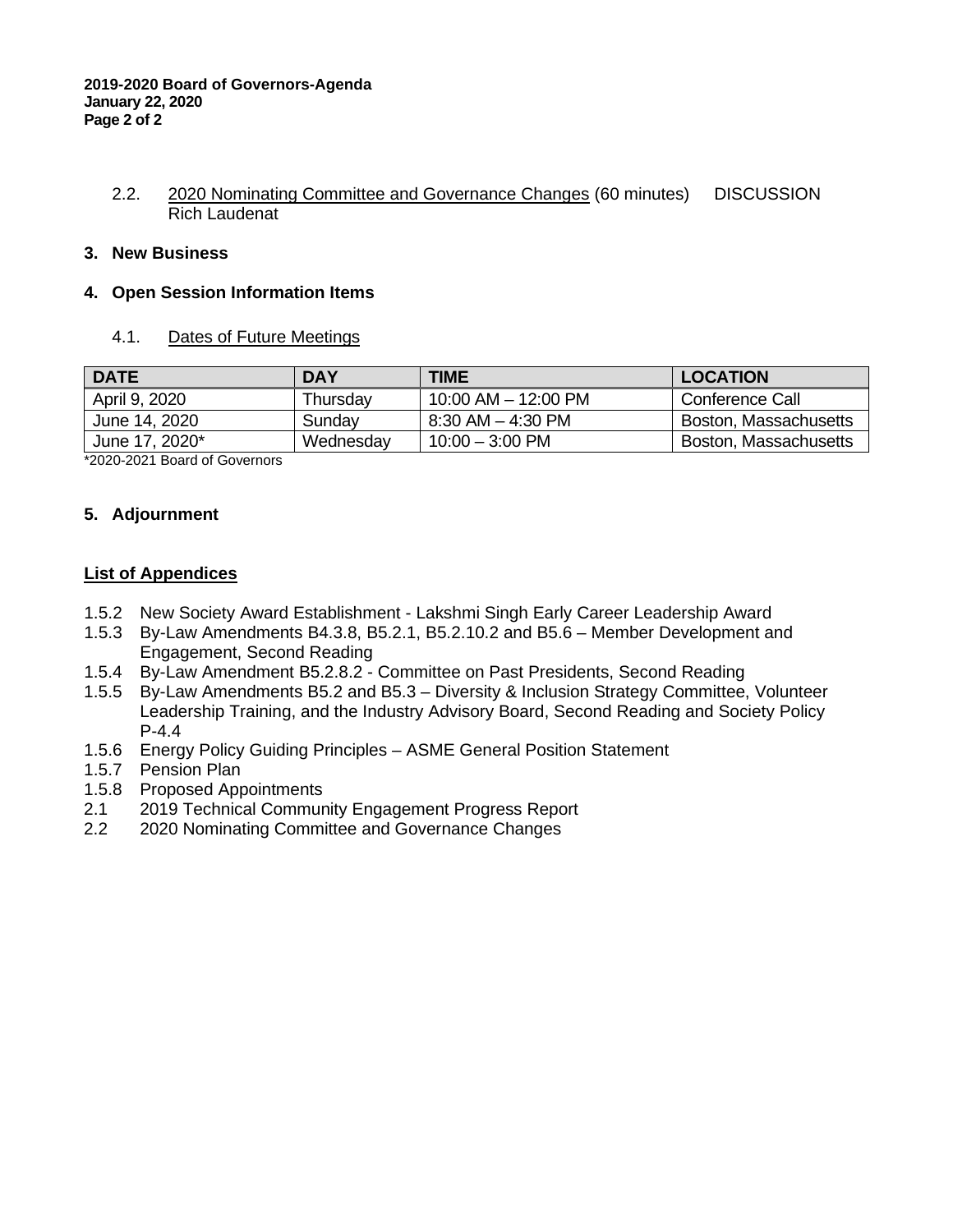2.2. 2020 Nominating Committee and Governance Changes (60 minutes) DISCUSSION
Rich Laudenat

## 3. New Business

## 4. Open Session Information Items

4.1. Dates of Future Meetings

| DATE | DAY | TIME | LOCATION |
|---|---|---|---|
| April 9, 2020 | Thursday | 10:00 AM – 12:00 PM | Conference Call |
| June 14, 2020 | Sunday | 8:30 AM – 4:30 PM | Boston, Massachusetts |
| June 17, 2020* | Wednesday | 10:00 – 3:00 PM | Boston, Massachusetts |

*2020-2021 Board of Governors

## 5. Adjournment

**List of Appendices**

1.5.2 New Society Award Establishment - Lakshmi Singh Early Career Leadership Award
1.5.3 By-Law Amendments B4.3.8, B5.2.1, B5.2.10.2 and B5.6 – Member Development and Engagement, Second Reading
1.5.4 By-Law Amendment B5.2.8.2 - Committee on Past Presidents, Second Reading
1.5.5 By-Law Amendments B5.2 and B5.3 – Diversity & Inclusion Strategy Committee, Volunteer Leadership Training, and the Industry Advisory Board, Second Reading and Society Policy P-4.4
1.5.6 Energy Policy Guiding Principles – ASME General Position Statement
1.5.7 Pension Plan
1.5.8 Proposed Appointments
2.1 2019 Technical Community Engagement Progress Report
2.2 2020 Nominating Committee and Governance Changes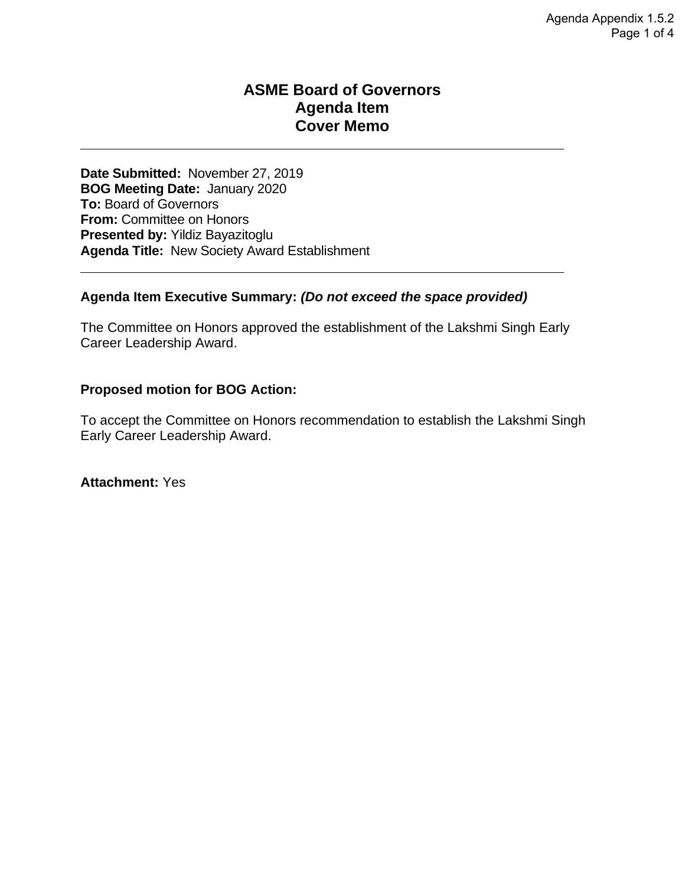# ASME Board of Governors
# Agenda Item
# Cover Memo

---

**Date Submitted:** November 27, 2019
**BOG Meeting Date:** January 2020
**To:** Board of Governors
**From:** Committee on Honors
**Presented by:** Yildiz Bayazitoglu
**Agenda Title:** New Society Award Establishment

---

**Agenda Item Executive Summary:** ***(Do not exceed the space provided)***

The Committee on Honors approved the establishment of the Lakshmi Singh Early Career Leadership Award.

**Proposed motion for BOG Action:**

To accept the Committee on Honors recommendation to establish the Lakshmi Singh Early Career Leadership Award.

**Attachment:** Yes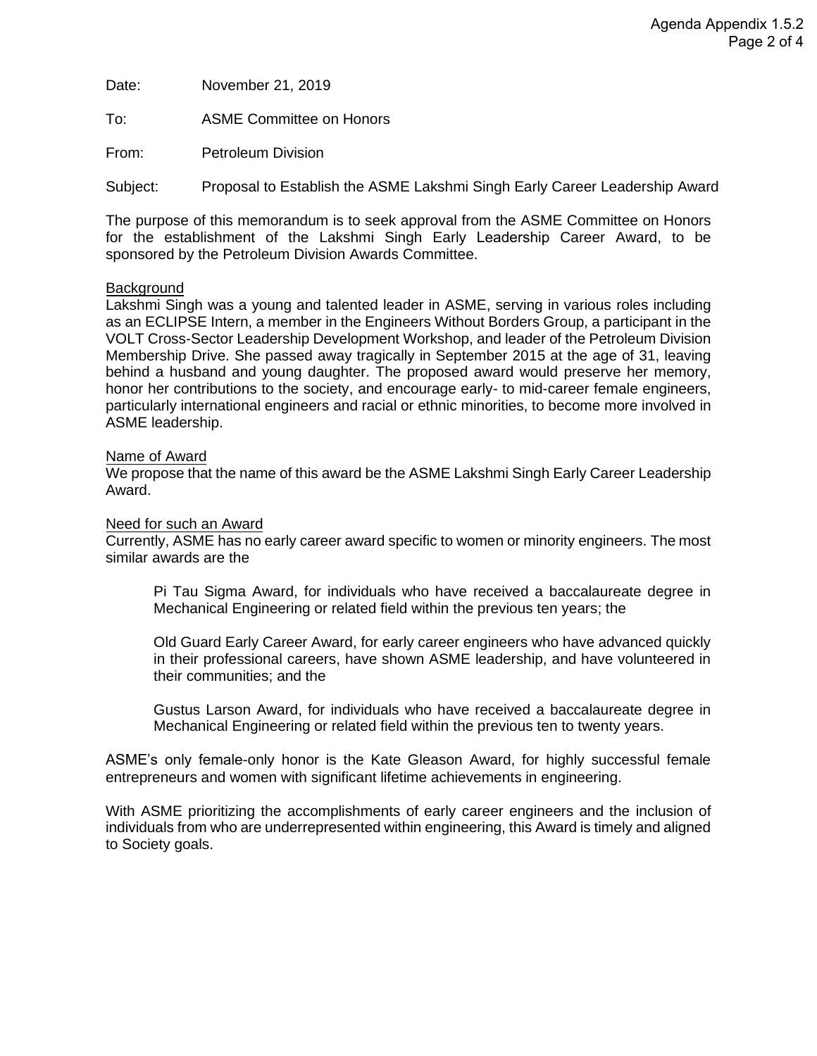Date: November 21, 2019

To: ASME Committee on Honors

From: Petroleum Division

Subject: Proposal to Establish the ASME Lakshmi Singh Early Career Leadership Award

The purpose of this memorandum is to seek approval from the ASME Committee on Honors for the establishment of the Lakshmi Singh Early Leadership Career Award, to be sponsored by the Petroleum Division Awards Committee.

Background

Lakshmi Singh was a young and talented leader in ASME, serving in various roles including as an ECLIPSE Intern, a member in the Engineers Without Borders Group, a participant in the VOLT Cross-Sector Leadership Development Workshop, and leader of the Petroleum Division Membership Drive. She passed away tragically in September 2015 at the age of 31, leaving behind a husband and young daughter. The proposed award would preserve her memory, honor her contributions to the society, and encourage early- to mid-career female engineers, particularly international engineers and racial or ethnic minorities, to become more involved in ASME leadership.

Name of Award

We propose that the name of this award be the ASME Lakshmi Singh Early Career Leadership Award.

Need for such an Award

Currently, ASME has no early career award specific to women or minority engineers. The most similar awards are the

> Pi Tau Sigma Award, for individuals who have received a baccalaureate degree in Mechanical Engineering or related field within the previous ten years; the
>
> Old Guard Early Career Award, for early career engineers who have advanced quickly in their professional careers, have shown ASME leadership, and have volunteered in their communities; and the
>
> Gustus Larson Award, for individuals who have received a baccalaureate degree in Mechanical Engineering or related field within the previous ten to twenty years.

ASME's only female-only honor is the Kate Gleason Award, for highly successful female entrepreneurs and women with significant lifetime achievements in engineering.

With ASME prioritizing the accomplishments of early career engineers and the inclusion of individuals from who are underrepresented within engineering, this Award is timely and aligned to Society goals.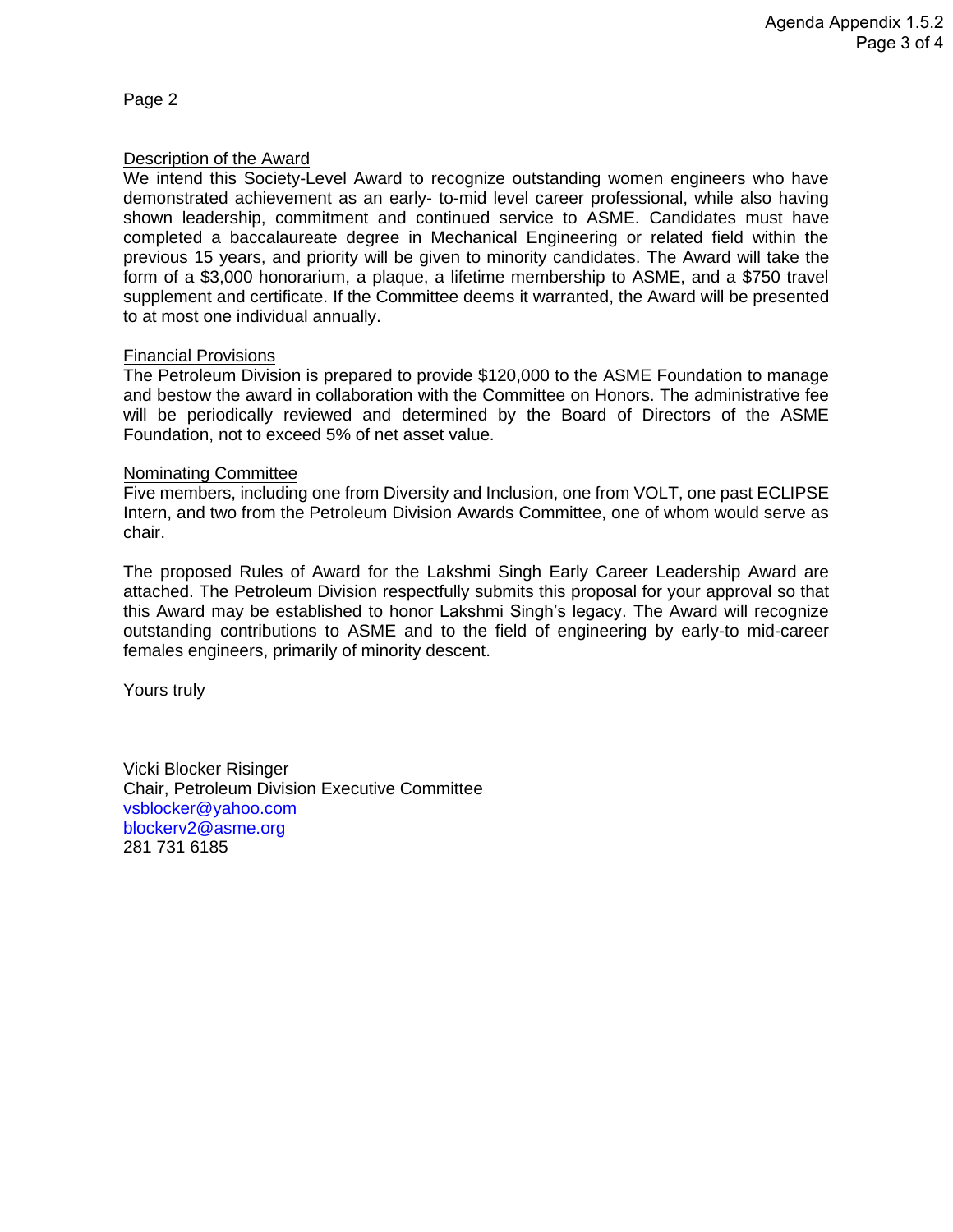Page 2

<u>Description of the Award</u>

We intend this Society-Level Award to recognize outstanding women engineers who have demonstrated achievement as an early- to-mid level career professional, while also having shown leadership, commitment and continued service to ASME. Candidates must have completed a baccalaureate degree in Mechanical Engineering or related field within the previous 15 years, and priority will be given to minority candidates. The Award will take the form of a $3,000 honorarium, a plaque, a lifetime membership to ASME, and a $750 travel supplement and certificate. If the Committee deems it warranted, the Award will be presented to at most one individual annually.

<u>Financial Provisions</u>

The Petroleum Division is prepared to provide $120,000 to the ASME Foundation to manage and bestow the award in collaboration with the Committee on Honors. The administrative fee will be periodically reviewed and determined by the Board of Directors of the ASME Foundation, not to exceed 5% of net asset value.

<u>Nominating Committee</u>

Five members, including one from Diversity and Inclusion, one from VOLT, one past ECLIPSE Intern, and two from the Petroleum Division Awards Committee, one of whom would serve as chair.

The proposed Rules of Award for the Lakshmi Singh Early Career Leadership Award are attached. The Petroleum Division respectfully submits this proposal for your approval so that this Award may be established to honor Lakshmi Singh's legacy. The Award will recognize outstanding contributions to ASME and to the field of engineering by early-to mid-career females engineers, primarily of minority descent.

Yours truly

Vicki Blocker Risinger
Chair, Petroleum Division Executive Committee
vsblocker@yahoo.com
blockerv2@asme.org
281 731 6185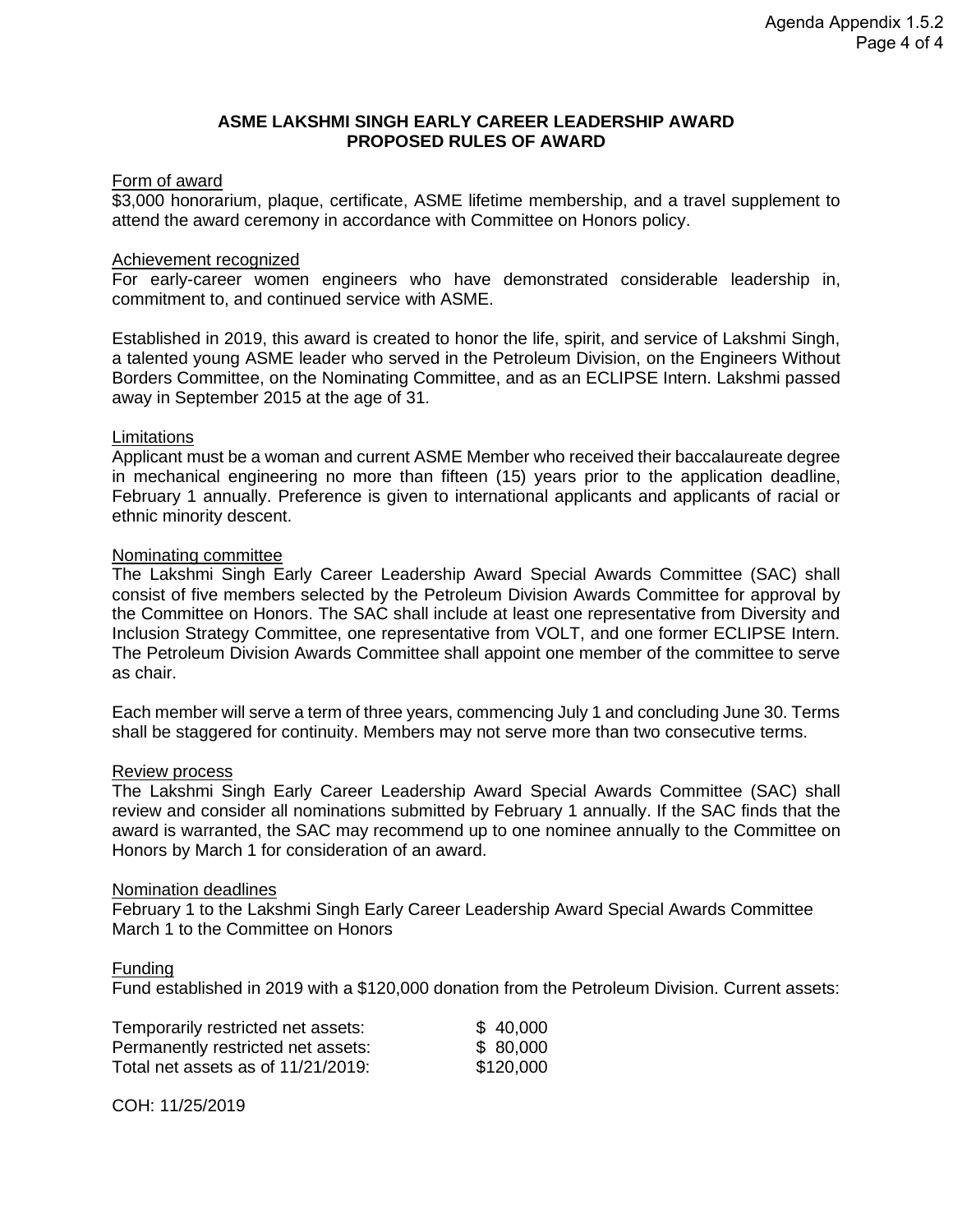**ASME LAKSHMI SINGH EARLY CAREER LEADERSHIP AWARD**
**PROPOSED RULES OF AWARD**

Form of award

$3,000 honorarium, plaque, certificate, ASME lifetime membership, and a travel supplement to attend the award ceremony in accordance with Committee on Honors policy.

Achievement recognized

For early-career women engineers who have demonstrated considerable leadership in, commitment to, and continued service with ASME.

Established in 2019, this award is created to honor the life, spirit, and service of Lakshmi Singh, a talented young ASME leader who served in the Petroleum Division, on the Engineers Without Borders Committee, on the Nominating Committee, and as an ECLIPSE Intern. Lakshmi passed away in September 2015 at the age of 31.

Limitations

Applicant must be a woman and current ASME Member who received their baccalaureate degree in mechanical engineering no more than fifteen (15) years prior to the application deadline, February 1 annually. Preference is given to international applicants and applicants of racial or ethnic minority descent.

Nominating committee

The Lakshmi Singh Early Career Leadership Award Special Awards Committee (SAC) shall consist of five members selected by the Petroleum Division Awards Committee for approval by the Committee on Honors. The SAC shall include at least one representative from Diversity and Inclusion Strategy Committee, one representative from VOLT, and one former ECLIPSE Intern. The Petroleum Division Awards Committee shall appoint one member of the committee to serve as chair.

Each member will serve a term of three years, commencing July 1 and concluding June 30. Terms shall be staggered for continuity. Members may not serve more than two consecutive terms.

Review process

The Lakshmi Singh Early Career Leadership Award Special Awards Committee (SAC) shall review and consider all nominations submitted by February 1 annually. If the SAC finds that the award is warranted, the SAC may recommend up to one nominee annually to the Committee on Honors by March 1 for consideration of an award.

Nomination deadlines

February 1 to the Lakshmi Singh Early Career Leadership Award Special Awards Committee
March 1 to the Committee on Honors

Funding

Fund established in 2019 with a $120,000 donation from the Petroleum Division. Current assets:

| | |
|---|---|
| Temporarily restricted net assets: | $ 40,000 |
| Permanently restricted net assets: | $ 80,000 |
| Total net assets as of 11/21/2019: | $120,000 |

COH: 11/25/2019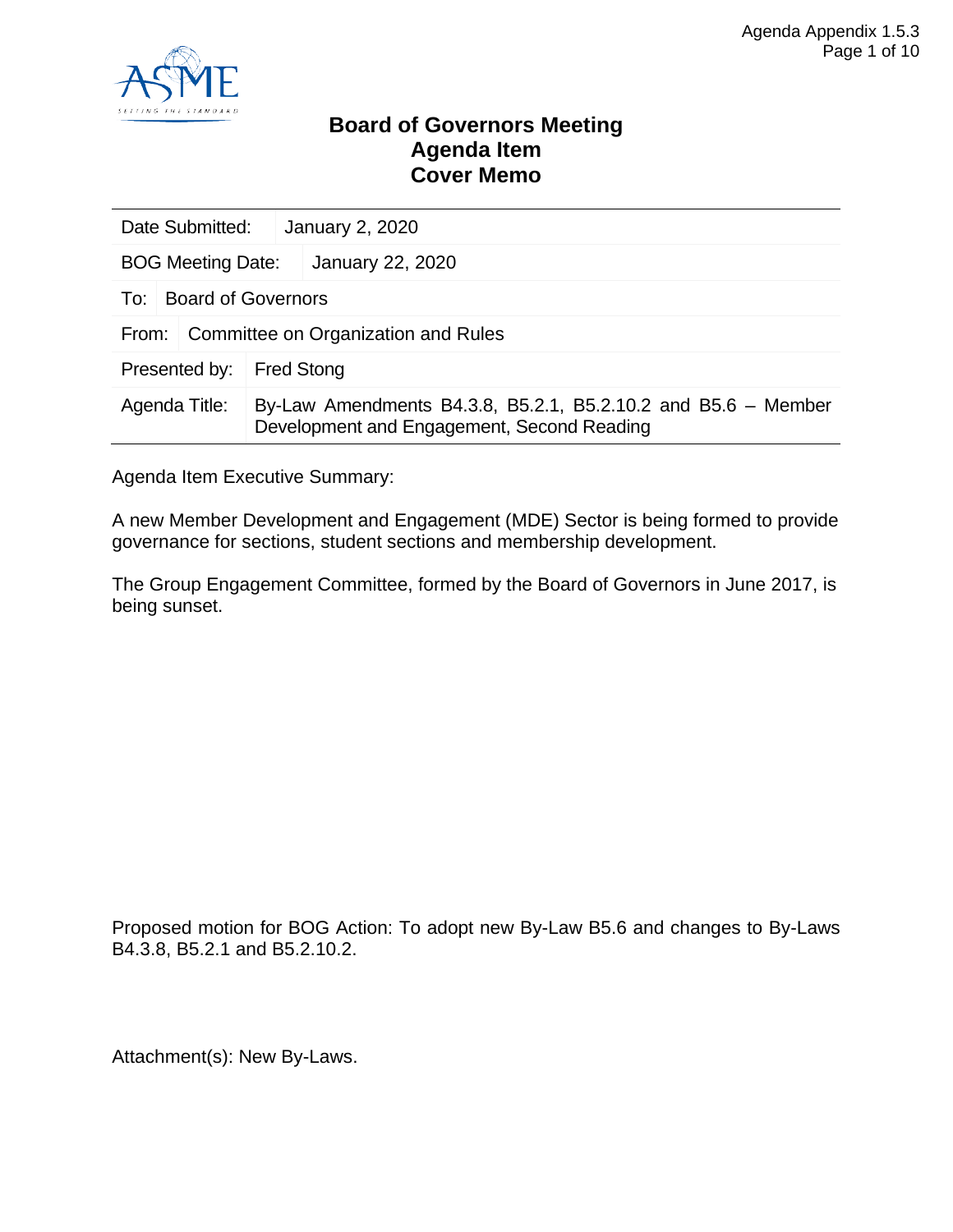# Board of Governors Meeting
# Agenda Item
# Cover Memo

| Date Submitted: | January 2, 2020 |
| --- | --- |
| BOG Meeting Date: | January 22, 2020 |
| To: | Board of Governors |
| From: | Committee on Organization and Rules |
| Presented by: | Fred Stong |
| Agenda Title: | By-Law Amendments B4.3.8, B5.2.1, B5.2.10.2 and B5.6 – Member Development and Engagement, Second Reading |

Agenda Item Executive Summary:

A new Member Development and Engagement (MDE) Sector is being formed to provide governance for sections, student sections and membership development.

The Group Engagement Committee, formed by the Board of Governors in June 2017, is being sunset.

Proposed motion for BOG Action: To adopt new By-Law B5.6 and changes to By-Laws B4.3.8, B5.2.1 and B5.2.10.2.

Attachment(s): New By-Laws.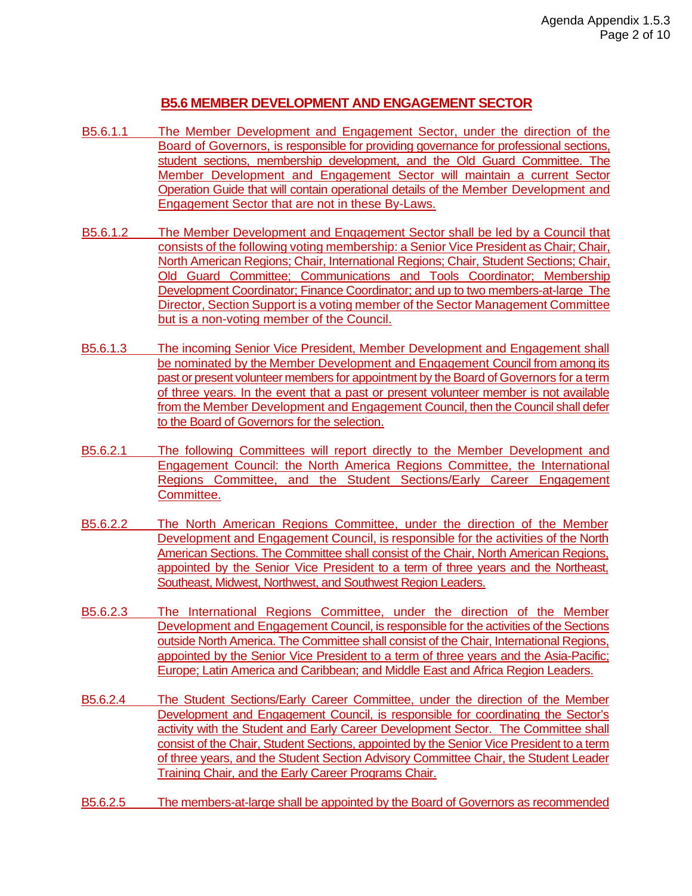## B5.6 MEMBER DEVELOPMENT AND ENGAGEMENT SECTOR

B5.6.1.1 The Member Development and Engagement Sector, under the direction of the Board of Governors, is responsible for providing governance for professional sections, student sections, membership development, and the Old Guard Committee. The Member Development and Engagement Sector will maintain a current Sector Operation Guide that will contain operational details of the Member Development and Engagement Sector that are not in these By-Laws.

B5.6.1.2 The Member Development and Engagement Sector shall be led by a Council that consists of the following voting membership: a Senior Vice President as Chair; Chair, North American Regions; Chair, International Regions; Chair, Student Sections; Chair, Old Guard Committee; Communications and Tools Coordinator; Membership Development Coordinator; Finance Coordinator; and up to two members-at-large The Director, Section Support is a voting member of the Sector Management Committee but is a non-voting member of the Council.

B5.6.1.3 The incoming Senior Vice President, Member Development and Engagement shall be nominated by the Member Development and Engagement Council from among its past or present volunteer members for appointment by the Board of Governors for a term of three years. In the event that a past or present volunteer member is not available from the Member Development and Engagement Council, then the Council shall defer to the Board of Governors for the selection.

B5.6.2.1 The following Committees will report directly to the Member Development and Engagement Council: the North America Regions Committee, the International Regions Committee, and the Student Sections/Early Career Engagement Committee.

B5.6.2.2 The North American Regions Committee, under the direction of the Member Development and Engagement Council, is responsible for the activities of the North American Sections. The Committee shall consist of the Chair, North American Regions, appointed by the Senior Vice President to a term of three years and the Northeast, Southeast, Midwest, Northwest, and Southwest Region Leaders.

B5.6.2.3 The International Regions Committee, under the direction of the Member Development and Engagement Council, is responsible for the activities of the Sections outside North America. The Committee shall consist of the Chair, International Regions, appointed by the Senior Vice President to a term of three years and the Asia-Pacific; Europe; Latin America and Caribbean; and Middle East and Africa Region Leaders.

B5.6.2.4 The Student Sections/Early Career Committee, under the direction of the Member Development and Engagement Council, is responsible for coordinating the Sector's activity with the Student and Early Career Development Sector. The Committee shall consist of the Chair, Student Sections, appointed by the Senior Vice President to a term of three years, and the Student Section Advisory Committee Chair, the Student Leader Training Chair, and the Early Career Programs Chair.

B5.6.2.5 The members-at-large shall be appointed by the Board of Governors as recommended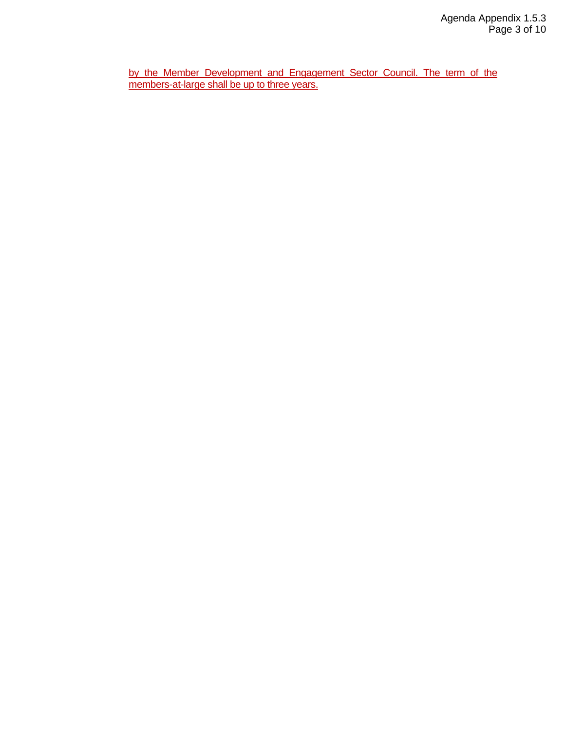by the Member Development and Engagement Sector Council. The term of the members-at-large shall be up to three years.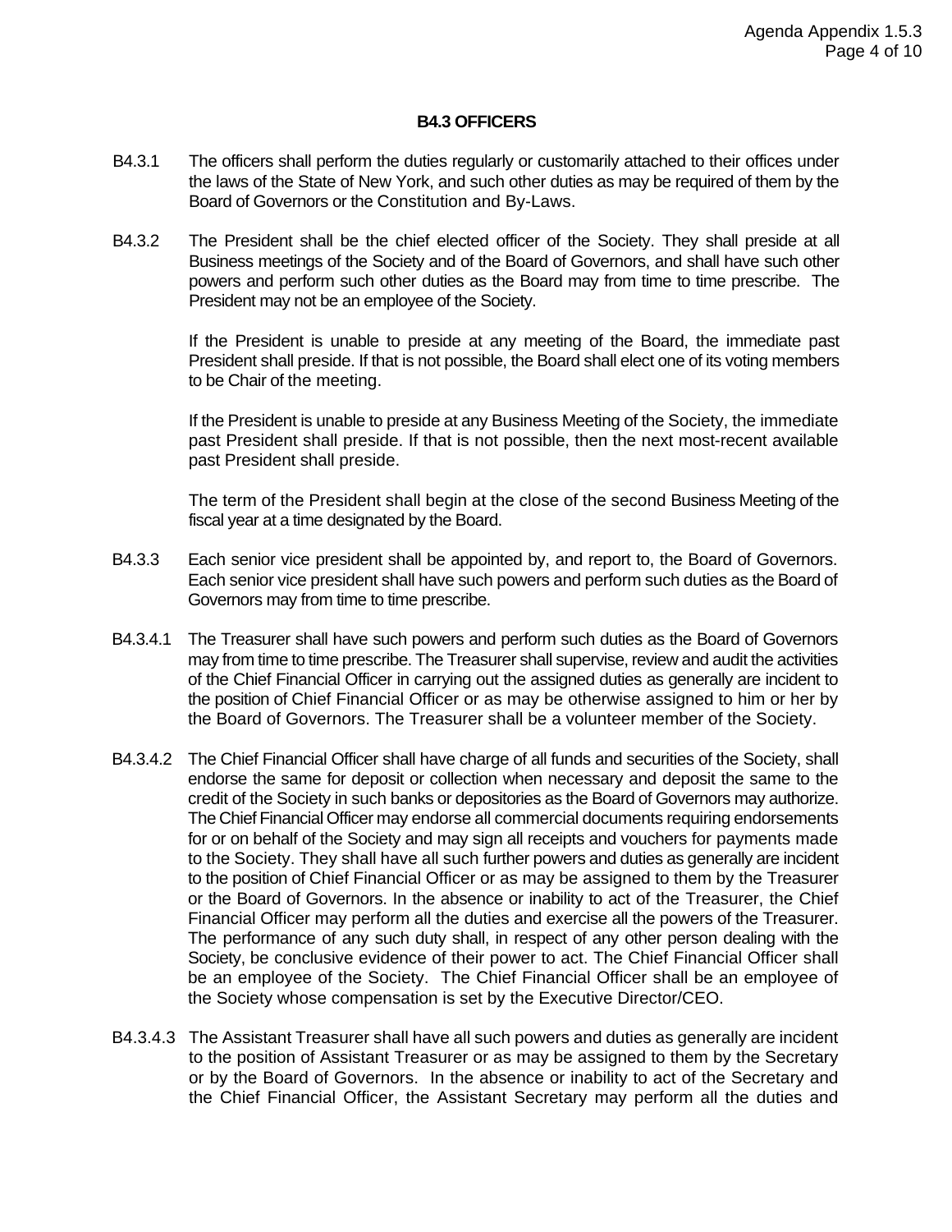### B4.3 OFFICERS

B4.3.1 The officers shall perform the duties regularly or customarily attached to their offices under the laws of the State of New York, and such other duties as may be required of them by the Board of Governors or the Constitution and By-Laws.

B4.3.2 The President shall be the chief elected officer of the Society. They shall preside at all Business meetings of the Society and of the Board of Governors, and shall have such other powers and perform such other duties as the Board may from time to time prescribe. The President may not be an employee of the Society.

If the President is unable to preside at any meeting of the Board, the immediate past President shall preside. If that is not possible, the Board shall elect one of its voting members to be Chair of the meeting.

If the President is unable to preside at any Business Meeting of the Society, the immediate past President shall preside. If that is not possible, then the next most-recent available past President shall preside.

The term of the President shall begin at the close of the second Business Meeting of the fiscal year at a time designated by the Board.

B4.3.3 Each senior vice president shall be appointed by, and report to, the Board of Governors. Each senior vice president shall have such powers and perform such duties as the Board of Governors may from time to time prescribe.

B4.3.4.1 The Treasurer shall have such powers and perform such duties as the Board of Governors may from time to time prescribe. The Treasurer shall supervise, review and audit the activities of the Chief Financial Officer in carrying out the assigned duties as generally are incident to the position of Chief Financial Officer or as may be otherwise assigned to him or her by the Board of Governors. The Treasurer shall be a volunteer member of the Society.

B4.3.4.2 The Chief Financial Officer shall have charge of all funds and securities of the Society, shall endorse the same for deposit or collection when necessary and deposit the same to the credit of the Society in such banks or depositories as the Board of Governors may authorize. The Chief Financial Officer may endorse all commercial documents requiring endorsements for or on behalf of the Society and may sign all receipts and vouchers for payments made to the Society. They shall have all such further powers and duties as generally are incident to the position of Chief Financial Officer or as may be assigned to them by the Treasurer or the Board of Governors. In the absence or inability to act of the Treasurer, the Chief Financial Officer may perform all the duties and exercise all the powers of the Treasurer. The performance of any such duty shall, in respect of any other person dealing with the Society, be conclusive evidence of their power to act. The Chief Financial Officer shall be an employee of the Society. The Chief Financial Officer shall be an employee of the Society whose compensation is set by the Executive Director/CEO.

B4.3.4.3 The Assistant Treasurer shall have all such powers and duties as generally are incident to the position of Assistant Treasurer or as may be assigned to them by the Secretary or by the Board of Governors. In the absence or inability to act of the Secretary and the Chief Financial Officer, the Assistant Secretary may perform all the duties and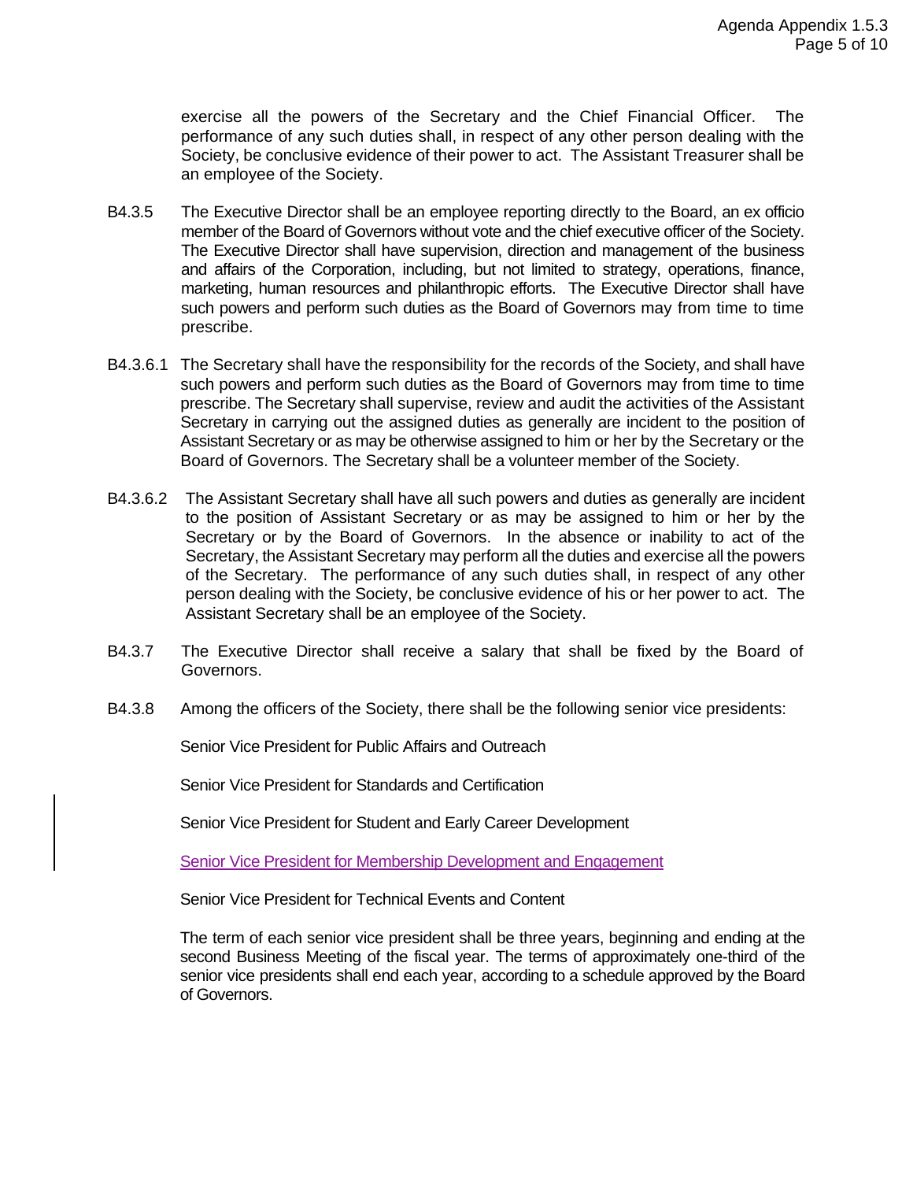exercise all the powers of the Secretary and the Chief Financial Officer. The performance of any such duties shall, in respect of any other person dealing with the Society, be conclusive evidence of their power to act. The Assistant Treasurer shall be an employee of the Society.

B4.3.5 The Executive Director shall be an employee reporting directly to the Board, an ex officio member of the Board of Governors without vote and the chief executive officer of the Society. The Executive Director shall have supervision, direction and management of the business and affairs of the Corporation, including, but not limited to strategy, operations, finance, marketing, human resources and philanthropic efforts. The Executive Director shall have such powers and perform such duties as the Board of Governors may from time to time prescribe.

B4.3.6.1 The Secretary shall have the responsibility for the records of the Society, and shall have such powers and perform such duties as the Board of Governors may from time to time prescribe. The Secretary shall supervise, review and audit the activities of the Assistant Secretary in carrying out the assigned duties as generally are incident to the position of Assistant Secretary or as may be otherwise assigned to him or her by the Secretary or the Board of Governors. The Secretary shall be a volunteer member of the Society.

B4.3.6.2 The Assistant Secretary shall have all such powers and duties as generally are incident to the position of Assistant Secretary or as may be assigned to him or her by the Secretary or by the Board of Governors. In the absence or inability to act of the Secretary, the Assistant Secretary may perform all the duties and exercise all the powers of the Secretary. The performance of any such duties shall, in respect of any other person dealing with the Society, be conclusive evidence of his or her power to act. The Assistant Secretary shall be an employee of the Society.

B4.3.7 The Executive Director shall receive a salary that shall be fixed by the Board of Governors.

B4.3.8 Among the officers of the Society, there shall be the following senior vice presidents:

Senior Vice President for Public Affairs and Outreach

Senior Vice President for Standards and Certification

Senior Vice President for Student and Early Career Development

Senior Vice President for Membership Development and Engagement

Senior Vice President for Technical Events and Content

The term of each senior vice president shall be three years, beginning and ending at the second Business Meeting of the fiscal year. The terms of approximately one-third of the senior vice presidents shall end each year, according to a schedule approved by the Board of Governors.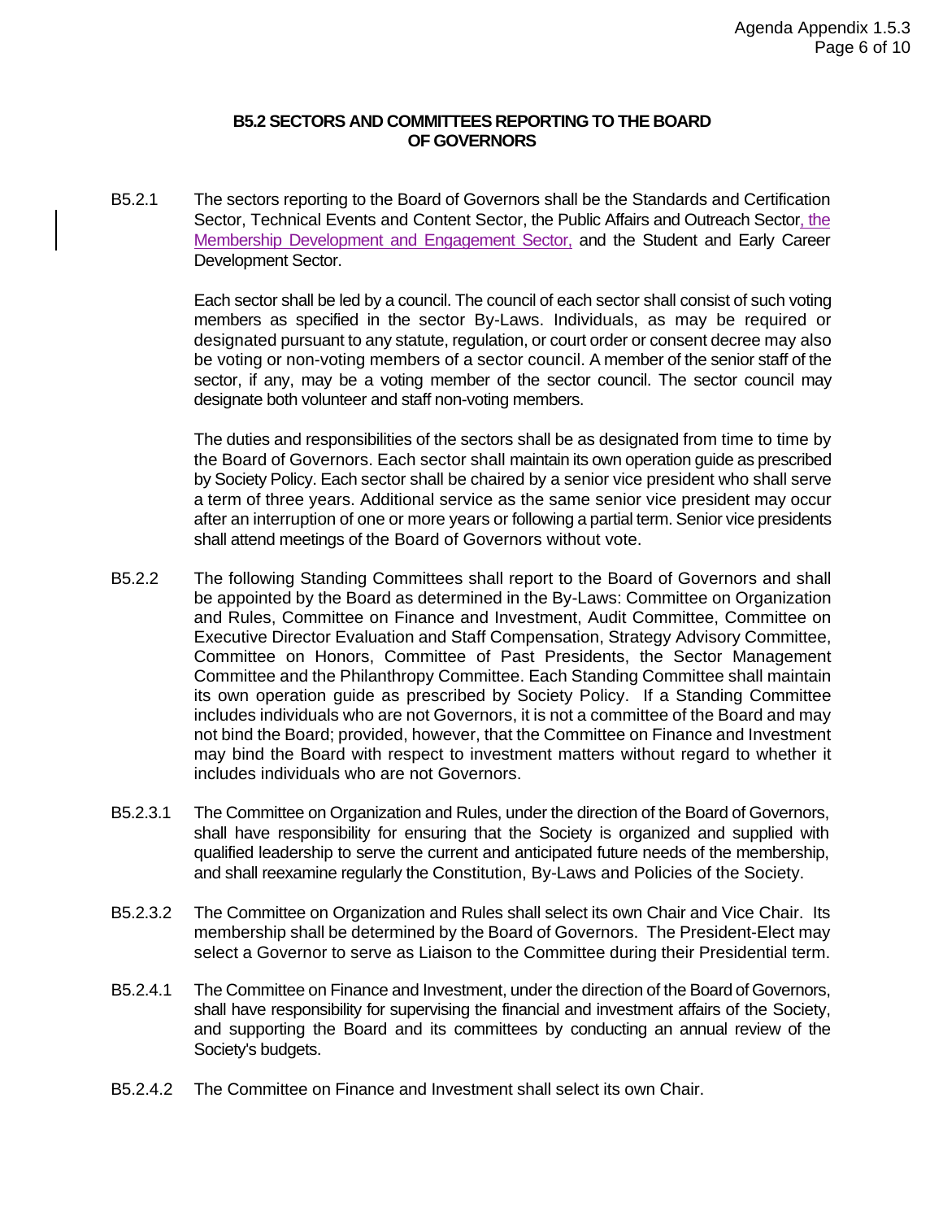## B5.2 SECTORS AND COMMITTEES REPORTING TO THE BOARD OF GOVERNORS

B5.2.1 The sectors reporting to the Board of Governors shall be the Standards and Certification Sector, Technical Events and Content Sector, the Public Affairs and Outreach Sector, the Membership Development and Engagement Sector, and the Student and Early Career Development Sector.

Each sector shall be led by a council. The council of each sector shall consist of such voting members as specified in the sector By-Laws. Individuals, as may be required or designated pursuant to any statute, regulation, or court order or consent decree may also be voting or non-voting members of a sector council. A member of the senior staff of the sector, if any, may be a voting member of the sector council. The sector council may designate both volunteer and staff non-voting members.

The duties and responsibilities of the sectors shall be as designated from time to time by the Board of Governors. Each sector shall maintain its own operation guide as prescribed by Society Policy. Each sector shall be chaired by a senior vice president who shall serve a term of three years. Additional service as the same senior vice president may occur after an interruption of one or more years or following a partial term. Senior vice presidents shall attend meetings of the Board of Governors without vote.

B5.2.2 The following Standing Committees shall report to the Board of Governors and shall be appointed by the Board as determined in the By-Laws: Committee on Organization and Rules, Committee on Finance and Investment, Audit Committee, Committee on Executive Director Evaluation and Staff Compensation, Strategy Advisory Committee, Committee on Honors, Committee of Past Presidents, the Sector Management Committee and the Philanthropy Committee. Each Standing Committee shall maintain its own operation guide as prescribed by Society Policy. If a Standing Committee includes individuals who are not Governors, it is not a committee of the Board and may not bind the Board; provided, however, that the Committee on Finance and Investment may bind the Board with respect to investment matters without regard to whether it includes individuals who are not Governors.

B5.2.3.1 The Committee on Organization and Rules, under the direction of the Board of Governors, shall have responsibility for ensuring that the Society is organized and supplied with qualified leadership to serve the current and anticipated future needs of the membership, and shall reexamine regularly the Constitution, By-Laws and Policies of the Society.

B5.2.3.2 The Committee on Organization and Rules shall select its own Chair and Vice Chair. Its membership shall be determined by the Board of Governors. The President-Elect may select a Governor to serve as Liaison to the Committee during their Presidential term.

B5.2.4.1 The Committee on Finance and Investment, under the direction of the Board of Governors, shall have responsibility for supervising the financial and investment affairs of the Society, and supporting the Board and its committees by conducting an annual review of the Society's budgets.

B5.2.4.2 The Committee on Finance and Investment shall select its own Chair.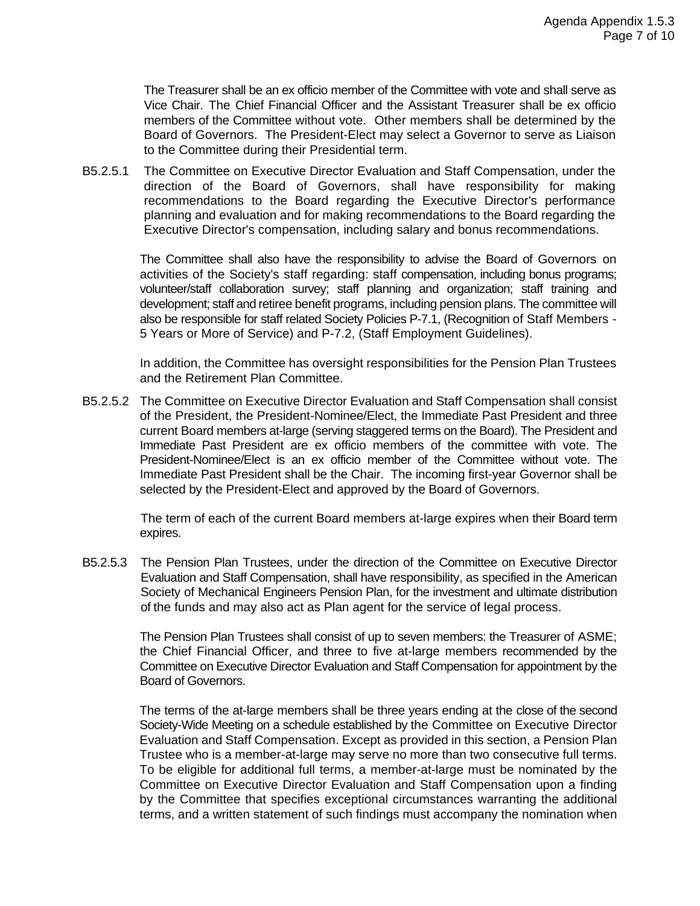The Treasurer shall be an ex officio member of the Committee with vote and shall serve as Vice Chair. The Chief Financial Officer and the Assistant Treasurer shall be ex officio members of the Committee without vote. Other members shall be determined by the Board of Governors. The President-Elect may select a Governor to serve as Liaison to the Committee during their Presidential term.

B5.2.5.1 The Committee on Executive Director Evaluation and Staff Compensation, under the direction of the Board of Governors, shall have responsibility for making recommendations to the Board regarding the Executive Director's performance planning and evaluation and for making recommendations to the Board regarding the Executive Director's compensation, including salary and bonus recommendations.

The Committee shall also have the responsibility to advise the Board of Governors on activities of the Society's staff regarding: staff compensation, including bonus programs; volunteer/staff collaboration survey; staff planning and organization; staff training and development; staff and retiree benefit programs, including pension plans. The committee will also be responsible for staff related Society Policies P-7.1, (Recognition of Staff Members - 5 Years or More of Service) and P-7.2, (Staff Employment Guidelines).

In addition, the Committee has oversight responsibilities for the Pension Plan Trustees and the Retirement Plan Committee.

B5.2.5.2 The Committee on Executive Director Evaluation and Staff Compensation shall consist of the President, the President-Nominee/Elect, the Immediate Past President and three current Board members at-large (serving staggered terms on the Board). The President and Immediate Past President are ex officio members of the committee with vote. The President-Nominee/Elect is an ex officio member of the Committee without vote. The Immediate Past President shall be the Chair. The incoming first-year Governor shall be selected by the President-Elect and approved by the Board of Governors.

The term of each of the current Board members at-large expires when their Board term expires.

B5.2.5.3 The Pension Plan Trustees, under the direction of the Committee on Executive Director Evaluation and Staff Compensation, shall have responsibility, as specified in the American Society of Mechanical Engineers Pension Plan, for the investment and ultimate distribution of the funds and may also act as Plan agent for the service of legal process.

The Pension Plan Trustees shall consist of up to seven members: the Treasurer of ASME; the Chief Financial Officer, and three to five at-large members recommended by the Committee on Executive Director Evaluation and Staff Compensation for appointment by the Board of Governors.

The terms of the at-large members shall be three years ending at the close of the second Society-Wide Meeting on a schedule established by the Committee on Executive Director Evaluation and Staff Compensation. Except as provided in this section, a Pension Plan Trustee who is a member-at-large may serve no more than two consecutive full terms. To be eligible for additional full terms, a member-at-large must be nominated by the Committee on Executive Director Evaluation and Staff Compensation upon a finding by the Committee that specifies exceptional circumstances warranting the additional terms, and a written statement of such findings must accompany the nomination when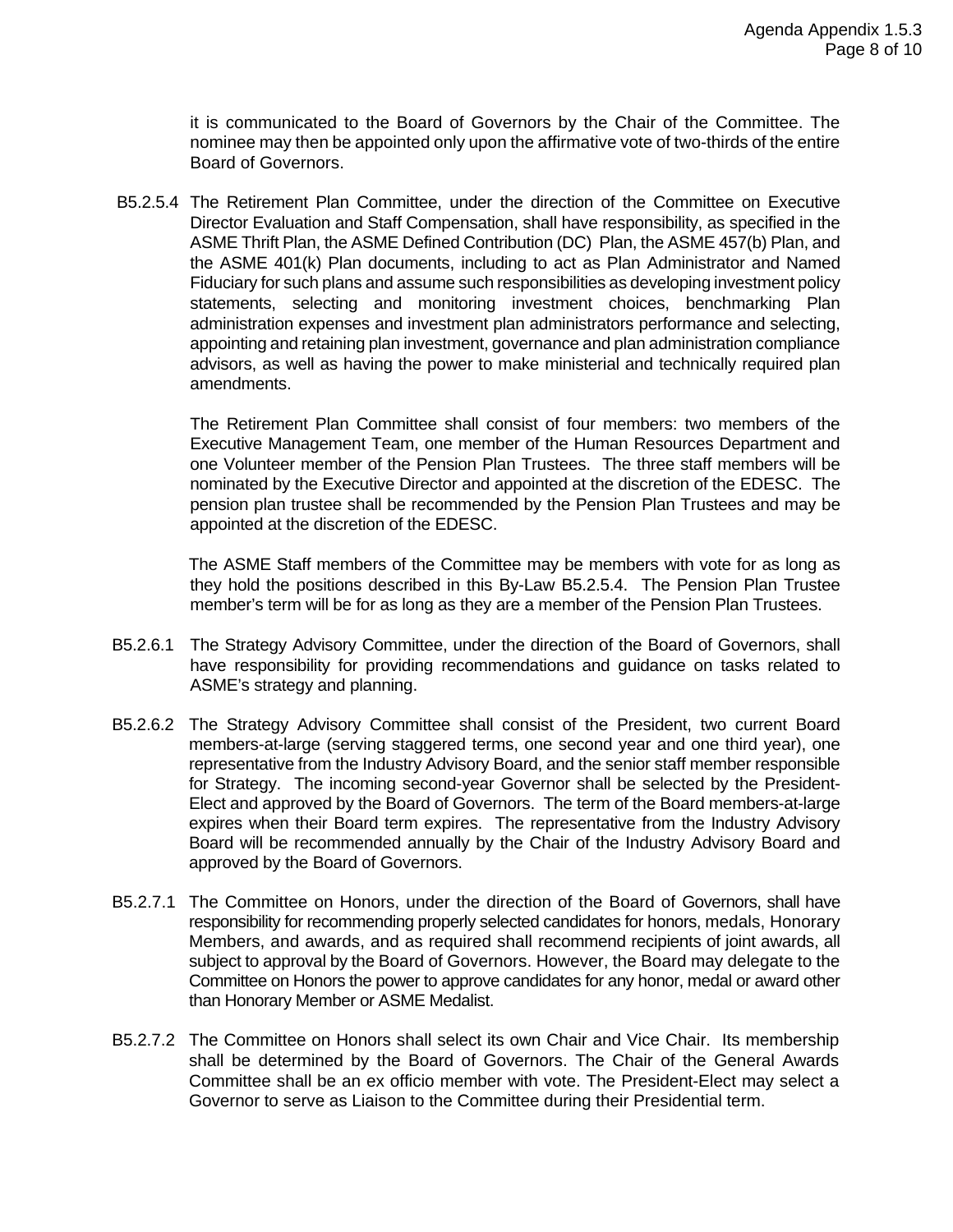it is communicated to the Board of Governors by the Chair of the Committee. The nominee may then be appointed only upon the affirmative vote of two-thirds of the entire Board of Governors.

B5.2.5.4 The Retirement Plan Committee, under the direction of the Committee on Executive Director Evaluation and Staff Compensation, shall have responsibility, as specified in the ASME Thrift Plan, the ASME Defined Contribution (DC) Plan, the ASME 457(b) Plan, and the ASME 401(k) Plan documents, including to act as Plan Administrator and Named Fiduciary for such plans and assume such responsibilities as developing investment policy statements, selecting and monitoring investment choices, benchmarking Plan administration expenses and investment plan administrators performance and selecting, appointing and retaining plan investment, governance and plan administration compliance advisors, as well as having the power to make ministerial and technically required plan amendments.

The Retirement Plan Committee shall consist of four members: two members of the Executive Management Team, one member of the Human Resources Department and one Volunteer member of the Pension Plan Trustees. The three staff members will be nominated by the Executive Director and appointed at the discretion of the EDESC. The pension plan trustee shall be recommended by the Pension Plan Trustees and may be appointed at the discretion of the EDESC.

The ASME Staff members of the Committee may be members with vote for as long as they hold the positions described in this By-Law B5.2.5.4. The Pension Plan Trustee member's term will be for as long as they are a member of the Pension Plan Trustees.

B5.2.6.1 The Strategy Advisory Committee, under the direction of the Board of Governors, shall have responsibility for providing recommendations and guidance on tasks related to ASME's strategy and planning.

B5.2.6.2 The Strategy Advisory Committee shall consist of the President, two current Board members-at-large (serving staggered terms, one second year and one third year), one representative from the Industry Advisory Board, and the senior staff member responsible for Strategy. The incoming second-year Governor shall be selected by the President-Elect and approved by the Board of Governors. The term of the Board members-at-large expires when their Board term expires. The representative from the Industry Advisory Board will be recommended annually by the Chair of the Industry Advisory Board and approved by the Board of Governors.

B5.2.7.1 The Committee on Honors, under the direction of the Board of Governors, shall have responsibility for recommending properly selected candidates for honors, medals, Honorary Members, and awards, and as required shall recommend recipients of joint awards, all subject to approval by the Board of Governors. However, the Board may delegate to the Committee on Honors the power to approve candidates for any honor, medal or award other than Honorary Member or ASME Medalist.

B5.2.7.2 The Committee on Honors shall select its own Chair and Vice Chair. Its membership shall be determined by the Board of Governors. The Chair of the General Awards Committee shall be an ex officio member with vote. The President-Elect may select a Governor to serve as Liaison to the Committee during their Presidential term.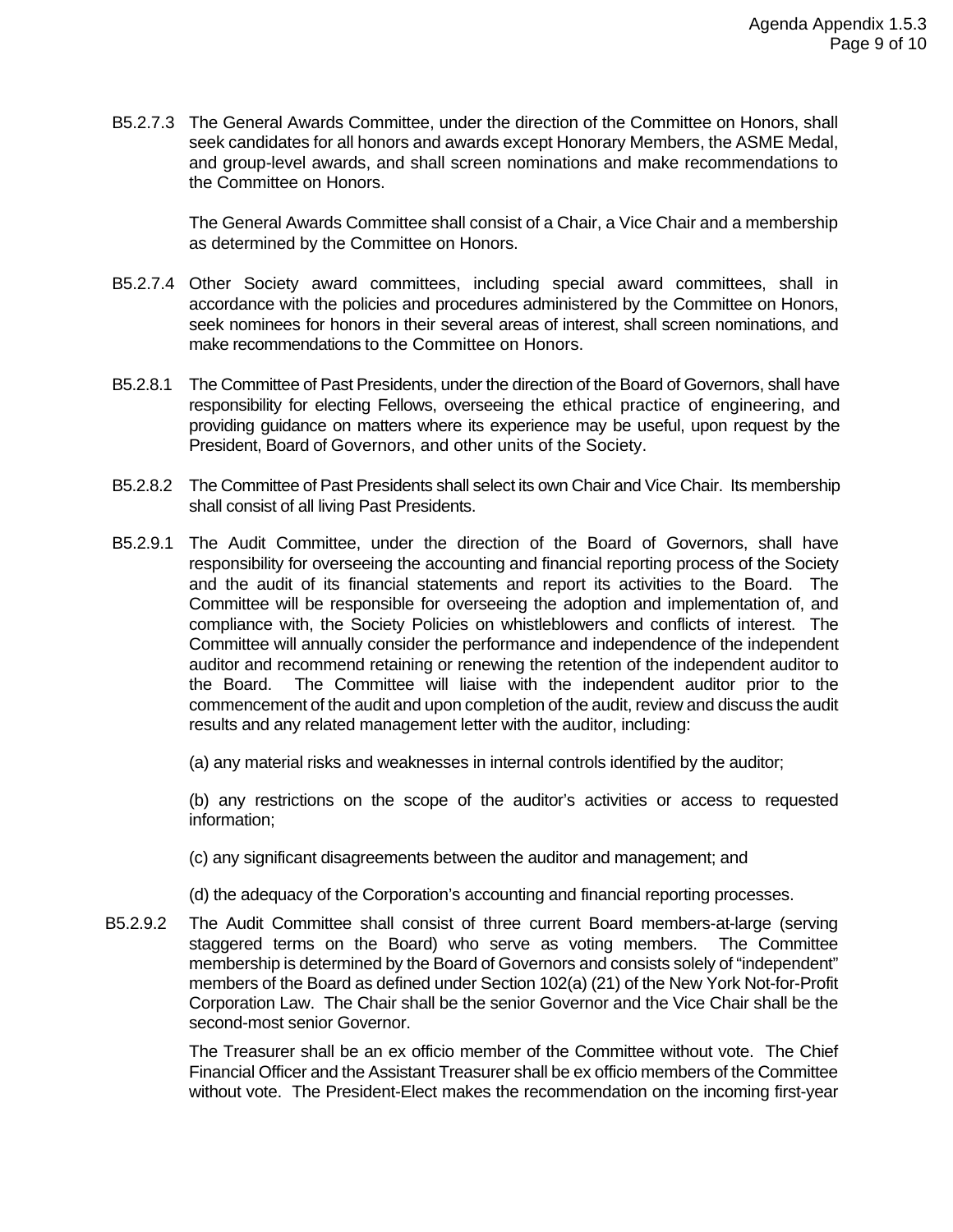B5.2.7.3 The General Awards Committee, under the direction of the Committee on Honors, shall seek candidates for all honors and awards except Honorary Members, the ASME Medal, and group-level awards, and shall screen nominations and make recommendations to the Committee on Honors.

The General Awards Committee shall consist of a Chair, a Vice Chair and a membership as determined by the Committee on Honors.

B5.2.7.4 Other Society award committees, including special award committees, shall in accordance with the policies and procedures administered by the Committee on Honors, seek nominees for honors in their several areas of interest, shall screen nominations, and make recommendations to the Committee on Honors.

B5.2.8.1 The Committee of Past Presidents, under the direction of the Board of Governors, shall have responsibility for electing Fellows, overseeing the ethical practice of engineering, and providing guidance on matters where its experience may be useful, upon request by the President, Board of Governors, and other units of the Society.

B5.2.8.2 The Committee of Past Presidents shall select its own Chair and Vice Chair. Its membership shall consist of all living Past Presidents.

B5.2.9.1 The Audit Committee, under the direction of the Board of Governors, shall have responsibility for overseeing the accounting and financial reporting process of the Society and the audit of its financial statements and report its activities to the Board. The Committee will be responsible for overseeing the adoption and implementation of, and compliance with, the Society Policies on whistleblowers and conflicts of interest. The Committee will annually consider the performance and independence of the independent auditor and recommend retaining or renewing the retention of the independent auditor to the Board. The Committee will liaise with the independent auditor prior to the commencement of the audit and upon completion of the audit, review and discuss the audit results and any related management letter with the auditor, including:

(a) any material risks and weaknesses in internal controls identified by the auditor;

(b) any restrictions on the scope of the auditor's activities or access to requested information;

(c) any significant disagreements between the auditor and management; and

(d) the adequacy of the Corporation's accounting and financial reporting processes.

B5.2.9.2 The Audit Committee shall consist of three current Board members-at-large (serving staggered terms on the Board) who serve as voting members. The Committee membership is determined by the Board of Governors and consists solely of "independent" members of the Board as defined under Section 102(a) (21) of the New York Not-for-Profit Corporation Law. The Chair shall be the senior Governor and the Vice Chair shall be the second-most senior Governor.

The Treasurer shall be an ex officio member of the Committee without vote. The Chief Financial Officer and the Assistant Treasurer shall be ex officio members of the Committee without vote. The President-Elect makes the recommendation on the incoming first-year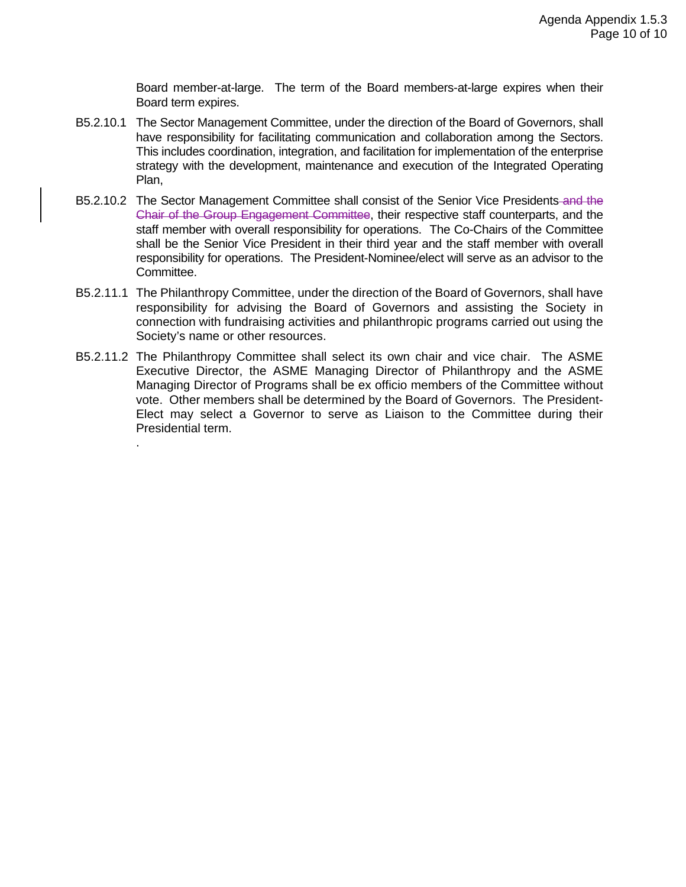Board member-at-large. The term of the Board members-at-large expires when their Board term expires.

B5.2.10.1 The Sector Management Committee, under the direction of the Board of Governors, shall have responsibility for facilitating communication and collaboration among the Sectors. This includes coordination, integration, and facilitation for implementation of the enterprise strategy with the development, maintenance and execution of the Integrated Operating Plan,

B5.2.10.2 The Sector Management Committee shall consist of the Senior Vice Presidents~~ and the Chair of the Group Engagement Committee~~, their respective staff counterparts, and the staff member with overall responsibility for operations. The Co-Chairs of the Committee shall be the Senior Vice President in their third year and the staff member with overall responsibility for operations. The President-Nominee/elect will serve as an advisor to the Committee.

B5.2.11.1 The Philanthropy Committee, under the direction of the Board of Governors, shall have responsibility for advising the Board of Governors and assisting the Society in connection with fundraising activities and philanthropic programs carried out using the Society's name or other resources.

B5.2.11.2 The Philanthropy Committee shall select its own chair and vice chair. The ASME Executive Director, the ASME Managing Director of Philanthropy and the ASME Managing Director of Programs shall be ex officio members of the Committee without vote. Other members shall be determined by the Board of Governors. The President-Elect may select a Governor to serve as Liaison to the Committee during their Presidential term.

.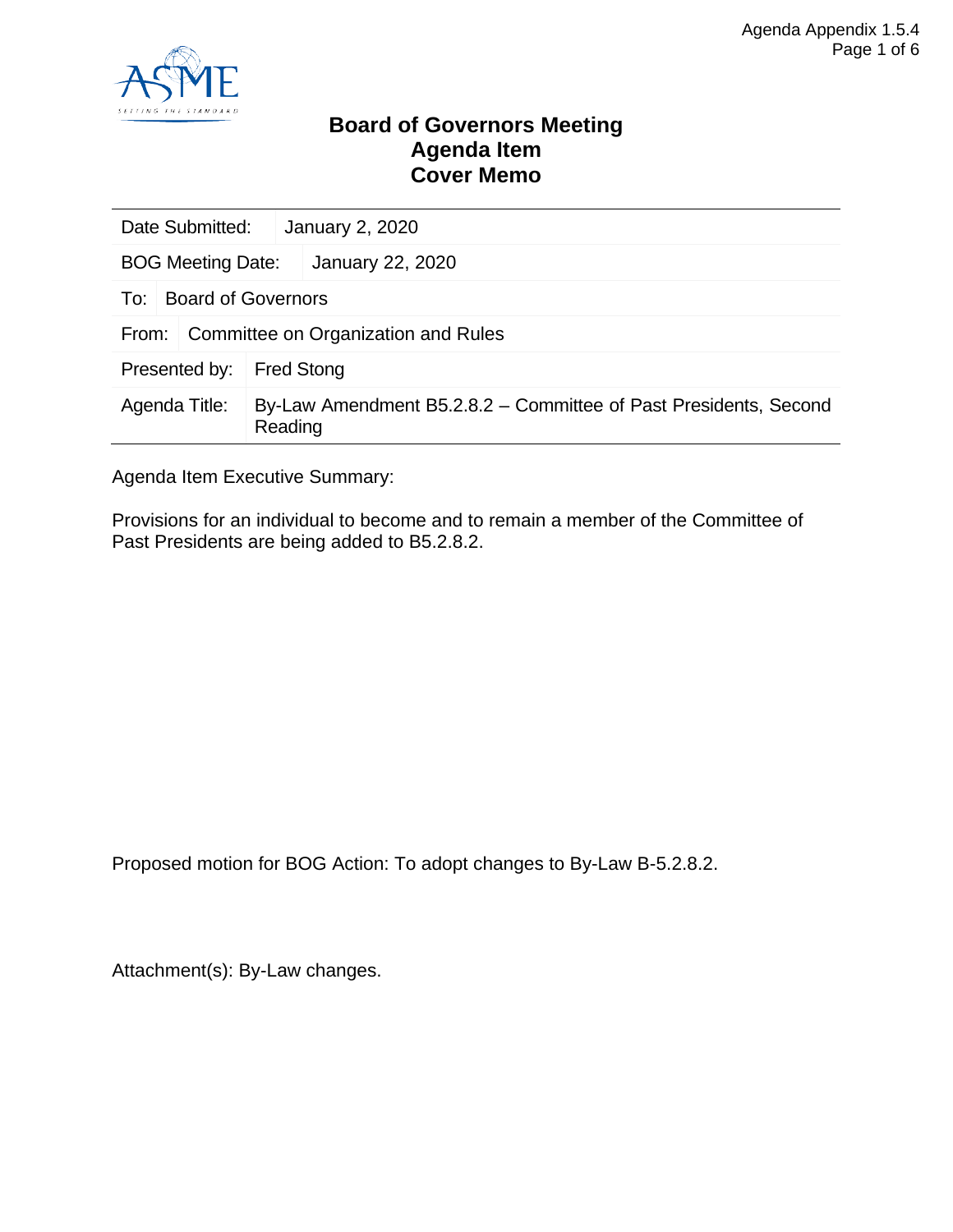# Board of Governors Meeting
# Agenda Item
# Cover Memo

| | |
|---|---|
| Date Submitted: | January 2, 2020 |
| BOG Meeting Date: | January 22, 2020 |
| To: | Board of Governors |
| From: | Committee on Organization and Rules |
| Presented by: | Fred Stong |
| Agenda Title: | By-Law Amendment B5.2.8.2 – Committee of Past Presidents, Second Reading |

Agenda Item Executive Summary:

Provisions for an individual to become and to remain a member of the Committee of Past Presidents are being added to B5.2.8.2.

Proposed motion for BOG Action: To adopt changes to By-Law B-5.2.8.2.

Attachment(s): By-Law changes.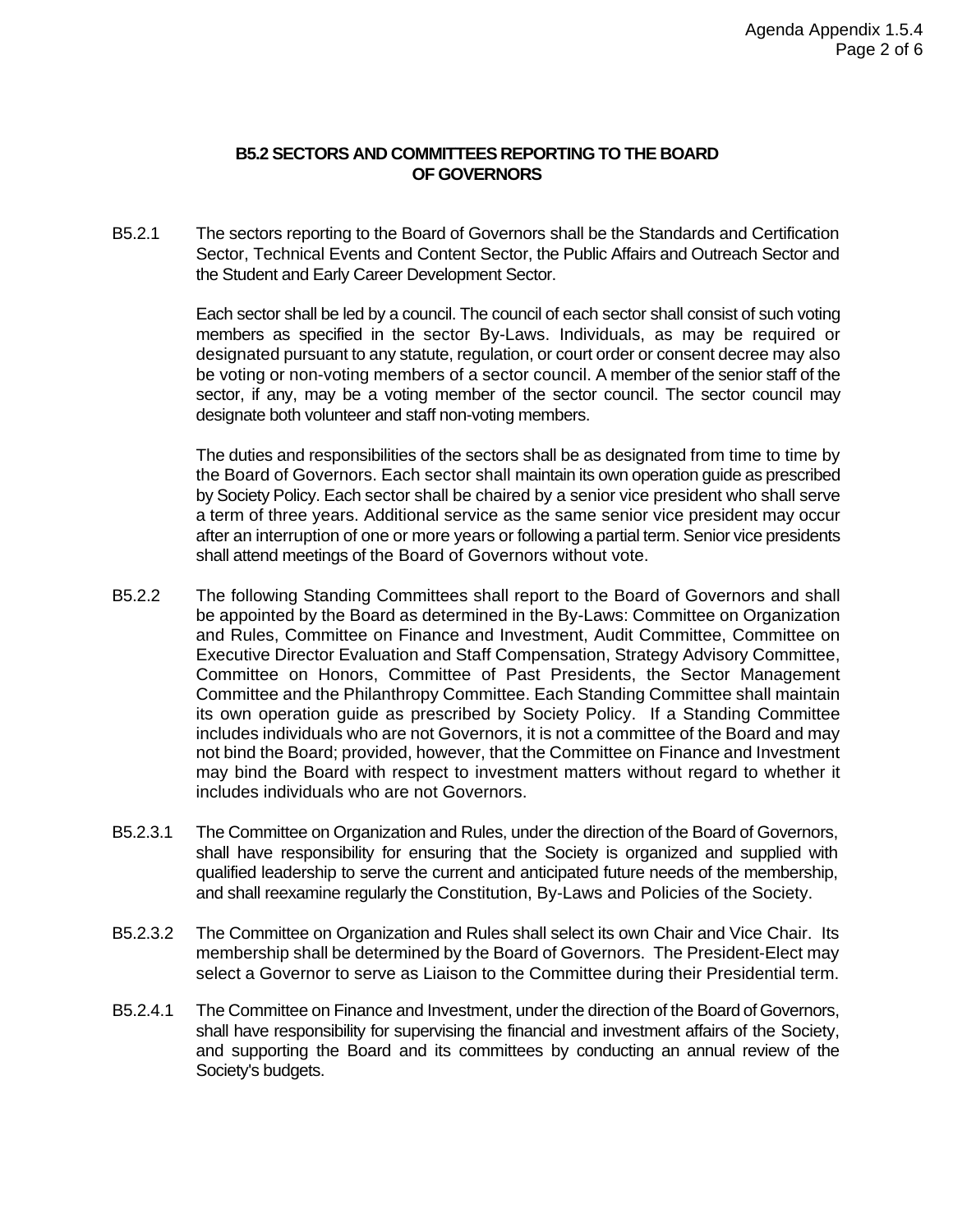## B5.2 SECTORS AND COMMITTEES REPORTING TO THE BOARD OF GOVERNORS

B5.2.1 The sectors reporting to the Board of Governors shall be the Standards and Certification Sector, Technical Events and Content Sector, the Public Affairs and Outreach Sector and the Student and Early Career Development Sector.

Each sector shall be led by a council. The council of each sector shall consist of such voting members as specified in the sector By-Laws. Individuals, as may be required or designated pursuant to any statute, regulation, or court order or consent decree may also be voting or non-voting members of a sector council. A member of the senior staff of the sector, if any, may be a voting member of the sector council. The sector council may designate both volunteer and staff non-voting members.

The duties and responsibilities of the sectors shall be as designated from time to time by the Board of Governors. Each sector shall maintain its own operation guide as prescribed by Society Policy. Each sector shall be chaired by a senior vice president who shall serve a term of three years. Additional service as the same senior vice president may occur after an interruption of one or more years or following a partial term. Senior vice presidents shall attend meetings of the Board of Governors without vote.

B5.2.2 The following Standing Committees shall report to the Board of Governors and shall be appointed by the Board as determined in the By-Laws: Committee on Organization and Rules, Committee on Finance and Investment, Audit Committee, Committee on Executive Director Evaluation and Staff Compensation, Strategy Advisory Committee, Committee on Honors, Committee of Past Presidents, the Sector Management Committee and the Philanthropy Committee. Each Standing Committee shall maintain its own operation guide as prescribed by Society Policy. If a Standing Committee includes individuals who are not Governors, it is not a committee of the Board and may not bind the Board; provided, however, that the Committee on Finance and Investment may bind the Board with respect to investment matters without regard to whether it includes individuals who are not Governors.

B5.2.3.1 The Committee on Organization and Rules, under the direction of the Board of Governors, shall have responsibility for ensuring that the Society is organized and supplied with qualified leadership to serve the current and anticipated future needs of the membership, and shall reexamine regularly the Constitution, By-Laws and Policies of the Society.

B5.2.3.2 The Committee on Organization and Rules shall select its own Chair and Vice Chair. Its membership shall be determined by the Board of Governors. The President-Elect may select a Governor to serve as Liaison to the Committee during their Presidential term.

B5.2.4.1 The Committee on Finance and Investment, under the direction of the Board of Governors, shall have responsibility for supervising the financial and investment affairs of the Society, and supporting the Board and its committees by conducting an annual review of the Society's budgets.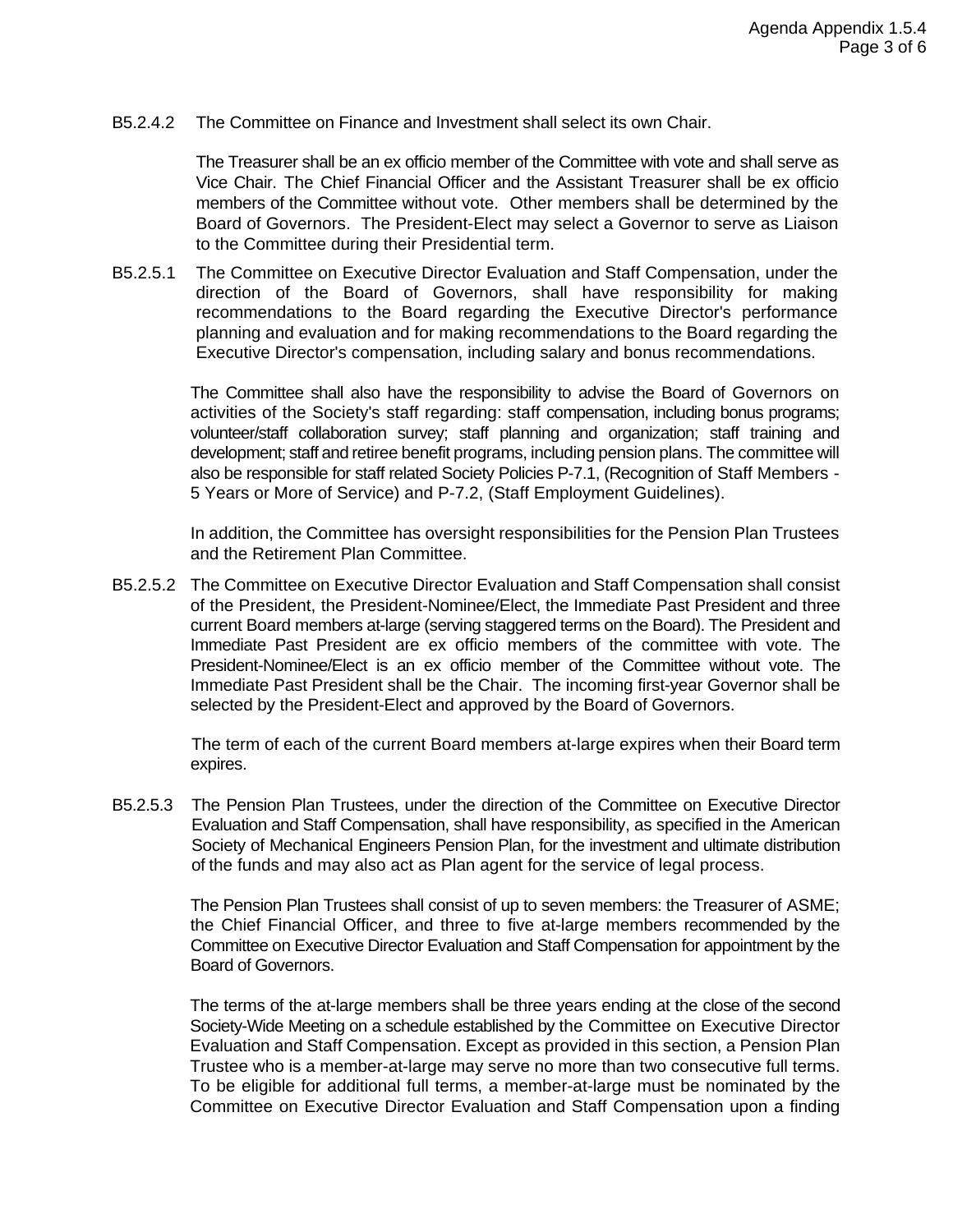B5.2.4.2 The Committee on Finance and Investment shall select its own Chair.

The Treasurer shall be an ex officio member of the Committee with vote and shall serve as Vice Chair. The Chief Financial Officer and the Assistant Treasurer shall be ex officio members of the Committee without vote. Other members shall be determined by the Board of Governors. The President-Elect may select a Governor to serve as Liaison to the Committee during their Presidential term.

B5.2.5.1 The Committee on Executive Director Evaluation and Staff Compensation, under the direction of the Board of Governors, shall have responsibility for making recommendations to the Board regarding the Executive Director's performance planning and evaluation and for making recommendations to the Board regarding the Executive Director's compensation, including salary and bonus recommendations.

The Committee shall also have the responsibility to advise the Board of Governors on activities of the Society's staff regarding: staff compensation, including bonus programs; volunteer/staff collaboration survey; staff planning and organization; staff training and development; staff and retiree benefit programs, including pension plans. The committee will also be responsible for staff related Society Policies P-7.1, (Recognition of Staff Members - 5 Years or More of Service) and P-7.2, (Staff Employment Guidelines).

In addition, the Committee has oversight responsibilities for the Pension Plan Trustees and the Retirement Plan Committee.

B5.2.5.2 The Committee on Executive Director Evaluation and Staff Compensation shall consist of the President, the President-Nominee/Elect, the Immediate Past President and three current Board members at-large (serving staggered terms on the Board). The President and Immediate Past President are ex officio members of the committee with vote. The President-Nominee/Elect is an ex officio member of the Committee without vote. The Immediate Past President shall be the Chair. The incoming first-year Governor shall be selected by the President-Elect and approved by the Board of Governors.

The term of each of the current Board members at-large expires when their Board term expires.

B5.2.5.3 The Pension Plan Trustees, under the direction of the Committee on Executive Director Evaluation and Staff Compensation, shall have responsibility, as specified in the American Society of Mechanical Engineers Pension Plan, for the investment and ultimate distribution of the funds and may also act as Plan agent for the service of legal process.

The Pension Plan Trustees shall consist of up to seven members: the Treasurer of ASME; the Chief Financial Officer, and three to five at-large members recommended by the Committee on Executive Director Evaluation and Staff Compensation for appointment by the Board of Governors.

The terms of the at-large members shall be three years ending at the close of the second Society-Wide Meeting on a schedule established by the Committee on Executive Director Evaluation and Staff Compensation. Except as provided in this section, a Pension Plan Trustee who is a member-at-large may serve no more than two consecutive full terms. To be eligible for additional full terms, a member-at-large must be nominated by the Committee on Executive Director Evaluation and Staff Compensation upon a finding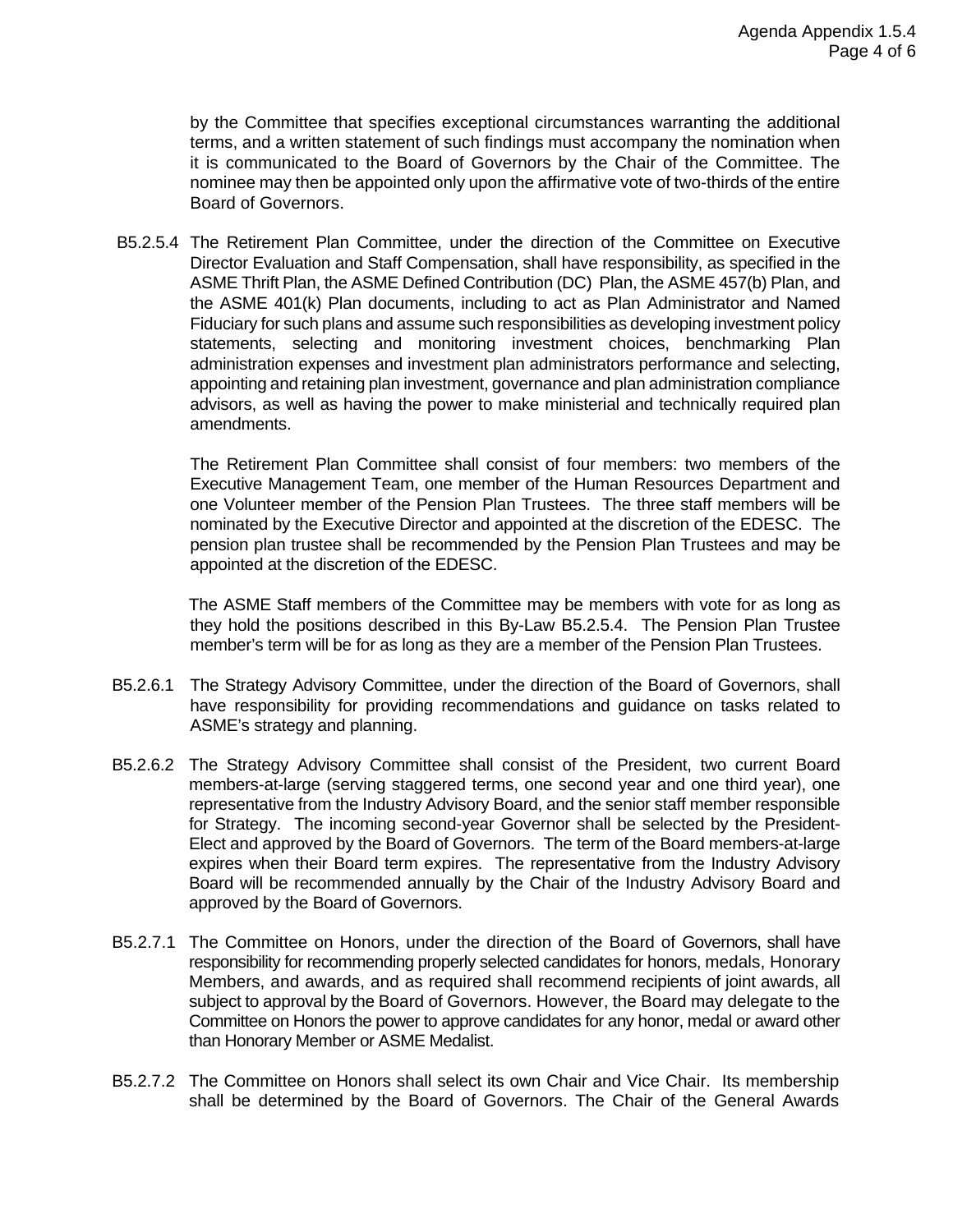by the Committee that specifies exceptional circumstances warranting the additional terms, and a written statement of such findings must accompany the nomination when it is communicated to the Board of Governors by the Chair of the Committee. The nominee may then be appointed only upon the affirmative vote of two-thirds of the entire Board of Governors.

B5.2.5.4 The Retirement Plan Committee, under the direction of the Committee on Executive Director Evaluation and Staff Compensation, shall have responsibility, as specified in the ASME Thrift Plan, the ASME Defined Contribution (DC) Plan, the ASME 457(b) Plan, and the ASME 401(k) Plan documents, including to act as Plan Administrator and Named Fiduciary for such plans and assume such responsibilities as developing investment policy statements, selecting and monitoring investment choices, benchmarking Plan administration expenses and investment plan administrators performance and selecting, appointing and retaining plan investment, governance and plan administration compliance advisors, as well as having the power to make ministerial and technically required plan amendments.

The Retirement Plan Committee shall consist of four members: two members of the Executive Management Team, one member of the Human Resources Department and one Volunteer member of the Pension Plan Trustees. The three staff members will be nominated by the Executive Director and appointed at the discretion of the EDESC. The pension plan trustee shall be recommended by the Pension Plan Trustees and may be appointed at the discretion of the EDESC.

The ASME Staff members of the Committee may be members with vote for as long as they hold the positions described in this By-Law B5.2.5.4. The Pension Plan Trustee member's term will be for as long as they are a member of the Pension Plan Trustees.

B5.2.6.1 The Strategy Advisory Committee, under the direction of the Board of Governors, shall have responsibility for providing recommendations and guidance on tasks related to ASME's strategy and planning.

B5.2.6.2 The Strategy Advisory Committee shall consist of the President, two current Board members-at-large (serving staggered terms, one second year and one third year), one representative from the Industry Advisory Board, and the senior staff member responsible for Strategy. The incoming second-year Governor shall be selected by the President-Elect and approved by the Board of Governors. The term of the Board members-at-large expires when their Board term expires. The representative from the Industry Advisory Board will be recommended annually by the Chair of the Industry Advisory Board and approved by the Board of Governors.

B5.2.7.1 The Committee on Honors, under the direction of the Board of Governors, shall have responsibility for recommending properly selected candidates for honors, medals, Honorary Members, and awards, and as required shall recommend recipients of joint awards, all subject to approval by the Board of Governors. However, the Board may delegate to the Committee on Honors the power to approve candidates for any honor, medal or award other than Honorary Member or ASME Medalist.

B5.2.7.2 The Committee on Honors shall select its own Chair and Vice Chair. Its membership shall be determined by the Board of Governors. The Chair of the General Awards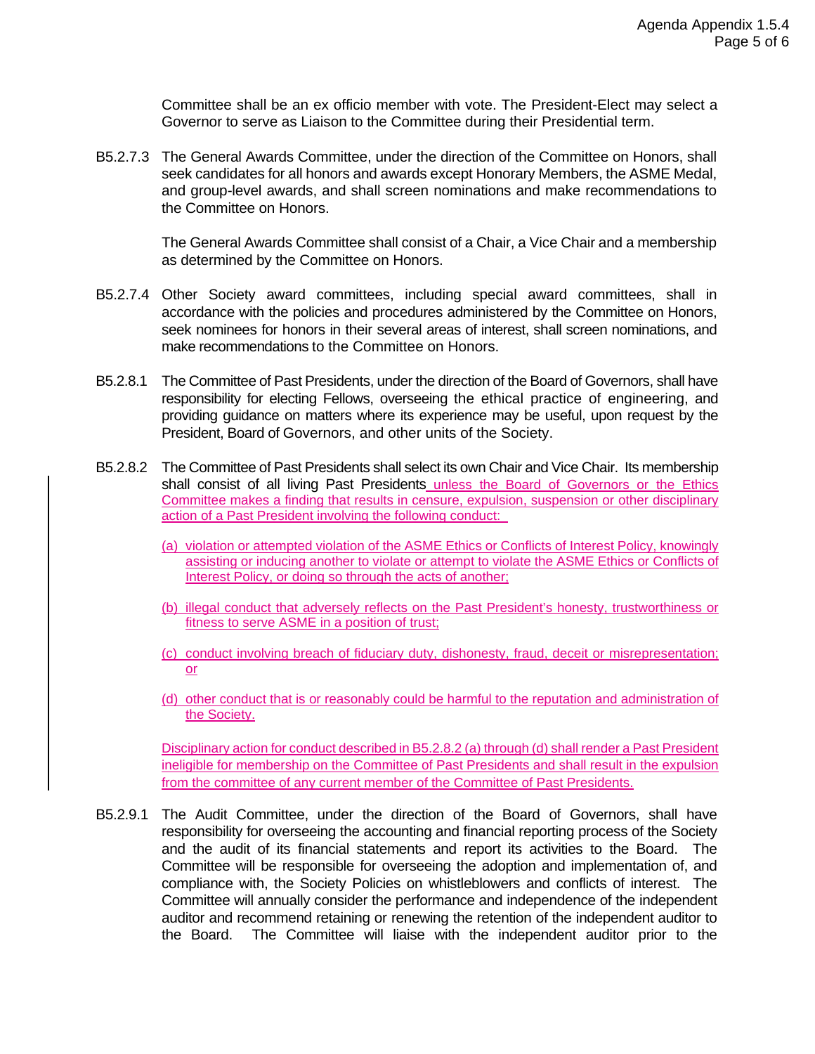Committee shall be an ex officio member with vote. The President-Elect may select a Governor to serve as Liaison to the Committee during their Presidential term.

B5.2.7.3 The General Awards Committee, under the direction of the Committee on Honors, shall seek candidates for all honors and awards except Honorary Members, the ASME Medal, and group-level awards, and shall screen nominations and make recommendations to the Committee on Honors.

The General Awards Committee shall consist of a Chair, a Vice Chair and a membership as determined by the Committee on Honors.

B5.2.7.4 Other Society award committees, including special award committees, shall in accordance with the policies and procedures administered by the Committee on Honors, seek nominees for honors in their several areas of interest, shall screen nominations, and make recommendations to the Committee on Honors.

B5.2.8.1 The Committee of Past Presidents, under the direction of the Board of Governors, shall have responsibility for electing Fellows, overseeing the ethical practice of engineering, and providing guidance on matters where its experience may be useful, upon request by the President, Board of Governors, and other units of the Society.

B5.2.8.2 The Committee of Past Presidents shall select its own Chair and Vice Chair. Its membership shall consist of all living Past Presidents unless the Board of Governors or the Ethics Committee makes a finding that results in censure, expulsion, suspension or other disciplinary action of a Past President involving the following conduct:

(a) violation or attempted violation of the ASME Ethics or Conflicts of Interest Policy, knowingly assisting or inducing another to violate or attempt to violate the ASME Ethics or Conflicts of Interest Policy, or doing so through the acts of another;

(b) illegal conduct that adversely reflects on the Past President's honesty, trustworthiness or fitness to serve ASME in a position of trust;

(c) conduct involving breach of fiduciary duty, dishonesty, fraud, deceit or misrepresentation; or

(d) other conduct that is or reasonably could be harmful to the reputation and administration of the Society.

Disciplinary action for conduct described in B5.2.8.2 (a) through (d) shall render a Past President ineligible for membership on the Committee of Past Presidents and shall result in the expulsion from the committee of any current member of the Committee of Past Presidents.

B5.2.9.1 The Audit Committee, under the direction of the Board of Governors, shall have responsibility for overseeing the accounting and financial reporting process of the Society and the audit of its financial statements and report its activities to the Board. The Committee will be responsible for overseeing the adoption and implementation of, and compliance with, the Society Policies on whistleblowers and conflicts of interest. The Committee will annually consider the performance and independence of the independent auditor and recommend retaining or renewing the retention of the independent auditor to the Board. The Committee will liaise with the independent auditor prior to the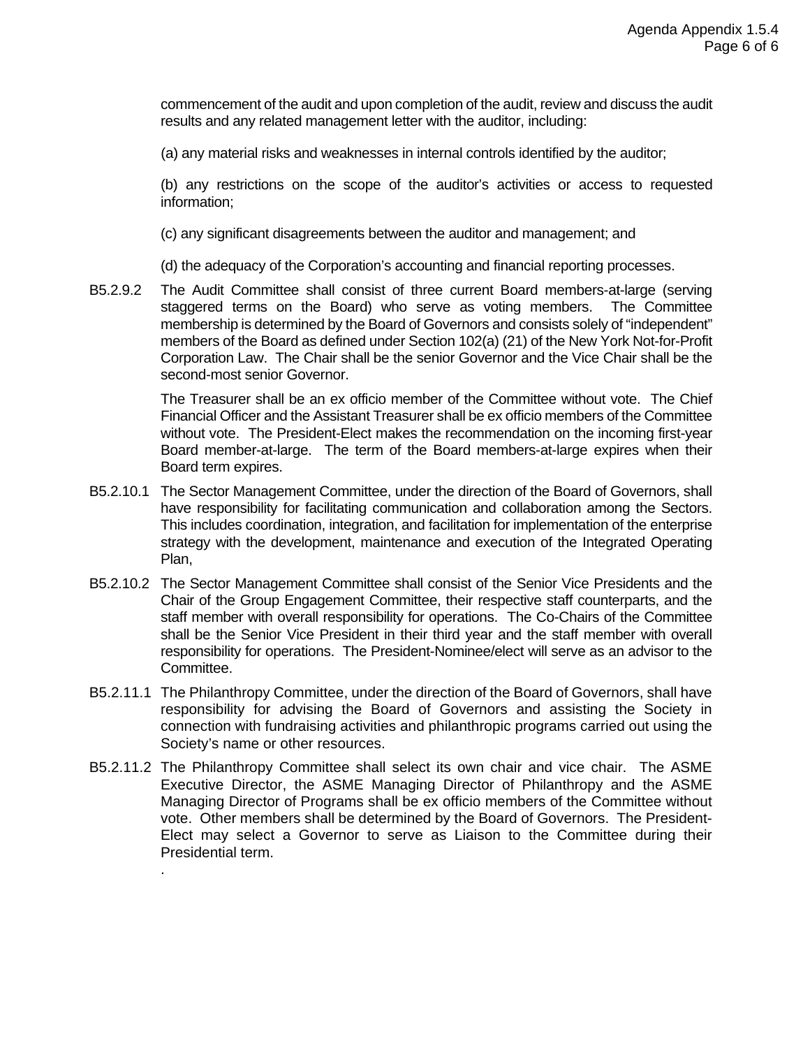commencement of the audit and upon completion of the audit, review and discuss the audit results and any related management letter with the auditor, including:

(a) any material risks and weaknesses in internal controls identified by the auditor;

(b) any restrictions on the scope of the auditor's activities or access to requested information;

(c) any significant disagreements between the auditor and management; and

(d) the adequacy of the Corporation's accounting and financial reporting processes.

B5.2.9.2 The Audit Committee shall consist of three current Board members-at-large (serving staggered terms on the Board) who serve as voting members. The Committee membership is determined by the Board of Governors and consists solely of "independent" members of the Board as defined under Section 102(a) (21) of the New York Not-for-Profit Corporation Law. The Chair shall be the senior Governor and the Vice Chair shall be the second-most senior Governor.

The Treasurer shall be an ex officio member of the Committee without vote. The Chief Financial Officer and the Assistant Treasurer shall be ex officio members of the Committee without vote. The President-Elect makes the recommendation on the incoming first-year Board member-at-large. The term of the Board members-at-large expires when their Board term expires.

B5.2.10.1 The Sector Management Committee, under the direction of the Board of Governors, shall have responsibility for facilitating communication and collaboration among the Sectors. This includes coordination, integration, and facilitation for implementation of the enterprise strategy with the development, maintenance and execution of the Integrated Operating Plan,

B5.2.10.2 The Sector Management Committee shall consist of the Senior Vice Presidents and the Chair of the Group Engagement Committee, their respective staff counterparts, and the staff member with overall responsibility for operations. The Co-Chairs of the Committee shall be the Senior Vice President in their third year and the staff member with overall responsibility for operations. The President-Nominee/elect will serve as an advisor to the Committee.

B5.2.11.1 The Philanthropy Committee, under the direction of the Board of Governors, shall have responsibility for advising the Board of Governors and assisting the Society in connection with fundraising activities and philanthropic programs carried out using the Society's name or other resources.

B5.2.11.2 The Philanthropy Committee shall select its own chair and vice chair. The ASME Executive Director, the ASME Managing Director of Philanthropy and the ASME Managing Director of Programs shall be ex officio members of the Committee without vote. Other members shall be determined by the Board of Governors. The President-Elect may select a Governor to serve as Liaison to the Committee during their Presidential term.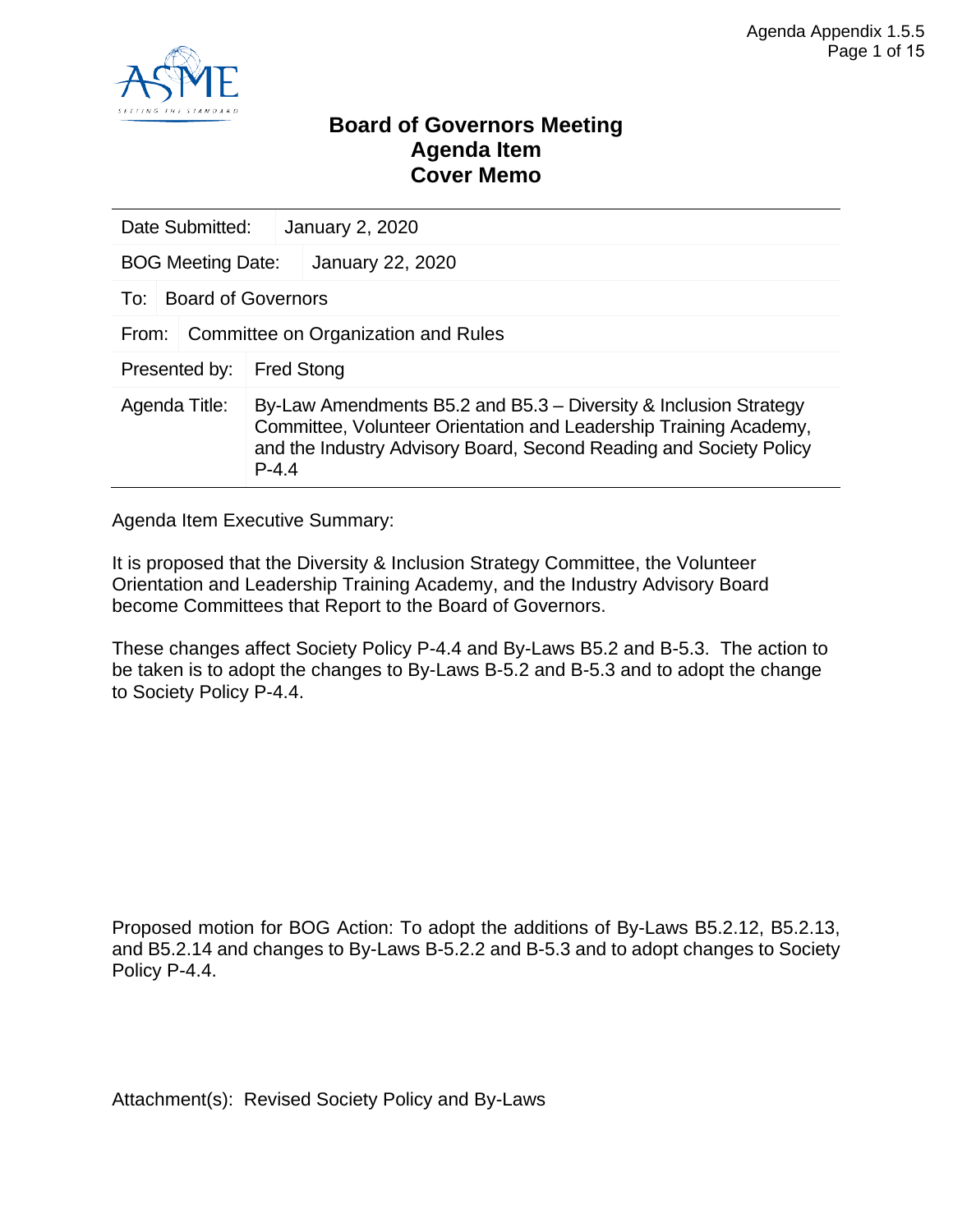# Board of Governors Meeting
# Agenda Item
# Cover Memo

| Date Submitted: | January 2, 2020 |
|---|---|
| BOG Meeting Date: | January 22, 2020 |
| To: | Board of Governors |
| From: | Committee on Organization and Rules |
| Presented by: | Fred Stong |
| Agenda Title: | By-Law Amendments B5.2 and B5.3 – Diversity & Inclusion Strategy Committee, Volunteer Orientation and Leadership Training Academy, and the Industry Advisory Board, Second Reading and Society Policy P-4.4 |

Agenda Item Executive Summary:

It is proposed that the Diversity & Inclusion Strategy Committee, the Volunteer Orientation and Leadership Training Academy, and the Industry Advisory Board become Committees that Report to the Board of Governors.

These changes affect Society Policy P-4.4 and By-Laws B5.2 and B-5.3. The action to be taken is to adopt the changes to By-Laws B-5.2 and B-5.3 and to adopt the change to Society Policy P-4.4.

Proposed motion for BOG Action: To adopt the additions of By-Laws B5.2.12, B5.2.13, and B5.2.14 and changes to By-Laws B-5.2.2 and B-5.3 and to adopt changes to Society Policy P-4.4.

Attachment(s): Revised Society Policy and By-Laws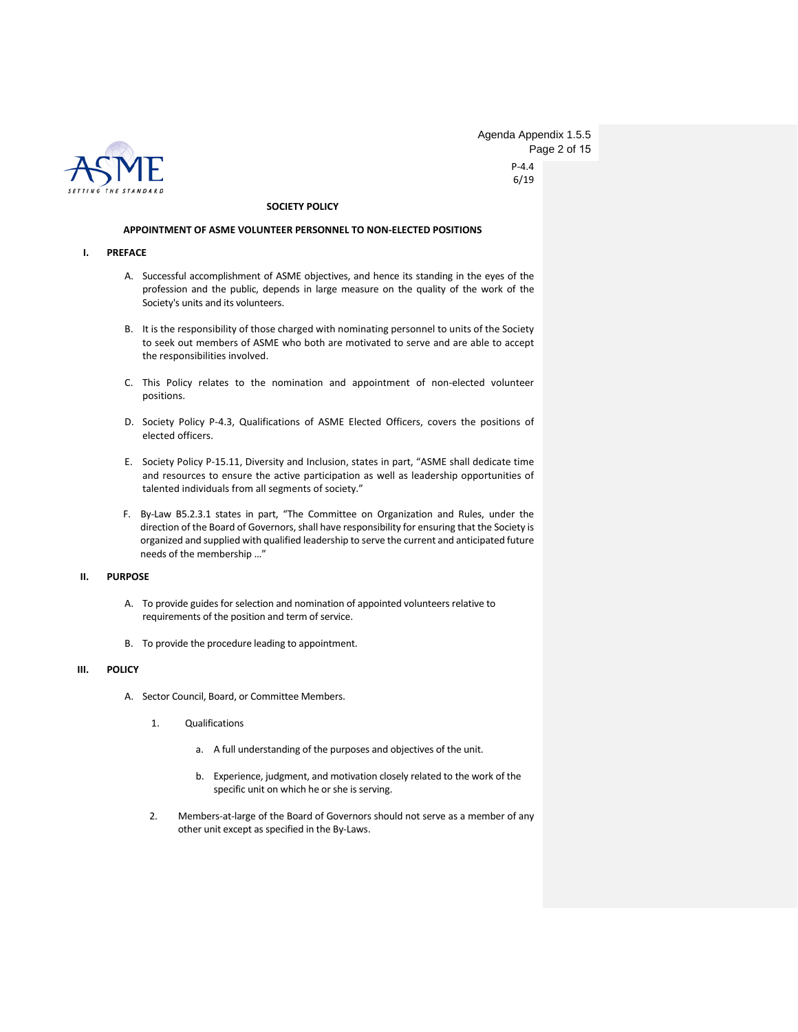P-4.4
6/19

**SOCIETY POLICY**

**APPOINTMENT OF ASME VOLUNTEER PERSONNEL TO NON-ELECTED POSITIONS**

## I. PREFACE

A. Successful accomplishment of ASME objectives, and hence its standing in the eyes of the profession and the public, depends in large measure on the quality of the work of the Society's units and its volunteers.

B. It is the responsibility of those charged with nominating personnel to units of the Society to seek out members of ASME who both are motivated to serve and are able to accept the responsibilities involved.

C. This Policy relates to the nomination and appointment of non-elected volunteer positions.

D. Society Policy P-4.3, Qualifications of ASME Elected Officers, covers the positions of elected officers.

E. Society Policy P-15.11, Diversity and Inclusion, states in part, "ASME shall dedicate time and resources to ensure the active participation as well as leadership opportunities of talented individuals from all segments of society."

F. By-Law B5.2.3.1 states in part, "The Committee on Organization and Rules, under the direction of the Board of Governors, shall have responsibility for ensuring that the Society is organized and supplied with qualified leadership to serve the current and anticipated future needs of the membership …"

## II. PURPOSE

A. To provide guides for selection and nomination of appointed volunteers relative to requirements of the position and term of service.

B. To provide the procedure leading to appointment.

## III. POLICY

A. Sector Council, Board, or Committee Members.

1. Qualifications

   a. A full understanding of the purposes and objectives of the unit.

   b. Experience, judgment, and motivation closely related to the work of the specific unit on which he or she is serving.

2. Members-at-large of the Board of Governors should not serve as a member of any other unit except as specified in the By-Laws.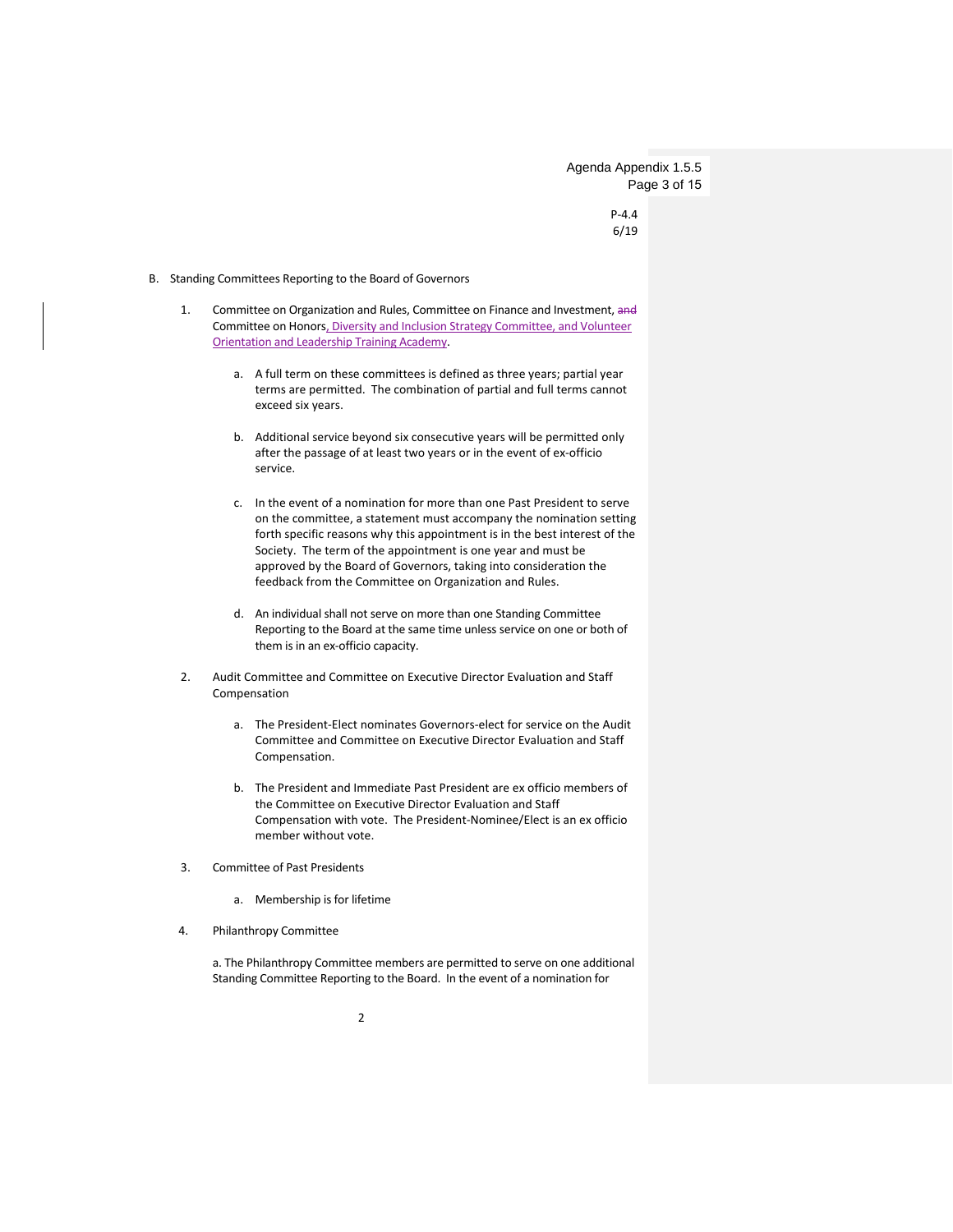B. Standing Committees Reporting to the Board of Governors

1. Committee on Organization and Rules, Committee on Finance and Investment, ~~and~~ Committee on Honors, Diversity and Inclusion Strategy Committee, and Volunteer Orientation and Leadership Training Academy.

    a. A full term on these committees is defined as three years; partial year terms are permitted. The combination of partial and full terms cannot exceed six years.

    b. Additional service beyond six consecutive years will be permitted only after the passage of at least two years or in the event of ex-officio service.

    c. In the event of a nomination for more than one Past President to serve on the committee, a statement must accompany the nomination setting forth specific reasons why this appointment is in the best interest of the Society. The term of the appointment is one year and must be approved by the Board of Governors, taking into consideration the feedback from the Committee on Organization and Rules.

    d. An individual shall not serve on more than one Standing Committee Reporting to the Board at the same time unless service on one or both of them is in an ex-officio capacity.

2. Audit Committee and Committee on Executive Director Evaluation and Staff Compensation

    a. The President-Elect nominates Governors-elect for service on the Audit Committee and Committee on Executive Director Evaluation and Staff Compensation.

    b. The President and Immediate Past President are ex officio members of the Committee on Executive Director Evaluation and Staff Compensation with vote. The President-Nominee/Elect is an ex officio member without vote.

3. Committee of Past Presidents

    a. Membership is for lifetime

4. Philanthropy Committee

    a. The Philanthropy Committee members are permitted to serve on one additional Standing Committee Reporting to the Board. In the event of a nomination for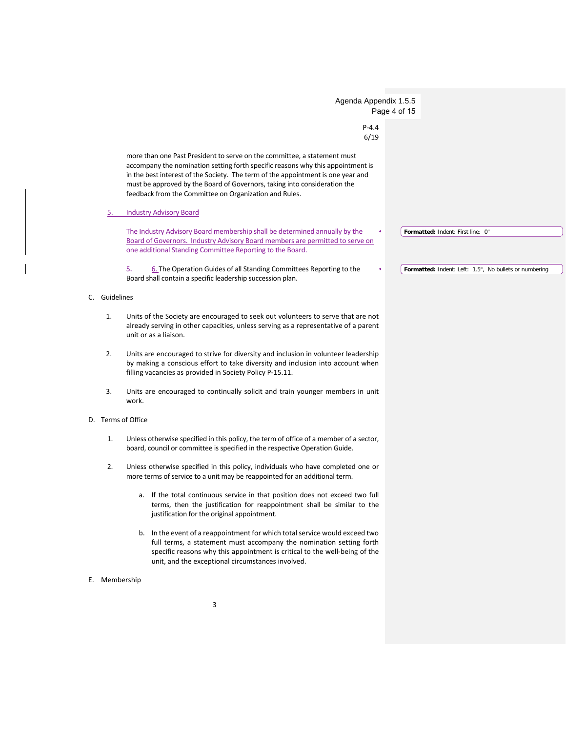more than one Past President to serve on the committee, a statement must accompany the nomination setting forth specific reasons why this appointment is in the best interest of the Society. The term of the appointment is one year and must be approved by the Board of Governors, taking into consideration the feedback from the Committee on Organization and Rules.

5. Industry Advisory Board

The Industry Advisory Board membership shall be determined annually by the Board of Governors. Industry Advisory Board members are permitted to serve on one additional Standing Committee Reporting to the Board.

~~5.~~ 6. The Operation Guides of all Standing Committees Reporting to the Board shall contain a specific leadership succession plan.

C. Guidelines

1. Units of the Society are encouraged to seek out volunteers to serve that are not already serving in other capacities, unless serving as a representative of a parent unit or as a liaison.

2. Units are encouraged to strive for diversity and inclusion in volunteer leadership by making a conscious effort to take diversity and inclusion into account when filling vacancies as provided in Society Policy P-15.11.

3. Units are encouraged to continually solicit and train younger members in unit work.

D. Terms of Office

1. Unless otherwise specified in this policy, the term of office of a member of a sector, board, council or committee is specified in the respective Operation Guide.

2. Unless otherwise specified in this policy, individuals who have completed one or more terms of service to a unit may be reappointed for an additional term.

   a. If the total continuous service in that position does not exceed two full terms, then the justification for reappointment shall be similar to the justification for the original appointment.

   b. In the event of a reappointment for which total service would exceed two full terms, a statement must accompany the nomination setting forth specific reasons why this appointment is critical to the well-being of the unit, and the exceptional circumstances involved.

E. Membership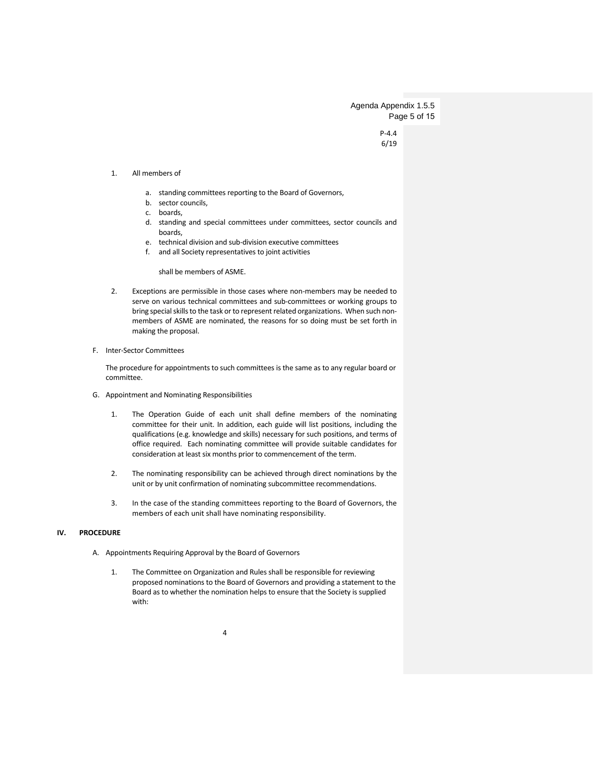1. All members of

    a. standing committees reporting to the Board of Governors,
    b. sector councils,
    c. boards,
    d. standing and special committees under committees, sector councils and boards,
    e. technical division and sub-division executive committees
    f. and all Society representatives to joint activities

    shall be members of ASME.

2. Exceptions are permissible in those cases where non-members may be needed to serve on various technical committees and sub-committees or working groups to bring special skills to the task or to represent related organizations. When such non-members of ASME are nominated, the reasons for so doing must be set forth in making the proposal.

F. Inter-Sector Committees

The procedure for appointments to such committees is the same as to any regular board or committee.

G. Appointment and Nominating Responsibilities

1. The Operation Guide of each unit shall define members of the nominating committee for their unit. In addition, each guide will list positions, including the qualifications (e.g. knowledge and skills) necessary for such positions, and terms of office required. Each nominating committee will provide suitable candidates for consideration at least six months prior to commencement of the term.

2. The nominating responsibility can be achieved through direct nominations by the unit or by unit confirmation of nominating subcommittee recommendations.

3. In the case of the standing committees reporting to the Board of Governors, the members of each unit shall have nominating responsibility.

## IV. PROCEDURE

A. Appointments Requiring Approval by the Board of Governors

1. The Committee on Organization and Rules shall be responsible for reviewing proposed nominations to the Board of Governors and providing a statement to the Board as to whether the nomination helps to ensure that the Society is supplied with: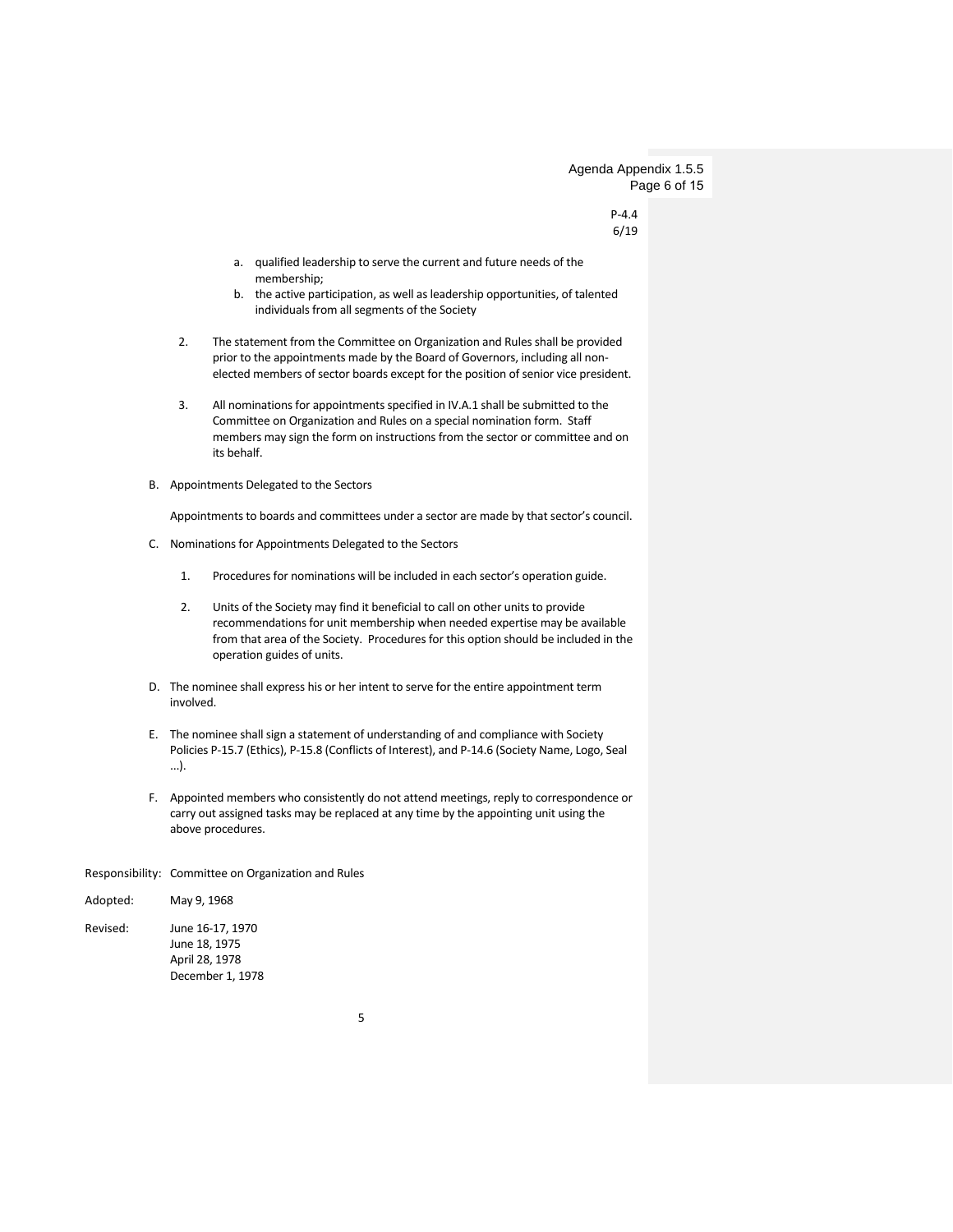a. qualified leadership to serve the current and future needs of the membership;
b. the active participation, as well as leadership opportunities, of talented individuals from all segments of the Society

2. The statement from the Committee on Organization and Rules shall be provided prior to the appointments made by the Board of Governors, including all non-elected members of sector boards except for the position of senior vice president.

3. All nominations for appointments specified in IV.A.1 shall be submitted to the Committee on Organization and Rules on a special nomination form. Staff members may sign the form on instructions from the sector or committee and on its behalf.

B. Appointments Delegated to the Sectors

Appointments to boards and committees under a sector are made by that sector's council.

C. Nominations for Appointments Delegated to the Sectors

1. Procedures for nominations will be included in each sector's operation guide.

2. Units of the Society may find it beneficial to call on other units to provide recommendations for unit membership when needed expertise may be available from that area of the Society. Procedures for this option should be included in the operation guides of units.

D. The nominee shall express his or her intent to serve for the entire appointment term involved.

E. The nominee shall sign a statement of understanding of and compliance with Society Policies P-15.7 (Ethics), P-15.8 (Conflicts of Interest), and P-14.6 (Society Name, Logo, Seal ...).

F. Appointed members who consistently do not attend meetings, reply to correspondence or carry out assigned tasks may be replaced at any time by the appointing unit using the above procedures.

Responsibility: Committee on Organization and Rules

Adopted: May 9, 1968

Revised: June 16-17, 1970
June 18, 1975
April 28, 1978
December 1, 1978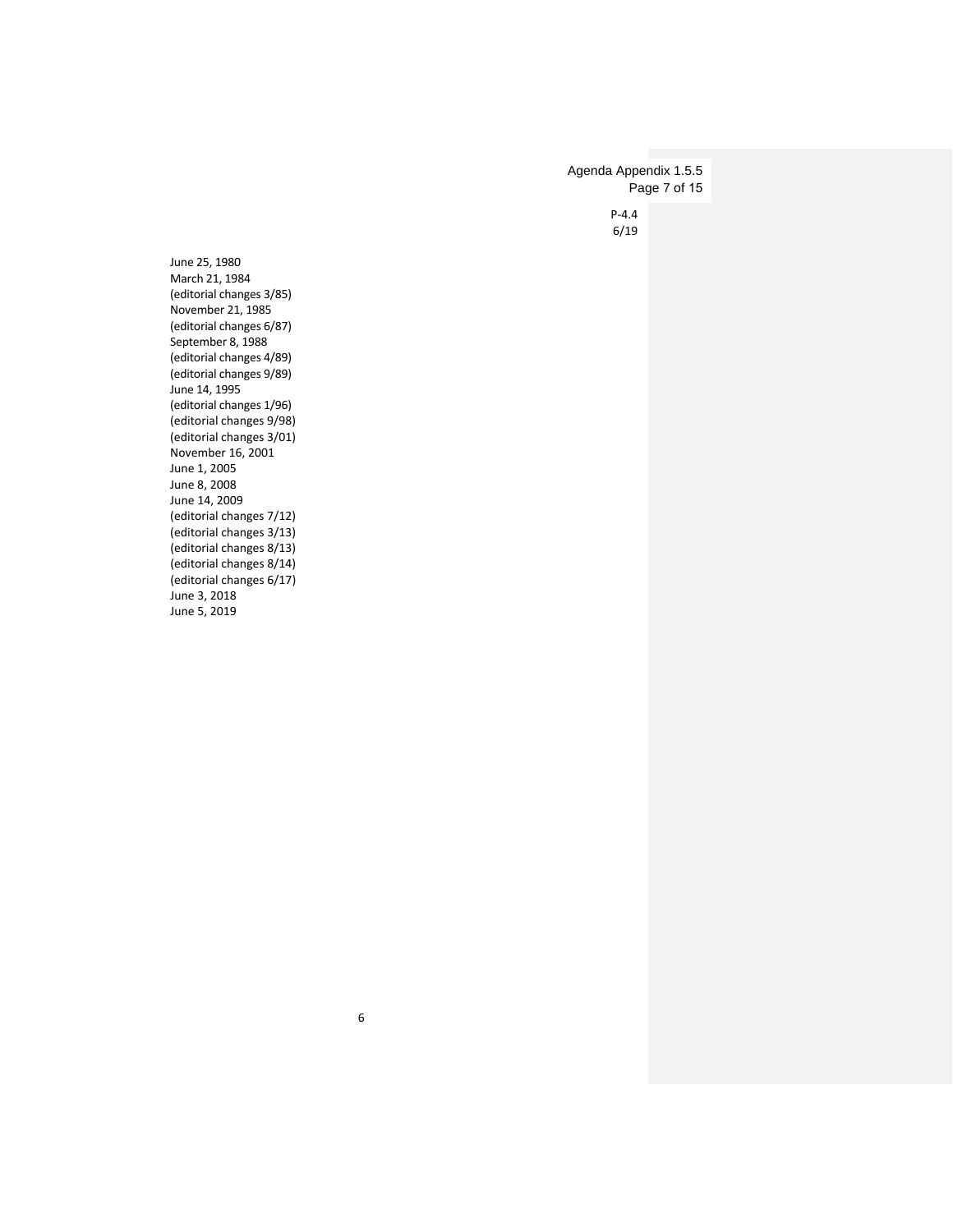June 25, 1980
March 21, 1984
(editorial changes 3/85)
November 21, 1985
(editorial changes 6/87)
September 8, 1988
(editorial changes 4/89)
(editorial changes 9/89)
June 14, 1995
(editorial changes 1/96)
(editorial changes 9/98)
(editorial changes 3/01)
November 16, 2001
June 1, 2005
June 8, 2008
June 14, 2009
(editorial changes 7/12)
(editorial changes 3/13)
(editorial changes 8/13)
(editorial changes 8/14)
(editorial changes 6/17)
June 3, 2018
June 5, 2019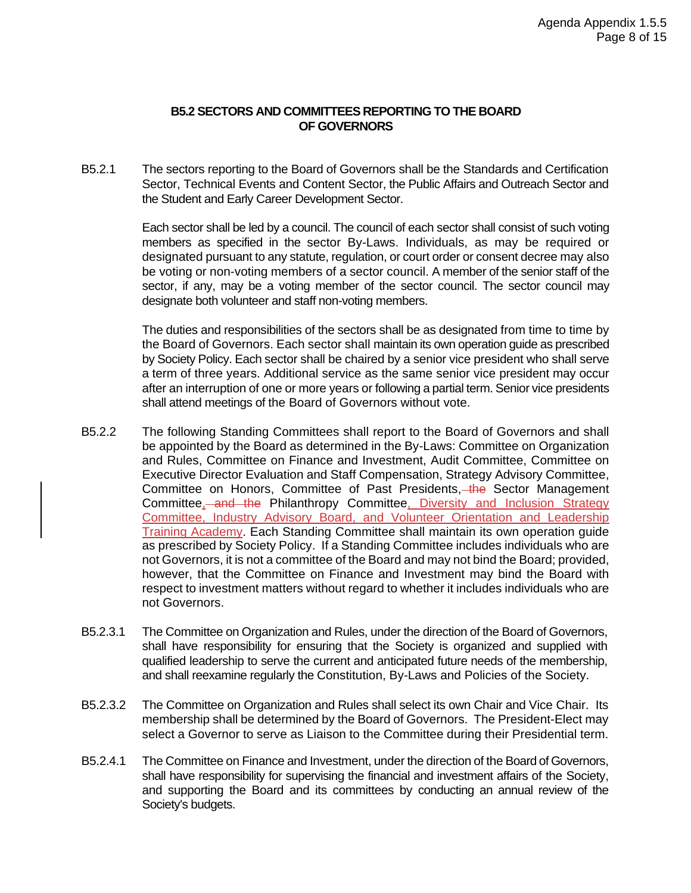### B5.2 SECTORS AND COMMITTEES REPORTING TO THE BOARD OF GOVERNORS

B5.2.1 The sectors reporting to the Board of Governors shall be the Standards and Certification Sector, Technical Events and Content Sector, the Public Affairs and Outreach Sector and the Student and Early Career Development Sector.

Each sector shall be led by a council. The council of each sector shall consist of such voting members as specified in the sector By-Laws. Individuals, as may be required or designated pursuant to any statute, regulation, or court order or consent decree may also be voting or non-voting members of a sector council. A member of the senior staff of the sector, if any, may be a voting member of the sector council. The sector council may designate both volunteer and staff non-voting members.

The duties and responsibilities of the sectors shall be as designated from time to time by the Board of Governors. Each sector shall maintain its own operation guide as prescribed by Society Policy. Each sector shall be chaired by a senior vice president who shall serve a term of three years. Additional service as the same senior vice president may occur after an interruption of one or more years or following a partial term. Senior vice presidents shall attend meetings of the Board of Governors without vote.

B5.2.2 The following Standing Committees shall report to the Board of Governors and shall be appointed by the Board as determined in the By-Laws: Committee on Organization and Rules, Committee on Finance and Investment, Audit Committee, Committee on Executive Director Evaluation and Staff Compensation, Strategy Advisory Committee, Committee on Honors, Committee of Past Presidents, ~~the~~ Sector Management Committee, ~~and the~~ Philanthropy Committee, Diversity and Inclusion Strategy Committee, Industry Advisory Board, and Volunteer Orientation and Leadership Training Academy. Each Standing Committee shall maintain its own operation guide as prescribed by Society Policy. If a Standing Committee includes individuals who are not Governors, it is not a committee of the Board and may not bind the Board; provided, however, that the Committee on Finance and Investment may bind the Board with respect to investment matters without regard to whether it includes individuals who are not Governors.

B5.2.3.1 The Committee on Organization and Rules, under the direction of the Board of Governors, shall have responsibility for ensuring that the Society is organized and supplied with qualified leadership to serve the current and anticipated future needs of the membership, and shall reexamine regularly the Constitution, By-Laws and Policies of the Society.

B5.2.3.2 The Committee on Organization and Rules shall select its own Chair and Vice Chair. Its membership shall be determined by the Board of Governors. The President-Elect may select a Governor to serve as Liaison to the Committee during their Presidential term.

B5.2.4.1 The Committee on Finance and Investment, under the direction of the Board of Governors, shall have responsibility for supervising the financial and investment affairs of the Society, and supporting the Board and its committees by conducting an annual review of the Society's budgets.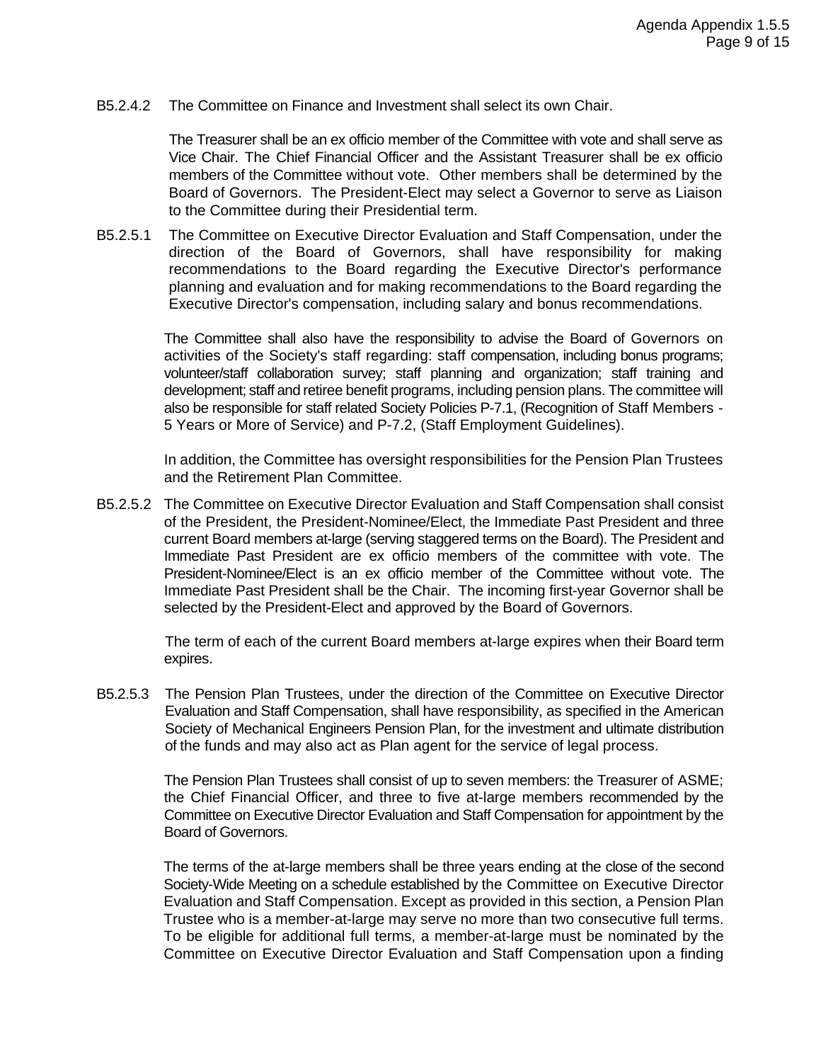B5.2.4.2 The Committee on Finance and Investment shall select its own Chair.

The Treasurer shall be an ex officio member of the Committee with vote and shall serve as Vice Chair. The Chief Financial Officer and the Assistant Treasurer shall be ex officio members of the Committee without vote. Other members shall be determined by the Board of Governors. The President-Elect may select a Governor to serve as Liaison to the Committee during their Presidential term.

B5.2.5.1 The Committee on Executive Director Evaluation and Staff Compensation, under the direction of the Board of Governors, shall have responsibility for making recommendations to the Board regarding the Executive Director's performance planning and evaluation and for making recommendations to the Board regarding the Executive Director's compensation, including salary and bonus recommendations.

The Committee shall also have the responsibility to advise the Board of Governors on activities of the Society's staff regarding: staff compensation, including bonus programs; volunteer/staff collaboration survey; staff planning and organization; staff training and development; staff and retiree benefit programs, including pension plans. The committee will also be responsible for staff related Society Policies P-7.1, (Recognition of Staff Members - 5 Years or More of Service) and P-7.2, (Staff Employment Guidelines).

In addition, the Committee has oversight responsibilities for the Pension Plan Trustees and the Retirement Plan Committee.

B5.2.5.2 The Committee on Executive Director Evaluation and Staff Compensation shall consist of the President, the President-Nominee/Elect, the Immediate Past President and three current Board members at-large (serving staggered terms on the Board). The President and Immediate Past President are ex officio members of the committee with vote. The President-Nominee/Elect is an ex officio member of the Committee without vote. The Immediate Past President shall be the Chair. The incoming first-year Governor shall be selected by the President-Elect and approved by the Board of Governors.

The term of each of the current Board members at-large expires when their Board term expires.

B5.2.5.3 The Pension Plan Trustees, under the direction of the Committee on Executive Director Evaluation and Staff Compensation, shall have responsibility, as specified in the American Society of Mechanical Engineers Pension Plan, for the investment and ultimate distribution of the funds and may also act as Plan agent for the service of legal process.

The Pension Plan Trustees shall consist of up to seven members: the Treasurer of ASME; the Chief Financial Officer, and three to five at-large members recommended by the Committee on Executive Director Evaluation and Staff Compensation for appointment by the Board of Governors.

The terms of the at-large members shall be three years ending at the close of the second Society-Wide Meeting on a schedule established by the Committee on Executive Director Evaluation and Staff Compensation. Except as provided in this section, a Pension Plan Trustee who is a member-at-large may serve no more than two consecutive full terms. To be eligible for additional full terms, a member-at-large must be nominated by the Committee on Executive Director Evaluation and Staff Compensation upon a finding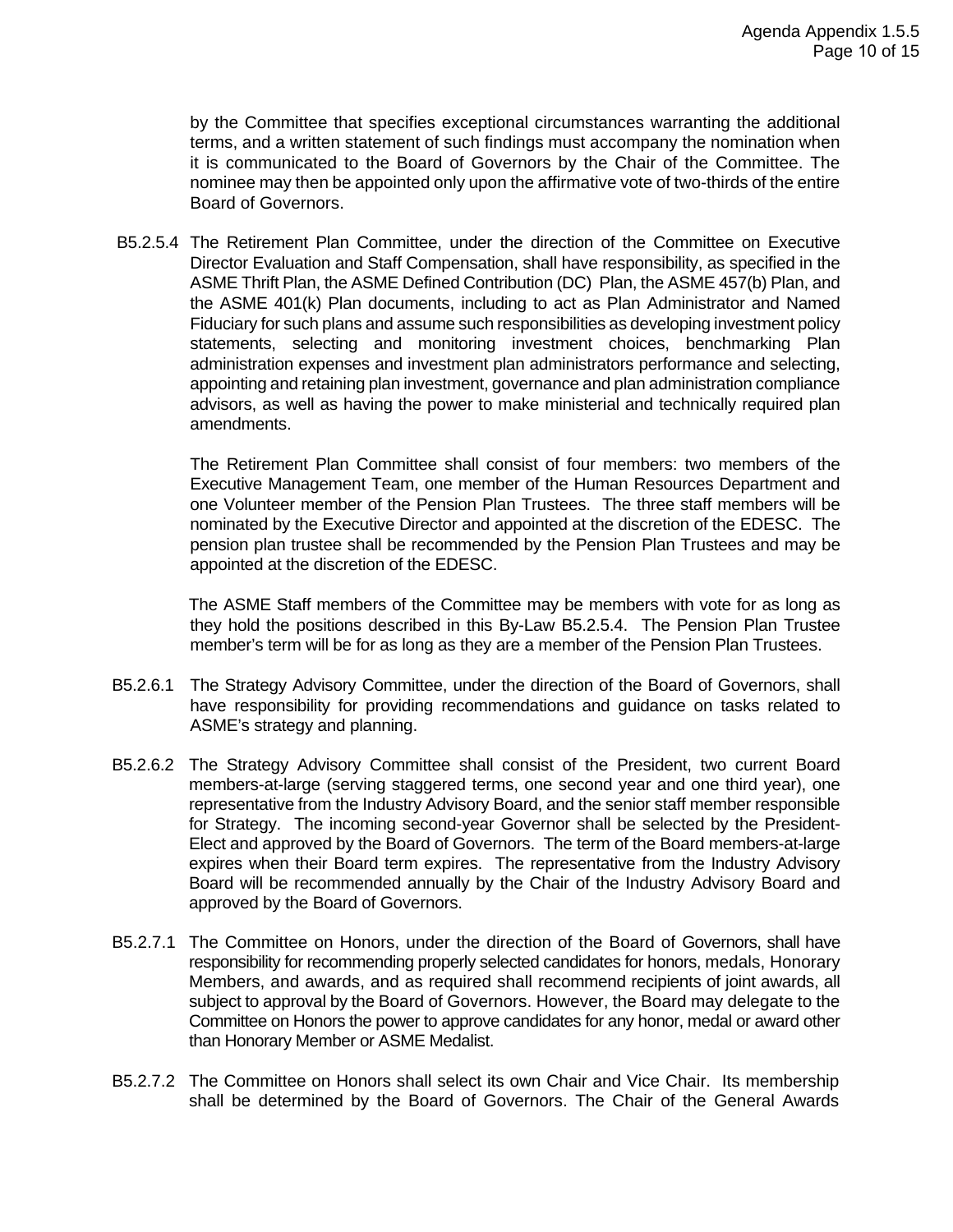by the Committee that specifies exceptional circumstances warranting the additional terms, and a written statement of such findings must accompany the nomination when it is communicated to the Board of Governors by the Chair of the Committee. The nominee may then be appointed only upon the affirmative vote of two-thirds of the entire Board of Governors.

B5.2.5.4 The Retirement Plan Committee, under the direction of the Committee on Executive Director Evaluation and Staff Compensation, shall have responsibility, as specified in the ASME Thrift Plan, the ASME Defined Contribution (DC) Plan, the ASME 457(b) Plan, and the ASME 401(k) Plan documents, including to act as Plan Administrator and Named Fiduciary for such plans and assume such responsibilities as developing investment policy statements, selecting and monitoring investment choices, benchmarking Plan administration expenses and investment plan administrators performance and selecting, appointing and retaining plan investment, governance and plan administration compliance advisors, as well as having the power to make ministerial and technically required plan amendments.

The Retirement Plan Committee shall consist of four members: two members of the Executive Management Team, one member of the Human Resources Department and one Volunteer member of the Pension Plan Trustees. The three staff members will be nominated by the Executive Director and appointed at the discretion of the EDESC. The pension plan trustee shall be recommended by the Pension Plan Trustees and may be appointed at the discretion of the EDESC.

The ASME Staff members of the Committee may be members with vote for as long as they hold the positions described in this By-Law B5.2.5.4. The Pension Plan Trustee member's term will be for as long as they are a member of the Pension Plan Trustees.

B5.2.6.1 The Strategy Advisory Committee, under the direction of the Board of Governors, shall have responsibility for providing recommendations and guidance on tasks related to ASME's strategy and planning.

B5.2.6.2 The Strategy Advisory Committee shall consist of the President, two current Board members-at-large (serving staggered terms, one second year and one third year), one representative from the Industry Advisory Board, and the senior staff member responsible for Strategy. The incoming second-year Governor shall be selected by the President-Elect and approved by the Board of Governors. The term of the Board members-at-large expires when their Board term expires. The representative from the Industry Advisory Board will be recommended annually by the Chair of the Industry Advisory Board and approved by the Board of Governors.

B5.2.7.1 The Committee on Honors, under the direction of the Board of Governors, shall have responsibility for recommending properly selected candidates for honors, medals, Honorary Members, and awards, and as required shall recommend recipients of joint awards, all subject to approval by the Board of Governors. However, the Board may delegate to the Committee on Honors the power to approve candidates for any honor, medal or award other than Honorary Member or ASME Medalist.

B5.2.7.2 The Committee on Honors shall select its own Chair and Vice Chair. Its membership shall be determined by the Board of Governors. The Chair of the General Awards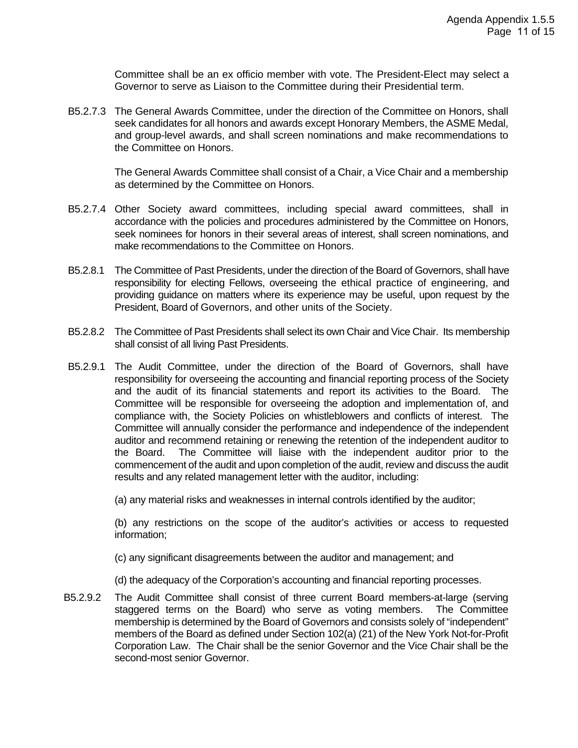Committee shall be an ex officio member with vote. The President-Elect may select a Governor to serve as Liaison to the Committee during their Presidential term.

B5.2.7.3 The General Awards Committee, under the direction of the Committee on Honors, shall seek candidates for all honors and awards except Honorary Members, the ASME Medal, and group-level awards, and shall screen nominations and make recommendations to the Committee on Honors.

The General Awards Committee shall consist of a Chair, a Vice Chair and a membership as determined by the Committee on Honors.

B5.2.7.4 Other Society award committees, including special award committees, shall in accordance with the policies and procedures administered by the Committee on Honors, seek nominees for honors in their several areas of interest, shall screen nominations, and make recommendations to the Committee on Honors.

B5.2.8.1 The Committee of Past Presidents, under the direction of the Board of Governors, shall have responsibility for electing Fellows, overseeing the ethical practice of engineering, and providing guidance on matters where its experience may be useful, upon request by the President, Board of Governors, and other units of the Society.

B5.2.8.2 The Committee of Past Presidents shall select its own Chair and Vice Chair. Its membership shall consist of all living Past Presidents.

B5.2.9.1 The Audit Committee, under the direction of the Board of Governors, shall have responsibility for overseeing the accounting and financial reporting process of the Society and the audit of its financial statements and report its activities to the Board. The Committee will be responsible for overseeing the adoption and implementation of, and compliance with, the Society Policies on whistleblowers and conflicts of interest. The Committee will annually consider the performance and independence of the independent auditor and recommend retaining or renewing the retention of the independent auditor to the Board. The Committee will liaise with the independent auditor prior to the commencement of the audit and upon completion of the audit, review and discuss the audit results and any related management letter with the auditor, including:

(a) any material risks and weaknesses in internal controls identified by the auditor;

(b) any restrictions on the scope of the auditor's activities or access to requested information;

(c) any significant disagreements between the auditor and management; and

(d) the adequacy of the Corporation's accounting and financial reporting processes.

B5.2.9.2 The Audit Committee shall consist of three current Board members-at-large (serving staggered terms on the Board) who serve as voting members. The Committee membership is determined by the Board of Governors and consists solely of "independent" members of the Board as defined under Section 102(a) (21) of the New York Not-for-Profit Corporation Law. The Chair shall be the senior Governor and the Vice Chair shall be the second-most senior Governor.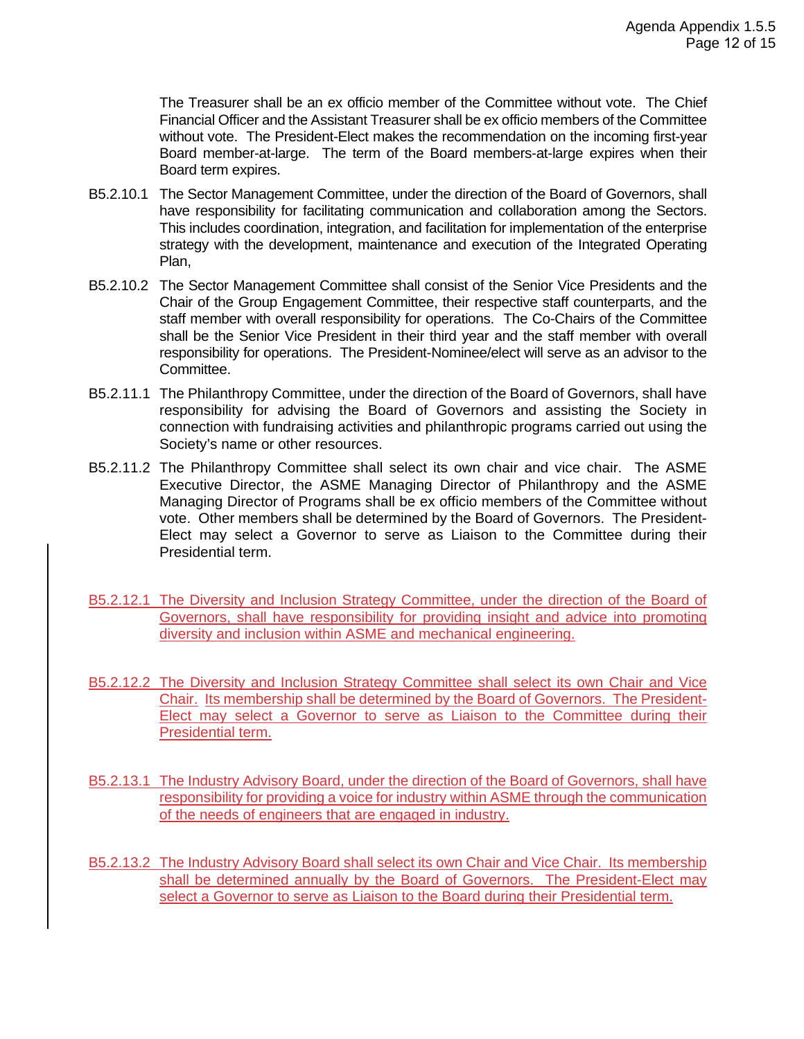The Treasurer shall be an ex officio member of the Committee without vote. The Chief Financial Officer and the Assistant Treasurer shall be ex officio members of the Committee without vote. The President-Elect makes the recommendation on the incoming first-year Board member-at-large. The term of the Board members-at-large expires when their Board term expires.

B5.2.10.1 The Sector Management Committee, under the direction of the Board of Governors, shall have responsibility for facilitating communication and collaboration among the Sectors. This includes coordination, integration, and facilitation for implementation of the enterprise strategy with the development, maintenance and execution of the Integrated Operating Plan,

B5.2.10.2 The Sector Management Committee shall consist of the Senior Vice Presidents and the Chair of the Group Engagement Committee, their respective staff counterparts, and the staff member with overall responsibility for operations. The Co-Chairs of the Committee shall be the Senior Vice President in their third year and the staff member with overall responsibility for operations. The President-Nominee/elect will serve as an advisor to the Committee.

B5.2.11.1 The Philanthropy Committee, under the direction of the Board of Governors, shall have responsibility for advising the Board of Governors and assisting the Society in connection with fundraising activities and philanthropic programs carried out using the Society's name or other resources.

B5.2.11.2 The Philanthropy Committee shall select its own chair and vice chair. The ASME Executive Director, the ASME Managing Director of Philanthropy and the ASME Managing Director of Programs shall be ex officio members of the Committee without vote. Other members shall be determined by the Board of Governors. The President-Elect may select a Governor to serve as Liaison to the Committee during their Presidential term.

<u>B5.2.12.1 The Diversity and Inclusion Strategy Committee, under the direction of the Board of Governors, shall have responsibility for providing insight and advice into promoting diversity and inclusion within ASME and mechanical engineering.</u>

<u>B5.2.12.2 The Diversity and Inclusion Strategy Committee shall select its own Chair and Vice Chair. Its membership shall be determined by the Board of Governors. The President-Elect may select a Governor to serve as Liaison to the Committee during their Presidential term.</u>

<u>B5.2.13.1 The Industry Advisory Board, under the direction of the Board of Governors, shall have responsibility for providing a voice for industry within ASME through the communication of the needs of engineers that are engaged in industry.</u>

<u>B5.2.13.2 The Industry Advisory Board shall select its own Chair and Vice Chair. Its membership shall be determined annually by the Board of Governors. The President-Elect may select a Governor to serve as Liaison to the Board during their Presidential term.</u>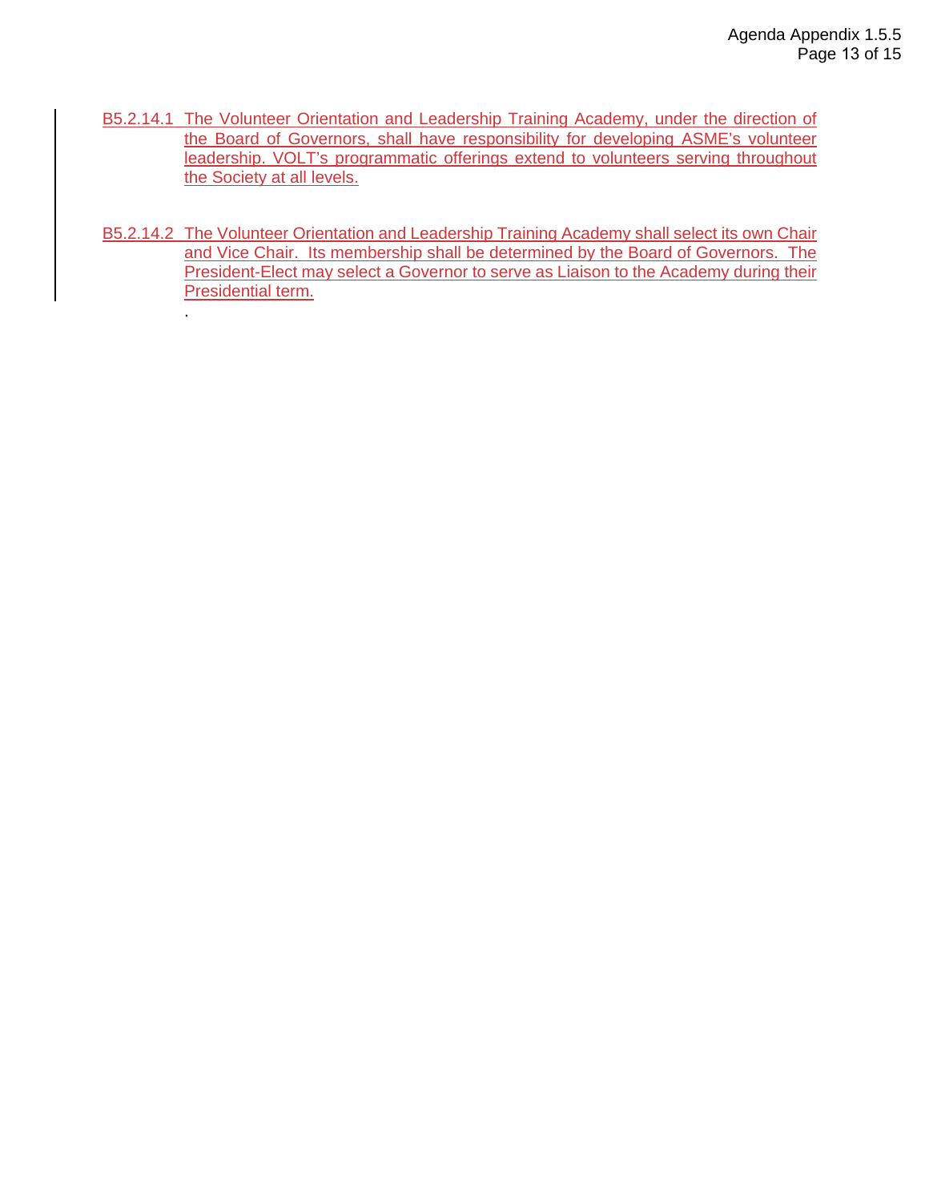B5.2.14.1 The Volunteer Orientation and Leadership Training Academy, under the direction of the Board of Governors, shall have responsibility for developing ASME's volunteer leadership. VOLT's programmatic offerings extend to volunteers serving throughout the Society at all levels.

B5.2.14.2 The Volunteer Orientation and Leadership Training Academy shall select its own Chair and Vice Chair. Its membership shall be determined by the Board of Governors. The President-Elect may select a Governor to serve as Liaison to the Academy during their Presidential term.

.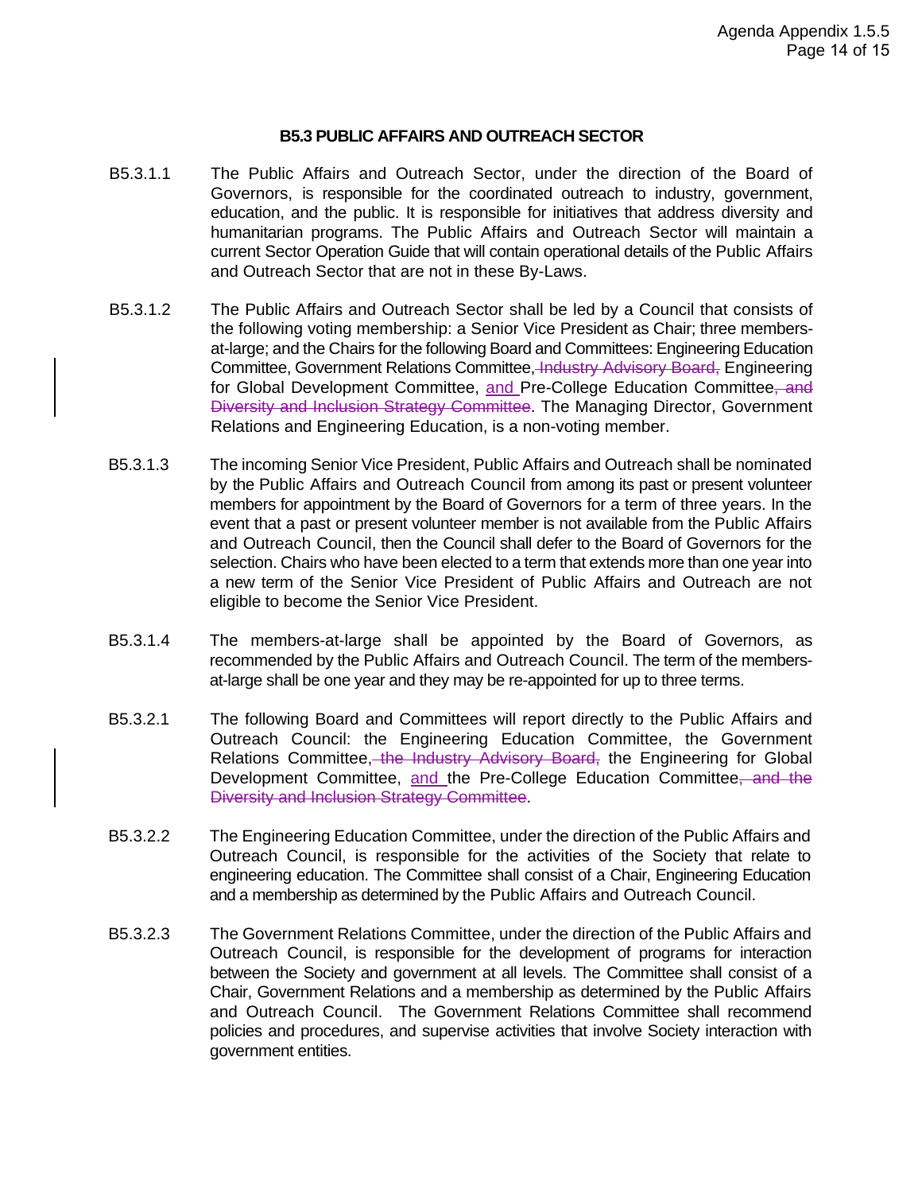### B5.3 PUBLIC AFFAIRS AND OUTREACH SECTOR

B5.3.1.1 The Public Affairs and Outreach Sector, under the direction of the Board of Governors, is responsible for the coordinated outreach to industry, government, education, and the public. It is responsible for initiatives that address diversity and humanitarian programs. The Public Affairs and Outreach Sector will maintain a current Sector Operation Guide that will contain operational details of the Public Affairs and Outreach Sector that are not in these By-Laws.

B5.3.1.2 The Public Affairs and Outreach Sector shall be led by a Council that consists of the following voting membership: a Senior Vice President as Chair; three members-at-large; and the Chairs for the following Board and Committees: Engineering Education Committee, Government Relations Committee, ~~Industry Advisory Board,~~ Engineering for Global Development Committee, <u>and</u> Pre-College Education Committee~~, and Diversity and Inclusion Strategy Committee~~. The Managing Director, Government Relations and Engineering Education, is a non-voting member.

B5.3.1.3 The incoming Senior Vice President, Public Affairs and Outreach shall be nominated by the Public Affairs and Outreach Council from among its past or present volunteer members for appointment by the Board of Governors for a term of three years. In the event that a past or present volunteer member is not available from the Public Affairs and Outreach Council, then the Council shall defer to the Board of Governors for the selection. Chairs who have been elected to a term that extends more than one year into a new term of the Senior Vice President of Public Affairs and Outreach are not eligible to become the Senior Vice President.

B5.3.1.4 The members-at-large shall be appointed by the Board of Governors, as recommended by the Public Affairs and Outreach Council. The term of the members-at-large shall be one year and they may be re-appointed for up to three terms.

B5.3.2.1 The following Board and Committees will report directly to the Public Affairs and Outreach Council: the Engineering Education Committee, the Government Relations Committee, ~~the Industry Advisory Board,~~ the Engineering for Global Development Committee, <u>and</u> the Pre-College Education Committee~~, and the Diversity and Inclusion Strategy Committee~~.

B5.3.2.2 The Engineering Education Committee, under the direction of the Public Affairs and Outreach Council, is responsible for the activities of the Society that relate to engineering education. The Committee shall consist of a Chair, Engineering Education and a membership as determined by the Public Affairs and Outreach Council.

B5.3.2.3 The Government Relations Committee, under the direction of the Public Affairs and Outreach Council, is responsible for the development of programs for interaction between the Society and government at all levels. The Committee shall consist of a Chair, Government Relations and a membership as determined by the Public Affairs and Outreach Council. The Government Relations Committee shall recommend policies and procedures, and supervise activities that involve Society interaction with government entities.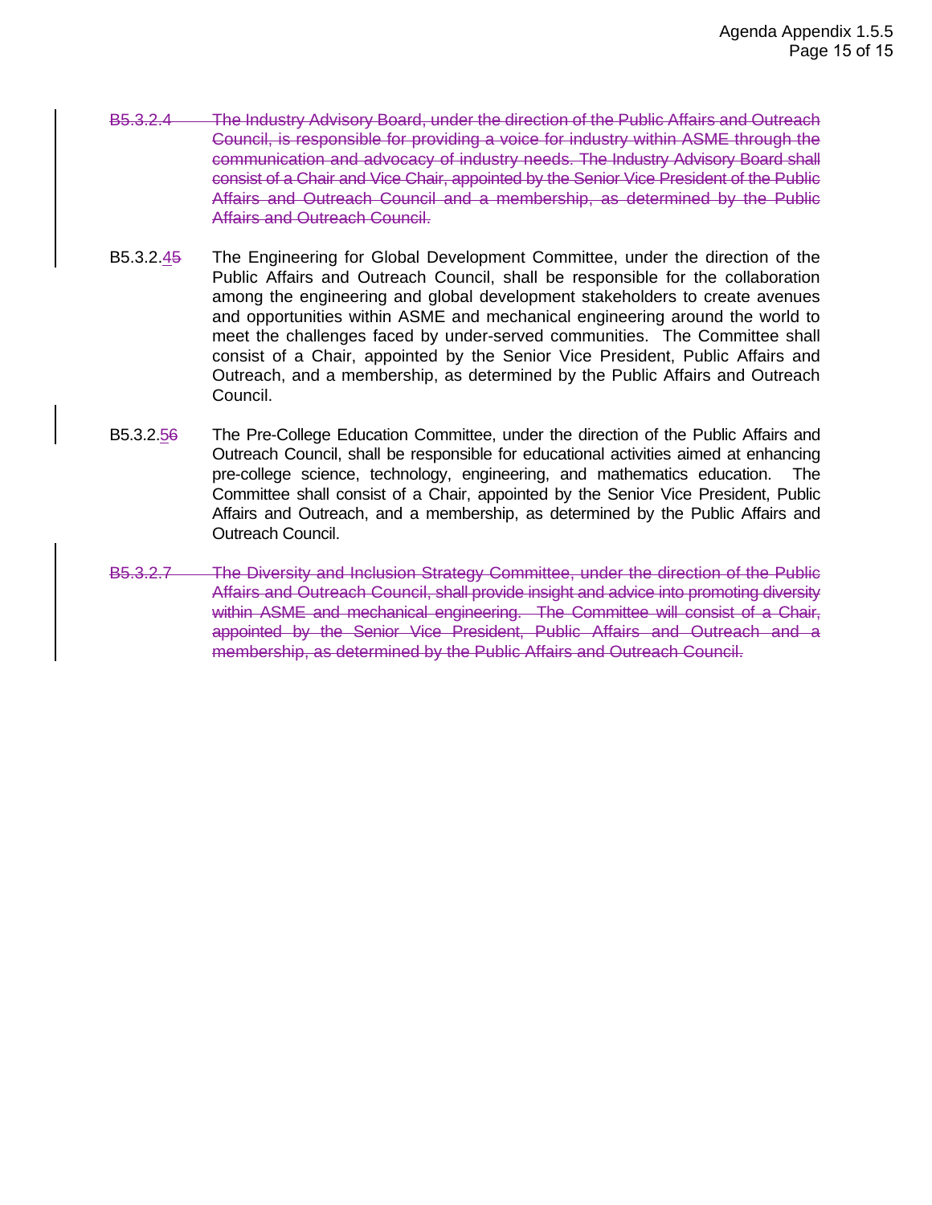~~B5.3.2.4 The Industry Advisory Board, under the direction of the Public Affairs and Outreach Council, is responsible for providing a voice for industry within ASME through the communication and advocacy of industry needs. The Industry Advisory Board shall consist of a Chair and Vice Chair, appointed by the Senior Vice President of the Public Affairs and Outreach Council and a membership, as determined by the Public Affairs and Outreach Council.~~

B5.3.2.<u>4</u>~~5~~ The Engineering for Global Development Committee, under the direction of the Public Affairs and Outreach Council, shall be responsible for the collaboration among the engineering and global development stakeholders to create avenues and opportunities within ASME and mechanical engineering around the world to meet the challenges faced by under-served communities. The Committee shall consist of a Chair, appointed by the Senior Vice President, Public Affairs and Outreach, and a membership, as determined by the Public Affairs and Outreach Council.

B5.3.2.<u>5</u>~~6~~ The Pre-College Education Committee, under the direction of the Public Affairs and Outreach Council, shall be responsible for educational activities aimed at enhancing pre-college science, technology, engineering, and mathematics education. The Committee shall consist of a Chair, appointed by the Senior Vice President, Public Affairs and Outreach, and a membership, as determined by the Public Affairs and Outreach Council.

~~B5.3.2.7 The Diversity and Inclusion Strategy Committee, under the direction of the Public Affairs and Outreach Council, shall provide insight and advice into promoting diversity within ASME and mechanical engineering. The Committee will consist of a Chair, appointed by the Senior Vice President, Public Affairs and Outreach and a membership, as determined by the Public Affairs and Outreach Council.~~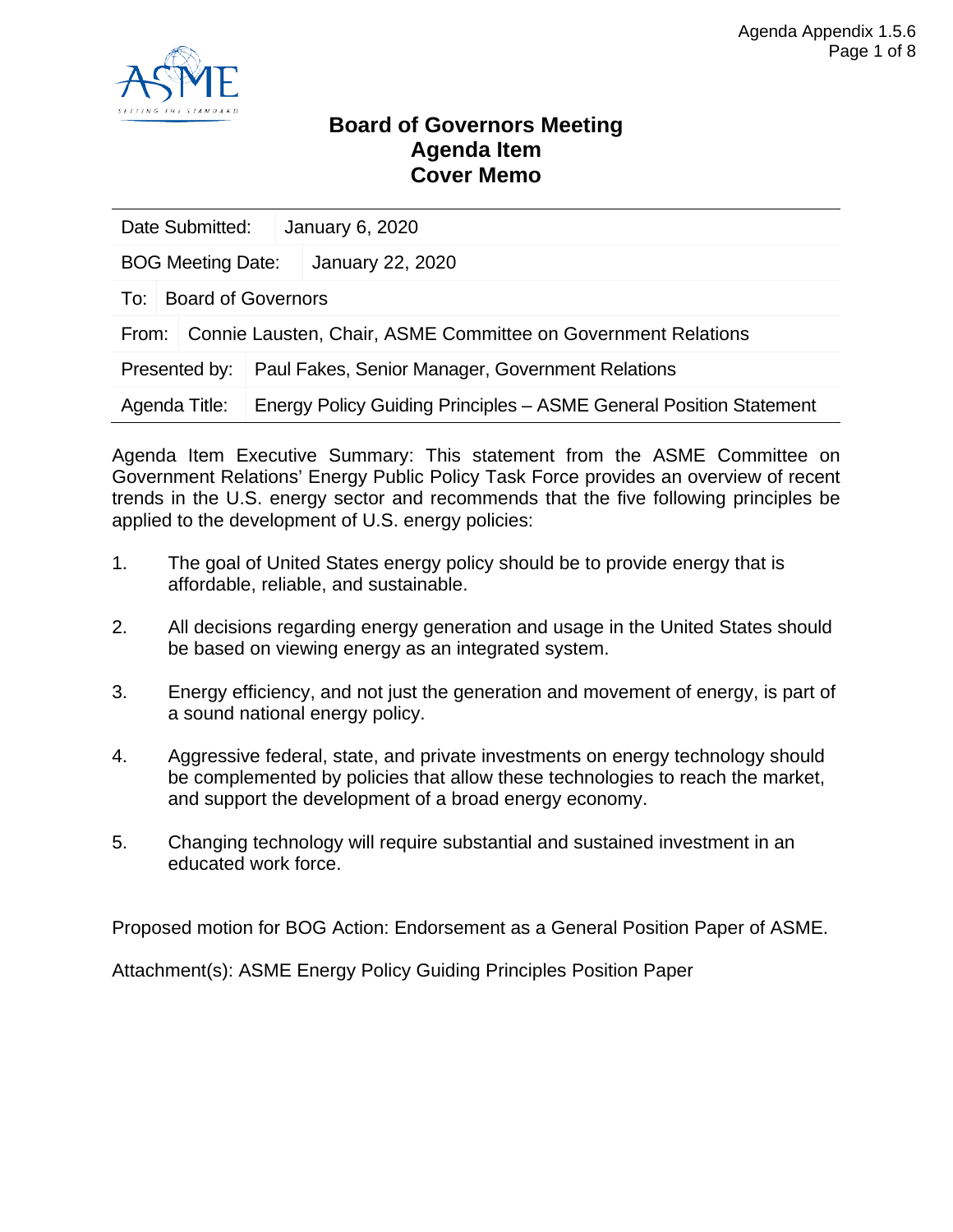# Board of Governors Meeting
## Agenda Item
## Cover Memo

| Date Submitted: | January 6, 2020 |
|---|---|
| BOG Meeting Date: | January 22, 2020 |
| To: | Board of Governors |
| From: | Connie Lausten, Chair, ASME Committee on Government Relations |
| Presented by: | Paul Fakes, Senior Manager, Government Relations |
| Agenda Title: | Energy Policy Guiding Principles – ASME General Position Statement |

Agenda Item Executive Summary: This statement from the ASME Committee on Government Relations' Energy Public Policy Task Force provides an overview of recent trends in the U.S. energy sector and recommends that the five following principles be applied to the development of U.S. energy policies:

1. The goal of United States energy policy should be to provide energy that is affordable, reliable, and sustainable.

2. All decisions regarding energy generation and usage in the United States should be based on viewing energy as an integrated system.

3. Energy efficiency, and not just the generation and movement of energy, is part of a sound national energy policy.

4. Aggressive federal, state, and private investments on energy technology should be complemented by policies that allow these technologies to reach the market, and support the development of a broad energy economy.

5. Changing technology will require substantial and sustained investment in an educated work force.

Proposed motion for BOG Action: Endorsement as a General Position Paper of ASME.

Attachment(s): ASME Energy Policy Guiding Principles Position Paper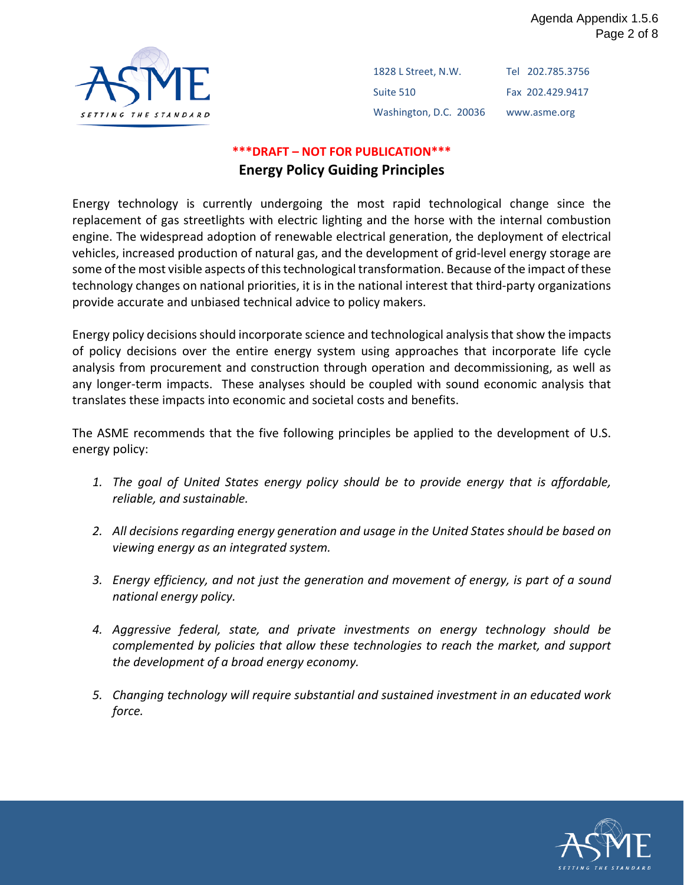1828 L Street, N.W.
Suite 510
Washington, D.C. 20036

Tel 202.785.3756
Fax 202.429.9417
www.asme.org

**\*\*\*DRAFT – NOT FOR PUBLICATION\*\*\***

## Energy Policy Guiding Principles

Energy technology is currently undergoing the most rapid technological change since the replacement of gas streetlights with electric lighting and the horse with the internal combustion engine. The widespread adoption of renewable electrical generation, the deployment of electrical vehicles, increased production of natural gas, and the development of grid-level energy storage are some of the most visible aspects of this technological transformation. Because of the impact of these technology changes on national priorities, it is in the national interest that third-party organizations provide accurate and unbiased technical advice to policy makers.

Energy policy decisions should incorporate science and technological analysis that show the impacts of policy decisions over the entire energy system using approaches that incorporate life cycle analysis from procurement and construction through operation and decommissioning, as well as any longer-term impacts. These analyses should be coupled with sound economic analysis that translates these impacts into economic and societal costs and benefits.

The ASME recommends that the five following principles be applied to the development of U.S. energy policy:

1. *The goal of United States energy policy should be to provide energy that is affordable, reliable, and sustainable.*

2. *All decisions regarding energy generation and usage in the United States should be based on viewing energy as an integrated system.*

3. *Energy efficiency, and not just the generation and movement of energy, is part of a sound national energy policy.*

4. *Aggressive federal, state, and private investments on energy technology should be complemented by policies that allow these technologies to reach the market, and support the development of a broad energy economy.*

5. *Changing technology will require substantial and sustained investment in an educated work force.*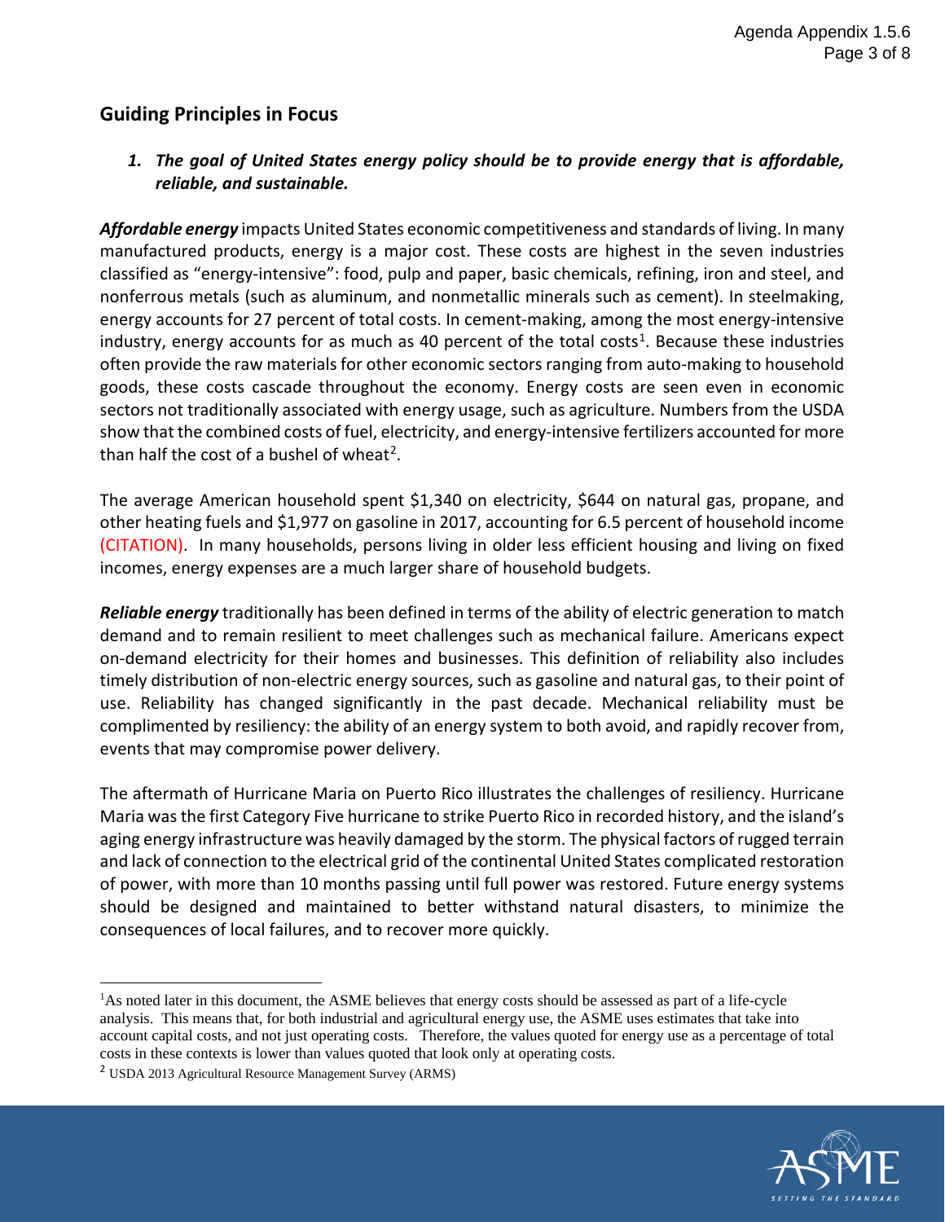## Guiding Principles in Focus

1. ***The goal of United States energy policy should be to provide energy that is affordable, reliable, and sustainable.***

***Affordable energy*** impacts United States economic competitiveness and standards of living. In many manufactured products, energy is a major cost. These costs are highest in the seven industries classified as "energy-intensive": food, pulp and paper, basic chemicals, refining, iron and steel, and nonferrous metals (such as aluminum, and nonmetallic minerals such as cement). In steelmaking, energy accounts for 27 percent of total costs. In cement-making, among the most energy-intensive industry, energy accounts for as much as 40 percent of the total costs[1]. Because these industries often provide the raw materials for other economic sectors ranging from auto-making to household goods, these costs cascade throughout the economy. Energy costs are seen even in economic sectors not traditionally associated with energy usage, such as agriculture. Numbers from the USDA show that the combined costs of fuel, electricity, and energy-intensive fertilizers accounted for more than half the cost of a bushel of wheat[2].

The average American household spent $1,340 on electricity, $644 on natural gas, propane, and other heating fuels and $1,977 on gasoline in 2017, accounting for 6.5 percent of household income (CITATION). In many households, persons living in older less efficient housing and living on fixed incomes, energy expenses are a much larger share of household budgets.

***Reliable energy*** traditionally has been defined in terms of the ability of electric generation to match demand and to remain resilient to meet challenges such as mechanical failure. Americans expect on-demand electricity for their homes and businesses. This definition of reliability also includes timely distribution of non-electric energy sources, such as gasoline and natural gas, to their point of use. Reliability has changed significantly in the past decade. Mechanical reliability must be complimented by resiliency: the ability of an energy system to both avoid, and rapidly recover from, events that may compromise power delivery.

The aftermath of Hurricane Maria on Puerto Rico illustrates the challenges of resiliency. Hurricane Maria was the first Category Five hurricane to strike Puerto Rico in recorded history, and the island's aging energy infrastructure was heavily damaged by the storm. The physical factors of rugged terrain and lack of connection to the electrical grid of the continental United States complicated restoration of power, with more than 10 months passing until full power was restored. Future energy systems should be designed and maintained to better withstand natural disasters, to minimize the consequences of local failures, and to recover more quickly.

---

[1] As noted later in this document, the ASME believes that energy costs should be assessed as part of a life-cycle analysis. This means that, for both industrial and agricultural energy use, the ASME uses estimates that take into account capital costs, and not just operating costs. Therefore, the values quoted for energy use as a percentage of total costs in these contexts is lower than values quoted that look only at operating costs.

[2] USDA 2013 Agricultural Resource Management Survey (ARMS)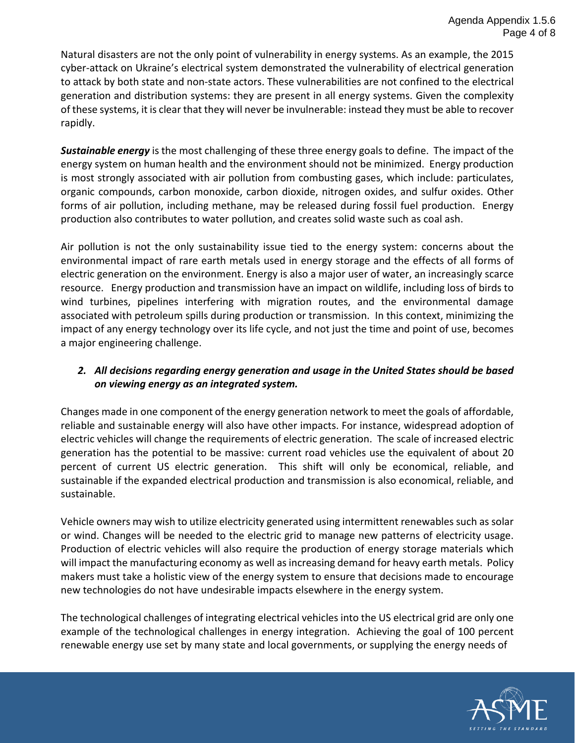Natural disasters are not the only point of vulnerability in energy systems. As an example, the 2015 cyber-attack on Ukraine's electrical system demonstrated the vulnerability of electrical generation to attack by both state and non-state actors. These vulnerabilities are not confined to the electrical generation and distribution systems: they are present in all energy systems. Given the complexity of these systems, it is clear that they will never be invulnerable: instead they must be able to recover rapidly.

***Sustainable energy*** is the most challenging of these three energy goals to define. The impact of the energy system on human health and the environment should not be minimized. Energy production is most strongly associated with air pollution from combusting gases, which include: particulates, organic compounds, carbon monoxide, carbon dioxide, nitrogen oxides, and sulfur oxides. Other forms of air pollution, including methane, may be released during fossil fuel production. Energy production also contributes to water pollution, and creates solid waste such as coal ash.

Air pollution is not the only sustainability issue tied to the energy system: concerns about the environmental impact of rare earth metals used in energy storage and the effects of all forms of electric generation on the environment. Energy is also a major user of water, an increasingly scarce resource. Energy production and transmission have an impact on wildlife, including loss of birds to wind turbines, pipelines interfering with migration routes, and the environmental damage associated with petroleum spills during production or transmission. In this context, minimizing the impact of any energy technology over its life cycle, and not just the time and point of use, becomes a major engineering challenge.

2. ***All decisions regarding energy generation and usage in the United States should be based on viewing energy as an integrated system.***

Changes made in one component of the energy generation network to meet the goals of affordable, reliable and sustainable energy will also have other impacts. For instance, widespread adoption of electric vehicles will change the requirements of electric generation. The scale of increased electric generation has the potential to be massive: current road vehicles use the equivalent of about 20 percent of current US electric generation. This shift will only be economical, reliable, and sustainable if the expanded electrical production and transmission is also economical, reliable, and sustainable.

Vehicle owners may wish to utilize electricity generated using intermittent renewables such as solar or wind. Changes will be needed to the electric grid to manage new patterns of electricity usage. Production of electric vehicles will also require the production of energy storage materials which will impact the manufacturing economy as well as increasing demand for heavy earth metals. Policy makers must take a holistic view of the energy system to ensure that decisions made to encourage new technologies do not have undesirable impacts elsewhere in the energy system.

The technological challenges of integrating electrical vehicles into the US electrical grid are only one example of the technological challenges in energy integration. Achieving the goal of 100 percent renewable energy use set by many state and local governments, or supplying the energy needs of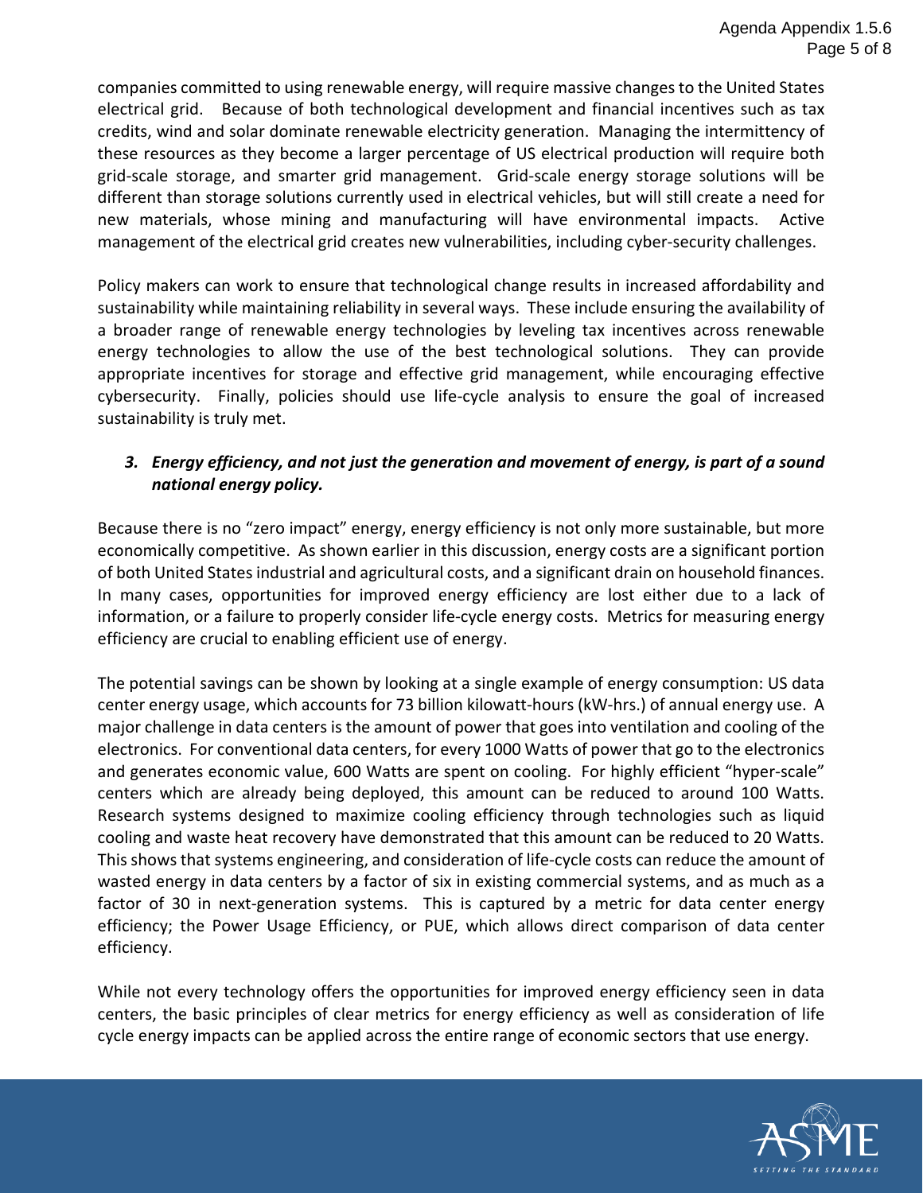companies committed to using renewable energy, will require massive changes to the United States electrical grid. Because of both technological development and financial incentives such as tax credits, wind and solar dominate renewable electricity generation. Managing the intermittency of these resources as they become a larger percentage of US electrical production will require both grid-scale storage, and smarter grid management. Grid-scale energy storage solutions will be different than storage solutions currently used in electrical vehicles, but will still create a need for new materials, whose mining and manufacturing will have environmental impacts. Active management of the electrical grid creates new vulnerabilities, including cyber-security challenges.

Policy makers can work to ensure that technological change results in increased affordability and sustainability while maintaining reliability in several ways. These include ensuring the availability of a broader range of renewable energy technologies by leveling tax incentives across renewable energy technologies to allow the use of the best technological solutions. They can provide appropriate incentives for storage and effective grid management, while encouraging effective cybersecurity. Finally, policies should use life-cycle analysis to ensure the goal of increased sustainability is truly met.

### *3. Energy efficiency, and not just the generation and movement of energy, is part of a sound national energy policy.*

Because there is no "zero impact" energy, energy efficiency is not only more sustainable, but more economically competitive. As shown earlier in this discussion, energy costs are a significant portion of both United States industrial and agricultural costs, and a significant drain on household finances. In many cases, opportunities for improved energy efficiency are lost either due to a lack of information, or a failure to properly consider life-cycle energy costs. Metrics for measuring energy efficiency are crucial to enabling efficient use of energy.

The potential savings can be shown by looking at a single example of energy consumption: US data center energy usage, which accounts for 73 billion kilowatt-hours (kW-hrs.) of annual energy use. A major challenge in data centers is the amount of power that goes into ventilation and cooling of the electronics. For conventional data centers, for every 1000 Watts of power that go to the electronics and generates economic value, 600 Watts are spent on cooling. For highly efficient "hyper-scale" centers which are already being deployed, this amount can be reduced to around 100 Watts. Research systems designed to maximize cooling efficiency through technologies such as liquid cooling and waste heat recovery have demonstrated that this amount can be reduced to 20 Watts. This shows that systems engineering, and consideration of life-cycle costs can reduce the amount of wasted energy in data centers by a factor of six in existing commercial systems, and as much as a factor of 30 in next-generation systems. This is captured by a metric for data center energy efficiency; the Power Usage Efficiency, or PUE, which allows direct comparison of data center efficiency.

While not every technology offers the opportunities for improved energy efficiency seen in data centers, the basic principles of clear metrics for energy efficiency as well as consideration of life cycle energy impacts can be applied across the entire range of economic sectors that use energy.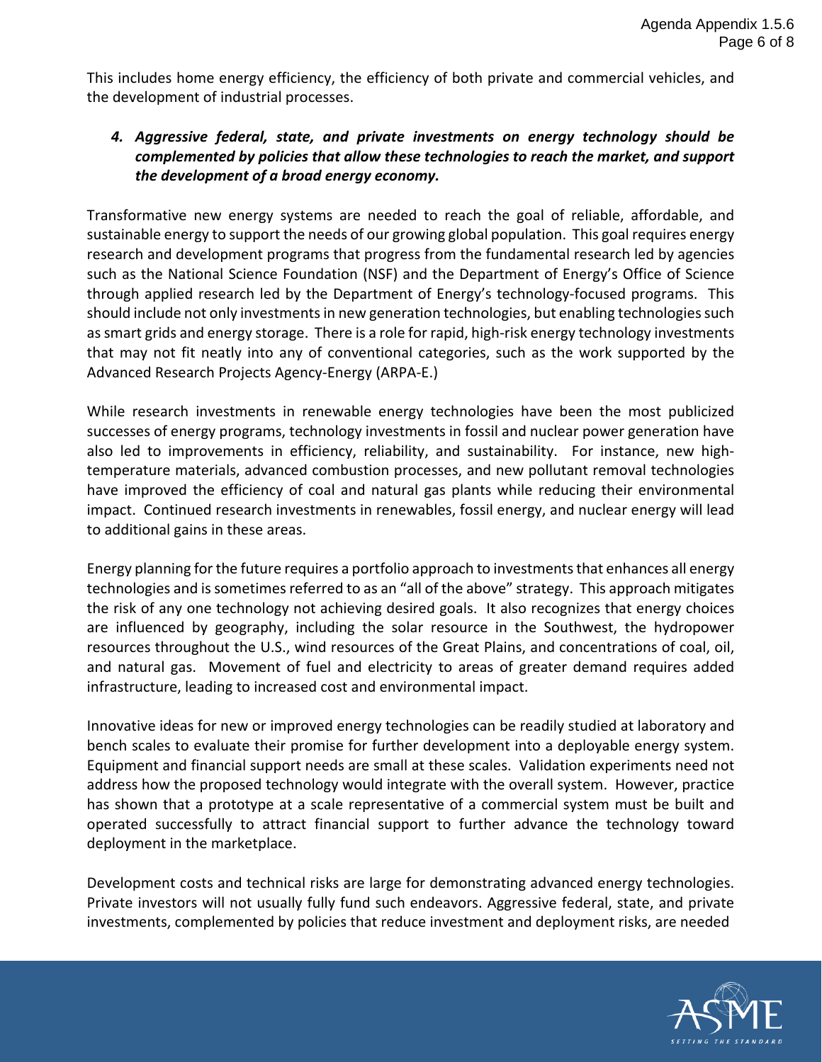This includes home energy efficiency, the efficiency of both private and commercial vehicles, and the development of industrial processes.

4. ***Aggressive federal, state, and private investments on energy technology should be complemented by policies that allow these technologies to reach the market, and support the development of a broad energy economy.***

Transformative new energy systems are needed to reach the goal of reliable, affordable, and sustainable energy to support the needs of our growing global population. This goal requires energy research and development programs that progress from the fundamental research led by agencies such as the National Science Foundation (NSF) and the Department of Energy's Office of Science through applied research led by the Department of Energy's technology-focused programs. This should include not only investments in new generation technologies, but enabling technologies such as smart grids and energy storage. There is a role for rapid, high-risk energy technology investments that may not fit neatly into any of conventional categories, such as the work supported by the Advanced Research Projects Agency-Energy (ARPA-E.)

While research investments in renewable energy technologies have been the most publicized successes of energy programs, technology investments in fossil and nuclear power generation have also led to improvements in efficiency, reliability, and sustainability. For instance, new high-temperature materials, advanced combustion processes, and new pollutant removal technologies have improved the efficiency of coal and natural gas plants while reducing their environmental impact. Continued research investments in renewables, fossil energy, and nuclear energy will lead to additional gains in these areas.

Energy planning for the future requires a portfolio approach to investments that enhances all energy technologies and is sometimes referred to as an "all of the above" strategy. This approach mitigates the risk of any one technology not achieving desired goals. It also recognizes that energy choices are influenced by geography, including the solar resource in the Southwest, the hydropower resources throughout the U.S., wind resources of the Great Plains, and concentrations of coal, oil, and natural gas. Movement of fuel and electricity to areas of greater demand requires added infrastructure, leading to increased cost and environmental impact.

Innovative ideas for new or improved energy technologies can be readily studied at laboratory and bench scales to evaluate their promise for further development into a deployable energy system. Equipment and financial support needs are small at these scales. Validation experiments need not address how the proposed technology would integrate with the overall system. However, practice has shown that a prototype at a scale representative of a commercial system must be built and operated successfully to attract financial support to further advance the technology toward deployment in the marketplace.

Development costs and technical risks are large for demonstrating advanced energy technologies. Private investors will not usually fully fund such endeavors. Aggressive federal, state, and private investments, complemented by policies that reduce investment and deployment risks, are needed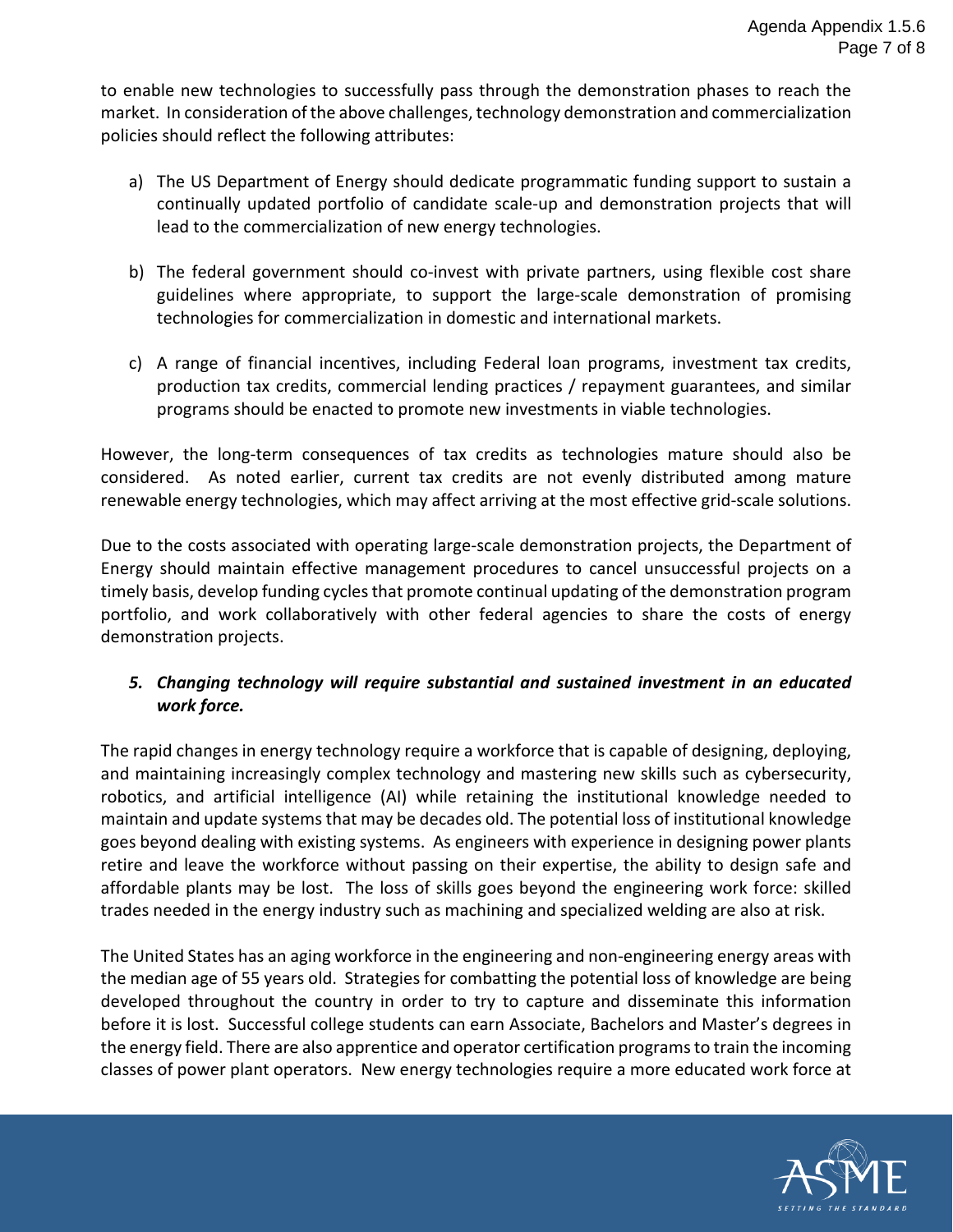to enable new technologies to successfully pass through the demonstration phases to reach the market. In consideration of the above challenges, technology demonstration and commercialization policies should reflect the following attributes:

a) The US Department of Energy should dedicate programmatic funding support to sustain a continually updated portfolio of candidate scale-up and demonstration projects that will lead to the commercialization of new energy technologies.

b) The federal government should co-invest with private partners, using flexible cost share guidelines where appropriate, to support the large-scale demonstration of promising technologies for commercialization in domestic and international markets.

c) A range of financial incentives, including Federal loan programs, investment tax credits, production tax credits, commercial lending practices / repayment guarantees, and similar programs should be enacted to promote new investments in viable technologies.

However, the long-term consequences of tax credits as technologies mature should also be considered. As noted earlier, current tax credits are not evenly distributed among mature renewable energy technologies, which may affect arriving at the most effective grid-scale solutions.

Due to the costs associated with operating large-scale demonstration projects, the Department of Energy should maintain effective management procedures to cancel unsuccessful projects on a timely basis, develop funding cycles that promote continual updating of the demonstration program portfolio, and work collaboratively with other federal agencies to share the costs of energy demonstration projects.

### *5. Changing technology will require substantial and sustained investment in an educated work force.*

The rapid changes in energy technology require a workforce that is capable of designing, deploying, and maintaining increasingly complex technology and mastering new skills such as cybersecurity, robotics, and artificial intelligence (AI) while retaining the institutional knowledge needed to maintain and update systems that may be decades old. The potential loss of institutional knowledge goes beyond dealing with existing systems. As engineers with experience in designing power plants retire and leave the workforce without passing on their expertise, the ability to design safe and affordable plants may be lost. The loss of skills goes beyond the engineering work force: skilled trades needed in the energy industry such as machining and specialized welding are also at risk.

The United States has an aging workforce in the engineering and non-engineering energy areas with the median age of 55 years old. Strategies for combatting the potential loss of knowledge are being developed throughout the country in order to try to capture and disseminate this information before it is lost. Successful college students can earn Associate, Bachelors and Master's degrees in the energy field. There are also apprentice and operator certification programs to train the incoming classes of power plant operators. New energy technologies require a more educated work force at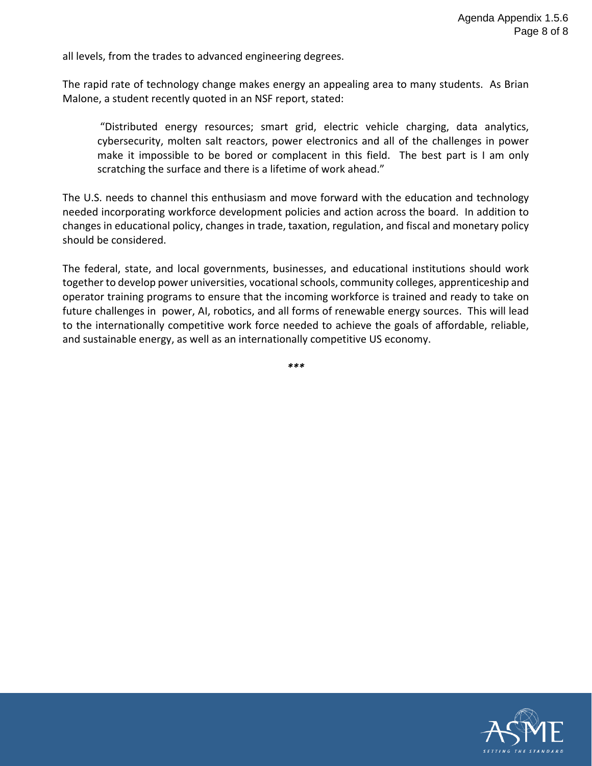all levels, from the trades to advanced engineering degrees.

The rapid rate of technology change makes energy an appealing area to many students. As Brian Malone, a student recently quoted in an NSF report, stated:

> "Distributed energy resources; smart grid, electric vehicle charging, data analytics, cybersecurity, molten salt reactors, power electronics and all of the challenges in power make it impossible to be bored or complacent in this field. The best part is I am only scratching the surface and there is a lifetime of work ahead."

The U.S. needs to channel this enthusiasm and move forward with the education and technology needed incorporating workforce development policies and action across the board. In addition to changes in educational policy, changes in trade, taxation, regulation, and fiscal and monetary policy should be considered.

The federal, state, and local governments, businesses, and educational institutions should work together to develop power universities, vocational schools, community colleges, apprenticeship and operator training programs to ensure that the incoming workforce is trained and ready to take on future challenges in power, AI, robotics, and all forms of renewable energy sources. This will lead to the internationally competitive work force needed to achieve the goals of affordable, reliable, and sustainable energy, as well as an internationally competitive US economy.

***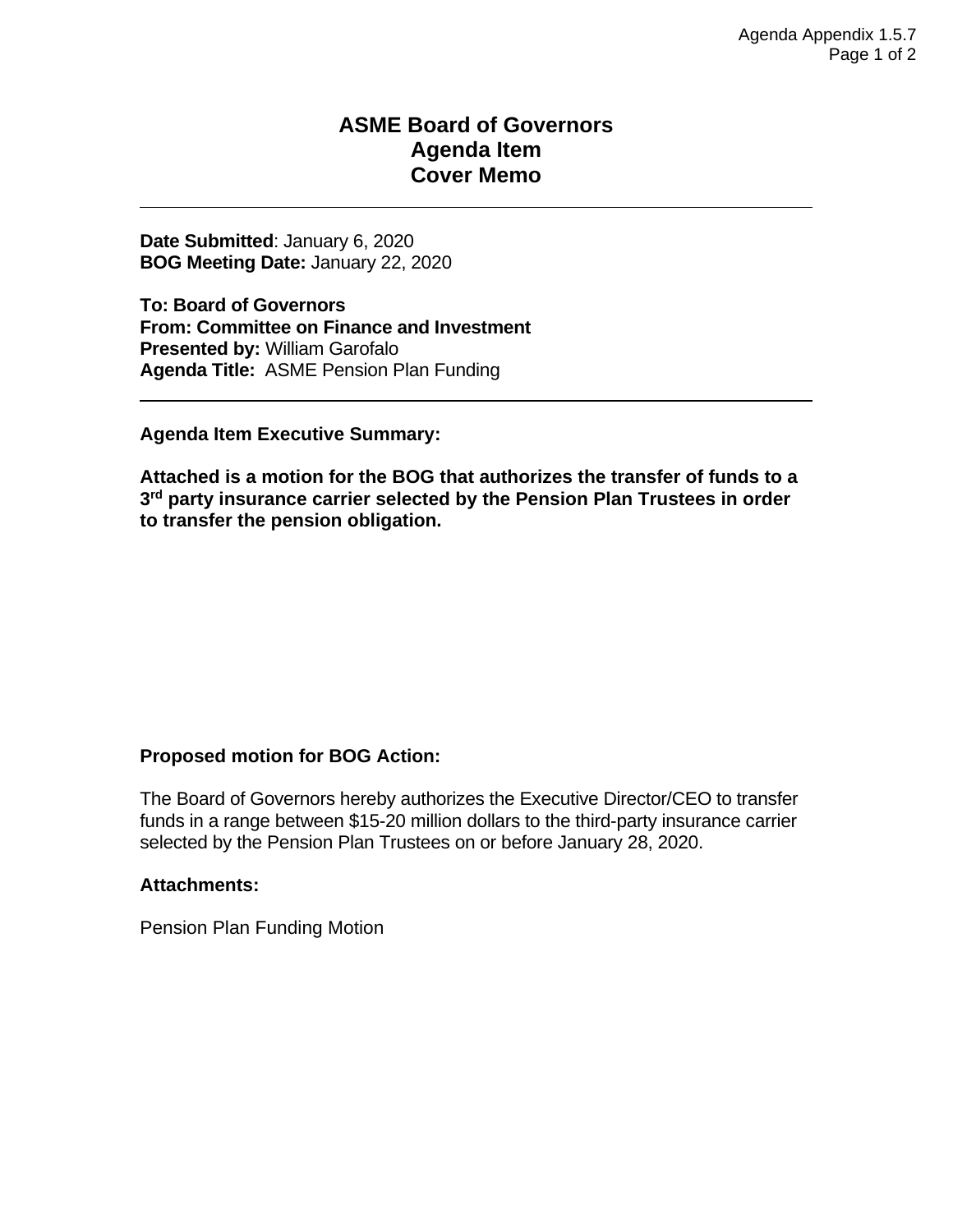# ASME Board of Governors
# Agenda Item
# Cover Memo

---

**Date Submitted**: January 6, 2020
**BOG Meeting Date:** January 22, 2020

**To: Board of Governors**
**From: Committee on Finance and Investment**
**Presented by:** William Garofalo
**Agenda Title:** ASME Pension Plan Funding

---

**Agenda Item Executive Summary:**

**Attached is a motion for the BOG that authorizes the transfer of funds to a 3rd party insurance carrier selected by the Pension Plan Trustees in order to transfer the pension obligation.**

**Proposed motion for BOG Action:**

The Board of Governors hereby authorizes the Executive Director/CEO to transfer funds in a range between $15-20 million dollars to the third-party insurance carrier selected by the Pension Plan Trustees on or before January 28, 2020.

**Attachments:**

Pension Plan Funding Motion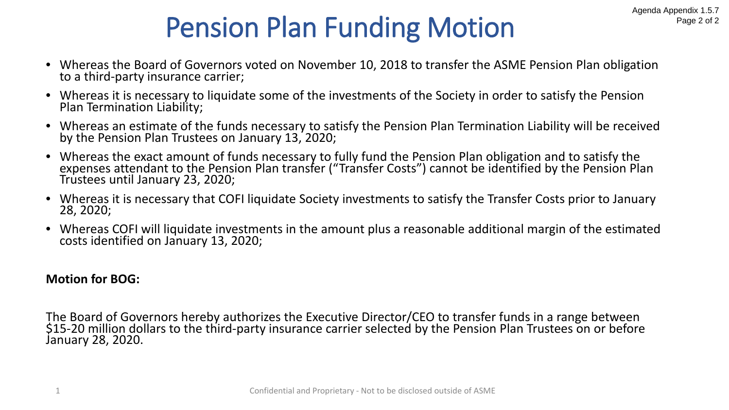# Pension Plan Funding Motion

- Whereas the Board of Governors voted on November 10, 2018 to transfer the ASME Pension Plan obligation to a third-party insurance carrier;
- Whereas it is necessary to liquidate some of the investments of the Society in order to satisfy the Pension Plan Termination Liability;
- Whereas an estimate of the funds necessary to satisfy the Pension Plan Termination Liability will be received by the Pension Plan Trustees on January 13, 2020;
- Whereas the exact amount of funds necessary to fully fund the Pension Plan obligation and to satisfy the expenses attendant to the Pension Plan transfer ("Transfer Costs") cannot be identified by the Pension Plan Trustees until January 23, 2020;
- Whereas it is necessary that COFI liquidate Society investments to satisfy the Transfer Costs prior to January 28, 2020;
- Whereas COFI will liquidate investments in the amount plus a reasonable additional margin of the estimated costs identified on January 13, 2020;

**Motion for BOG:**

The Board of Governors hereby authorizes the Executive Director/CEO to transfer funds in a range between $15-20 million dollars to the third-party insurance carrier selected by the Pension Plan Trustees on or before January 28, 2020.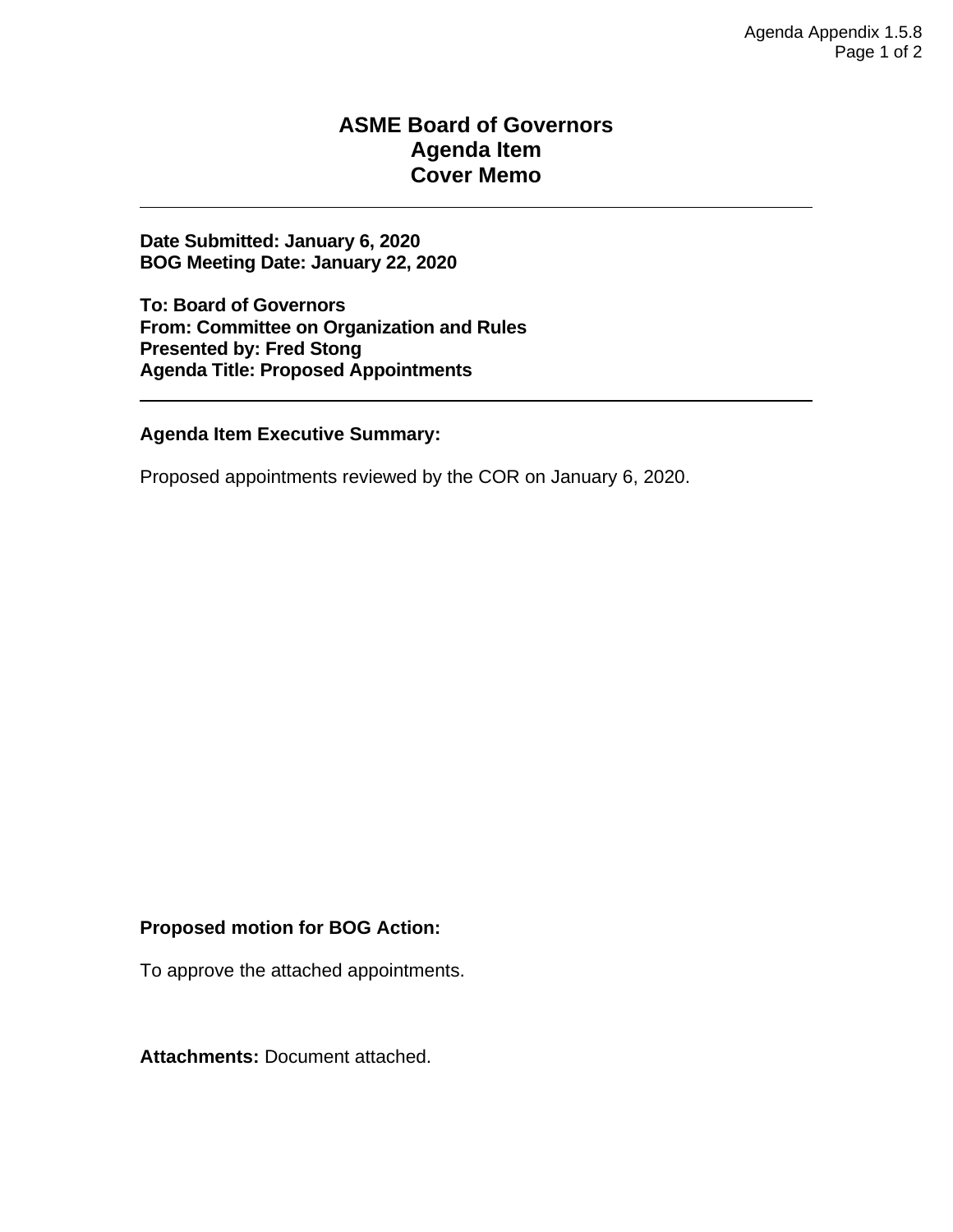# ASME Board of Governors
# Agenda Item
# Cover Memo

---

**Date Submitted: January 6, 2020**
**BOG Meeting Date: January 22, 2020**

**To: Board of Governors**
**From: Committee on Organization and Rules**
**Presented by: Fred Stong**
**Agenda Title: Proposed Appointments**

---

**Agenda Item Executive Summary:**

Proposed appointments reviewed by the COR on January 6, 2020.

**Proposed motion for BOG Action:**

To approve the attached appointments.

**Attachments:** Document attached.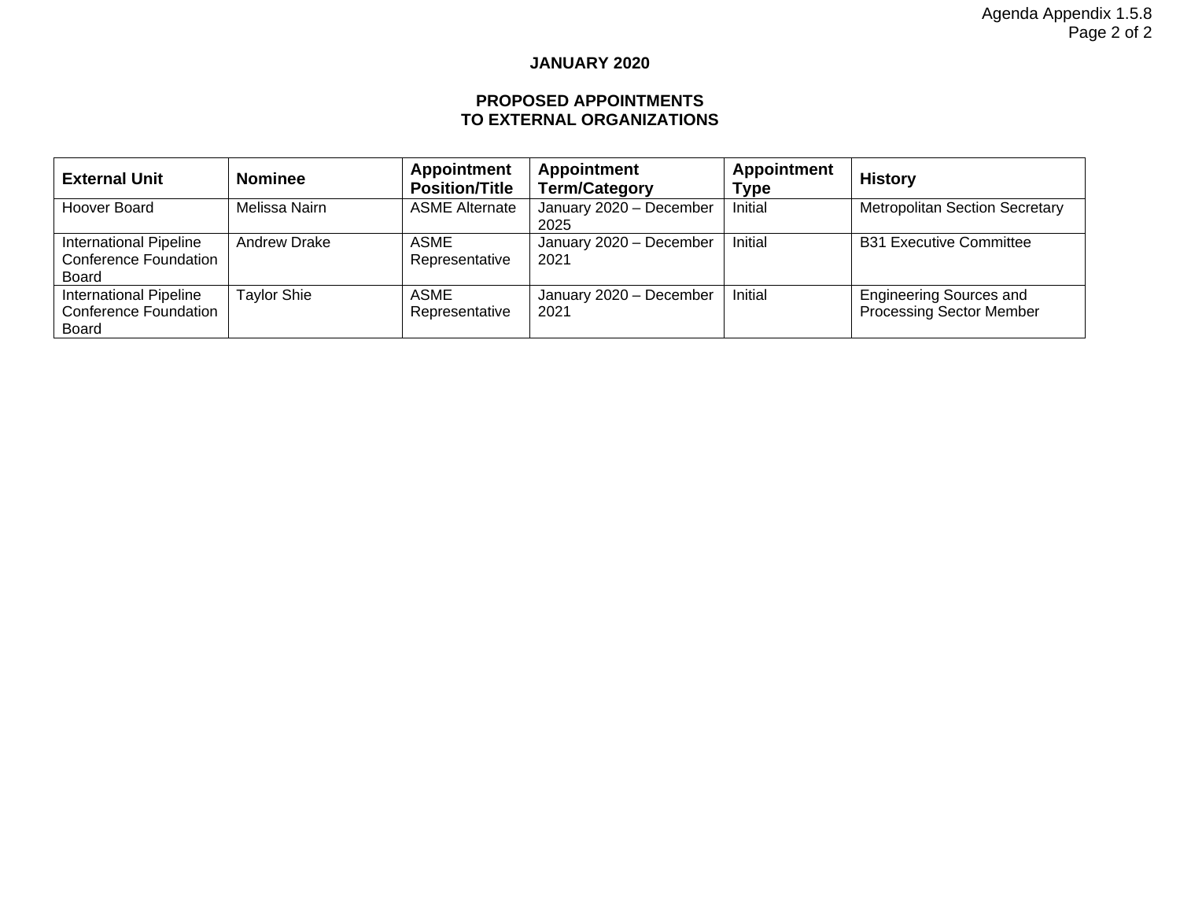**JANUARY 2020**

**PROPOSED APPOINTMENTS TO EXTERNAL ORGANIZATIONS**

| External Unit | Nominee | Appointment Position/Title | Appointment Term/Category | Appointment Type | History |
|---|---|---|---|---|---|
| Hoover Board | Melissa Nairn | ASME Alternate | January 2020 – December 2025 | Initial | Metropolitan Section Secretary |
| International Pipeline Conference Foundation Board | Andrew Drake | ASME Representative | January 2020 – December 2021 | Initial | B31 Executive Committee |
| International Pipeline Conference Foundation Board | Taylor Shie | ASME Representative | January 2020 – December 2021 | Initial | Engineering Sources and Processing Sector Member |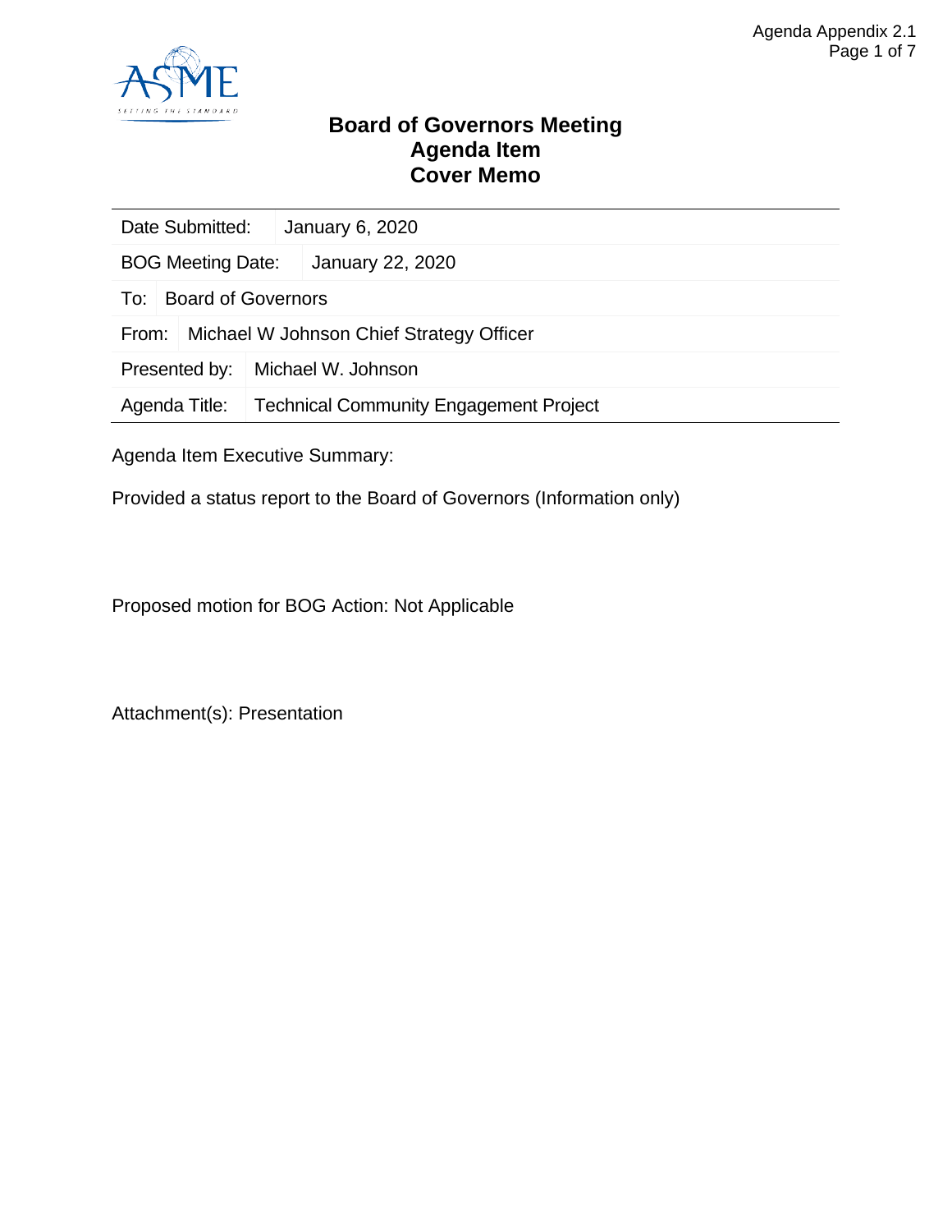# Board of Governors Meeting
# Agenda Item
# Cover Memo

| Date Submitted: | January 6, 2020 |
|---|---|
| BOG Meeting Date: | January 22, 2020 |
| To: | Board of Governors |
| From: | Michael W Johnson Chief Strategy Officer |
| Presented by: | Michael W. Johnson |
| Agenda Title: | Technical Community Engagement Project |

Agenda Item Executive Summary:

Provided a status report to the Board of Governors (Information only)

Proposed motion for BOG Action: Not Applicable

Attachment(s): Presentation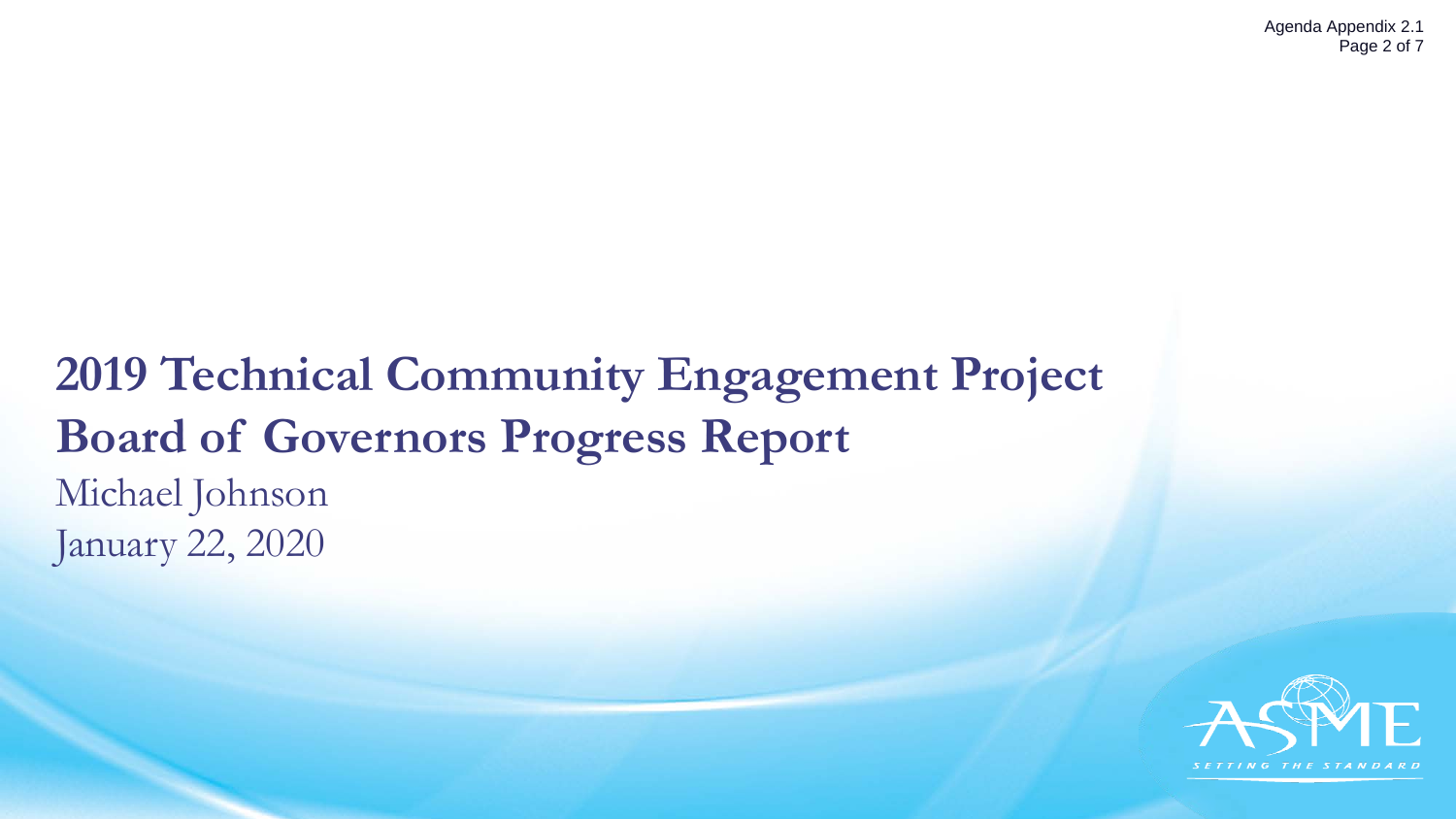# 2019 Technical Community Engagement Project Board of Governors Progress Report

Michael Johnson

January 22, 2020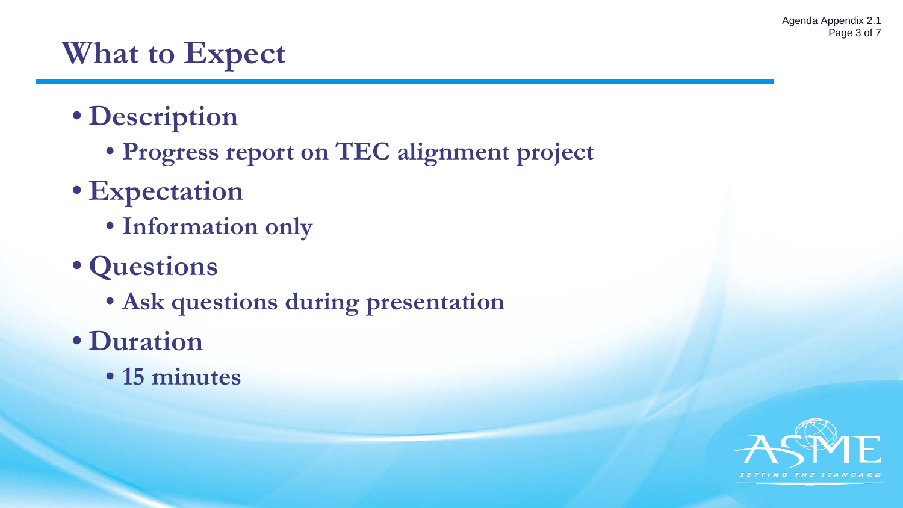# What to Expect

- **Description**
  - **Progress report on TEC alignment project**
- **Expectation**
  - **Information only**
- **Questions**
  - **Ask questions during presentation**
- **Duration**
  - **15 minutes**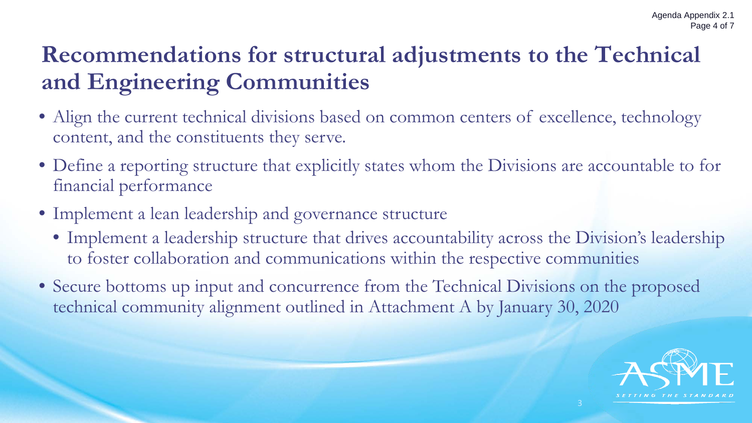# Recommendations for structural adjustments to the Technical and Engineering Communities

- Align the current technical divisions based on common centers of excellence, technology content, and the constituents they serve.
- Define a reporting structure that explicitly states whom the Divisions are accountable to for financial performance
- Implement a lean leadership and governance structure
  - Implement a leadership structure that drives accountability across the Division's leadership to foster collaboration and communications within the respective communities
- Secure bottoms up input and concurrence from the Technical Divisions on the proposed technical community alignment outlined in Attachment A by January 30, 2020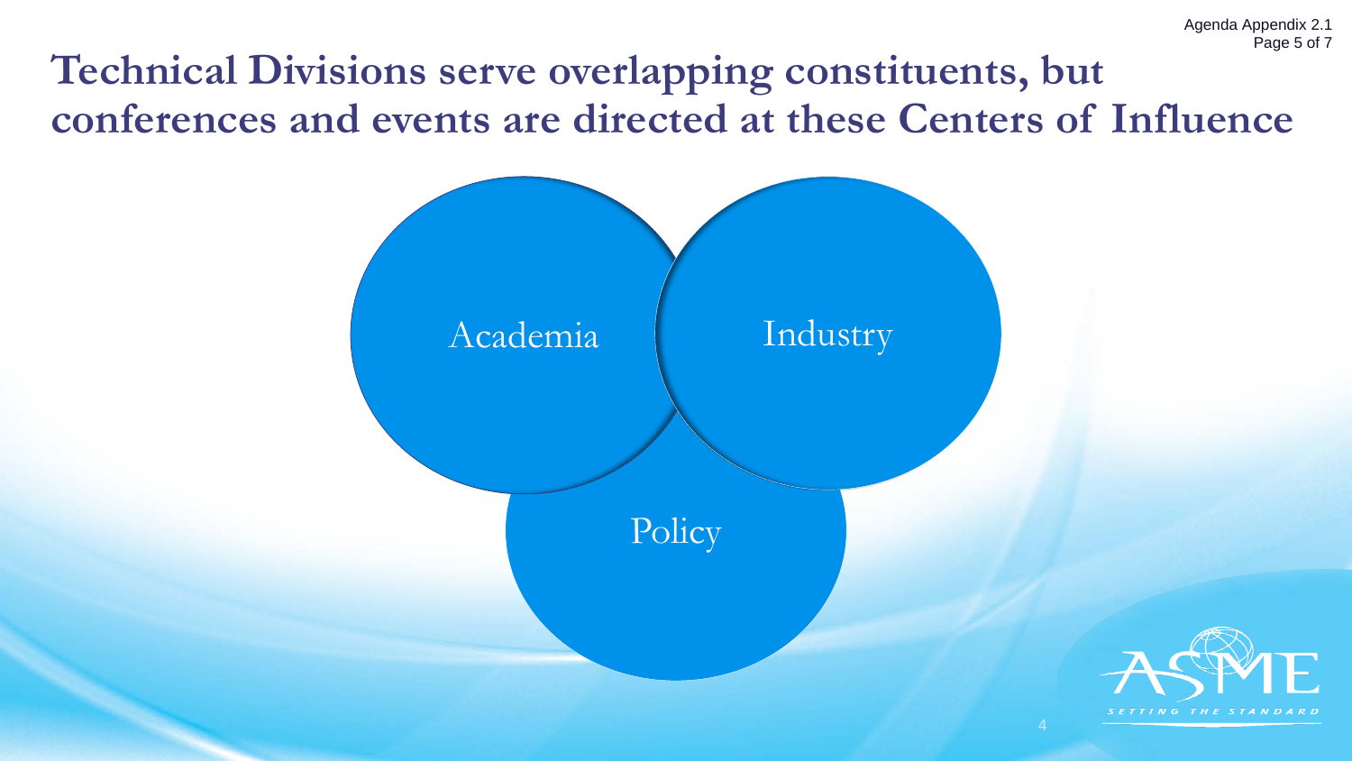# Technical Divisions serve overlapping constituents, but conferences and events are directed at these Centers of Influence

Academia

Industry

Policy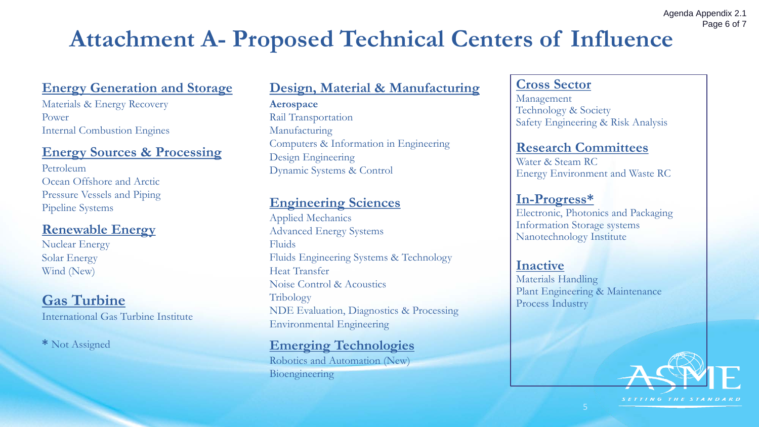# Attachment A- Proposed Technical Centers of Influence

## Energy Generation and Storage

Materials & Energy Recovery
Power
Internal Combustion Engines

## Energy Sources & Processing

Petroleum
Ocean Offshore and Arctic
Pressure Vessels and Piping
Pipeline Systems

## Renewable Energy

Nuclear Energy
Solar Energy
Wind (New)

## Gas Turbine

International Gas Turbine Institute

* Not Assigned

## Design, Material & Manufacturing

**Aerospace**
Rail Transportation
Manufacturing
Computers & Information in Engineering
Design Engineering
Dynamic Systems & Control

## Engineering Sciences

Applied Mechanics
Advanced Energy Systems
Fluids
Fluids Engineering Systems & Technology
Heat Transfer
Noise Control & Acoustics
Tribology
NDE Evaluation, Diagnostics & Processing
Environmental Engineering

## Emerging Technologies

Robotics and Automation (New)
Bioengineering

## Cross Sector

Management
Technology & Society
Safety Engineering & Risk Analysis

## Research Committees

Water & Steam RC
Energy Environment and Waste RC

## In-Progress*

Electronic, Photonics and Packaging
Information Storage systems
Nanotechnology Institute

## Inactive

Materials Handling
Plant Engineering & Maintenance
Process Industry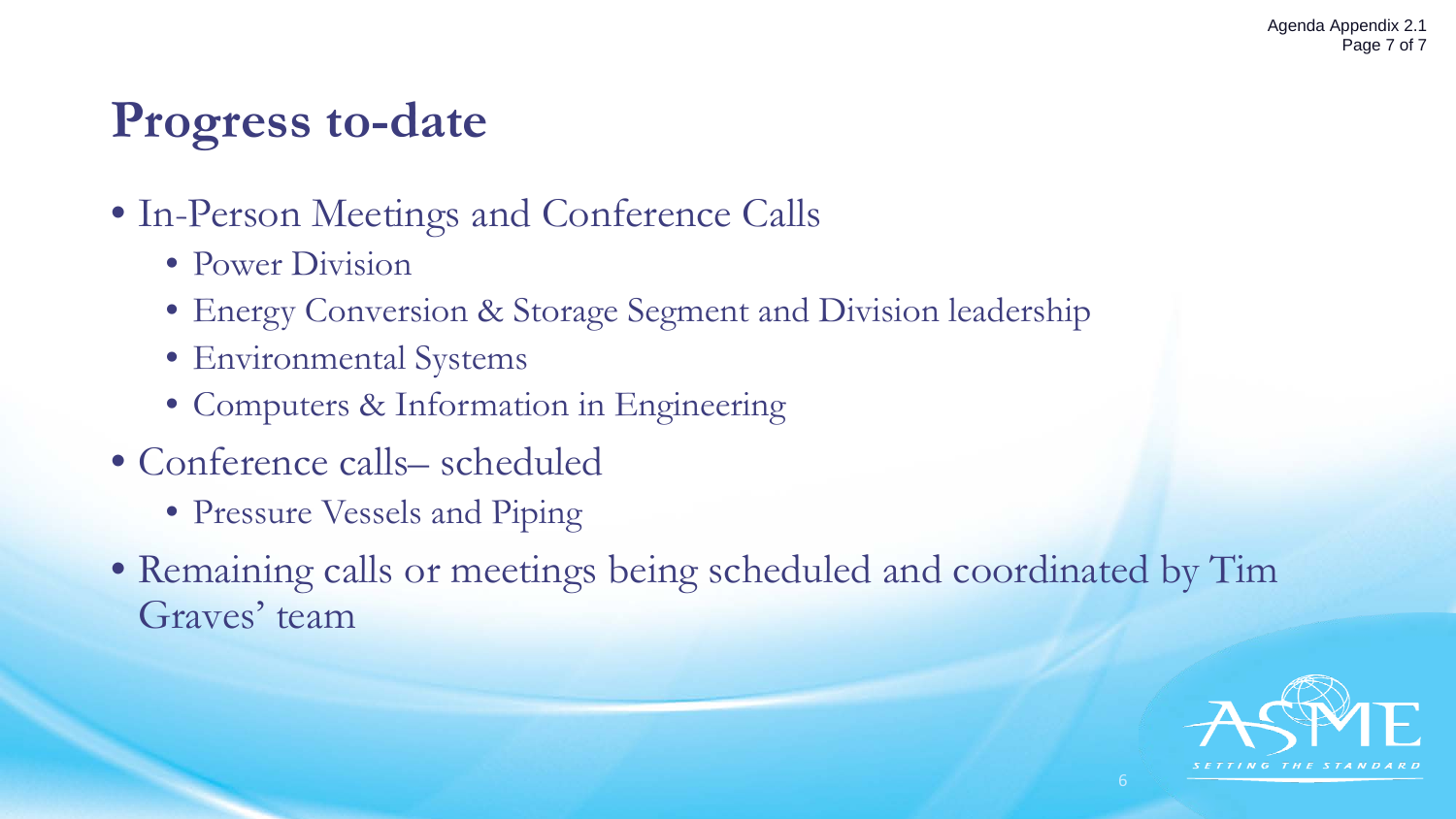## Progress to-date

- In-Person Meetings and Conference Calls
  - Power Division
  - Energy Conversion & Storage Segment and Division leadership
  - Environmental Systems
  - Computers & Information in Engineering
- Conference calls– scheduled
  - Pressure Vessels and Piping
- Remaining calls or meetings being scheduled and coordinated by Tim Graves' team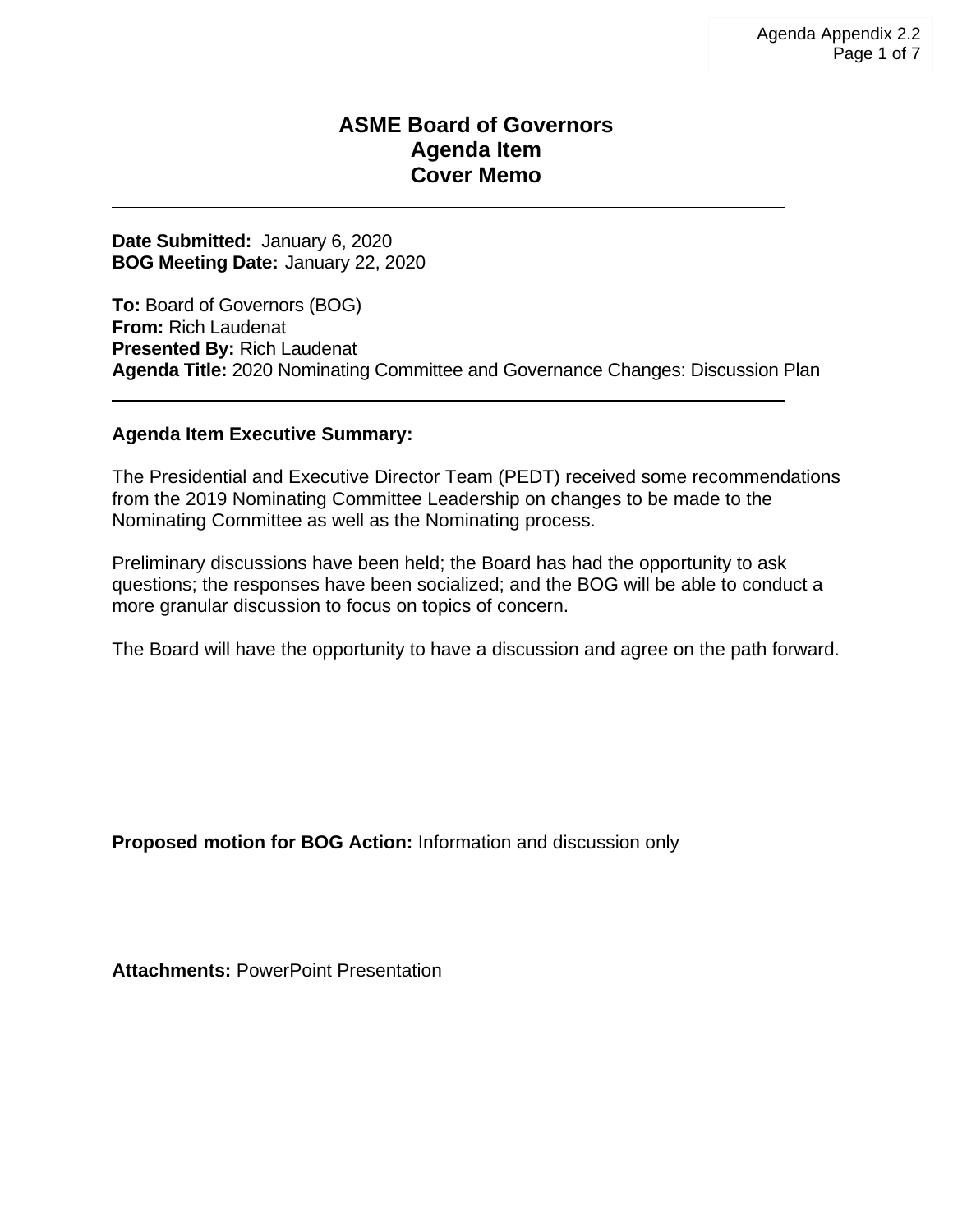# ASME Board of Governors
# Agenda Item
# Cover Memo

---

**Date Submitted:** January 6, 2020
**BOG Meeting Date:** January 22, 2020

**To:** Board of Governors (BOG)
**From:** Rich Laudenat
**Presented By:** Rich Laudenat
**Agenda Title:** 2020 Nominating Committee and Governance Changes: Discussion Plan

---

**Agenda Item Executive Summary:**

The Presidential and Executive Director Team (PEDT) received some recommendations from the 2019 Nominating Committee Leadership on changes to be made to the Nominating Committee as well as the Nominating process.

Preliminary discussions have been held; the Board has had the opportunity to ask questions; the responses have been socialized; and the BOG will be able to conduct a more granular discussion to focus on topics of concern.

The Board will have the opportunity to have a discussion and agree on the path forward.

**Proposed motion for BOG Action:** Information and discussion only

**Attachments:** PowerPoint Presentation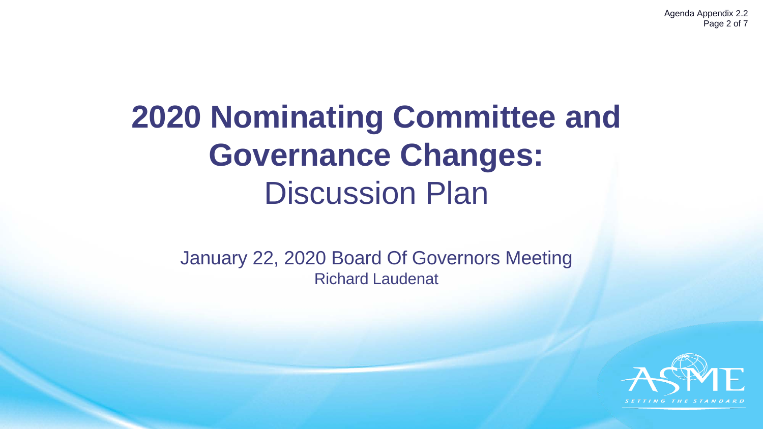# 2020 Nominating Committee and Governance Changes: Discussion Plan

January 22, 2020 Board Of Governors Meeting

Richard Laudenat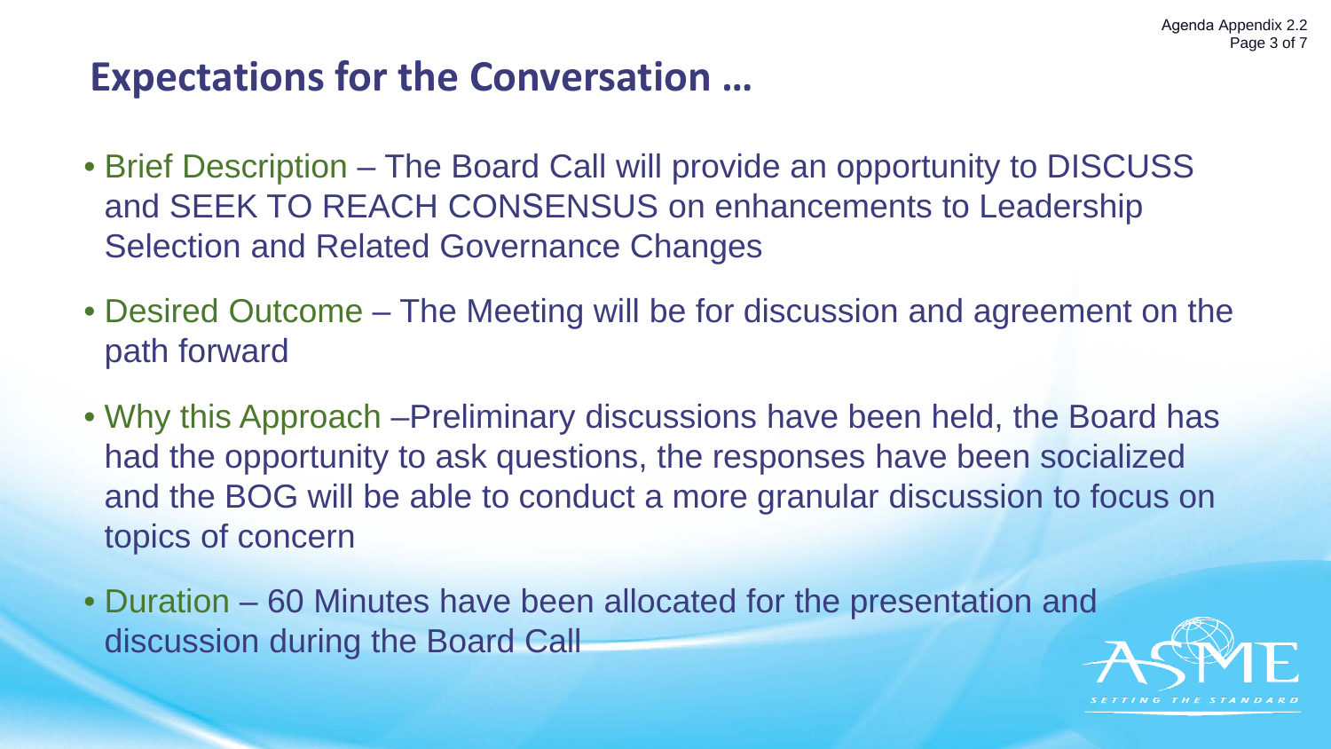Agenda Appendix 2.2

## Expectations for the Conversation …

- Brief Description – The Board Call will provide an opportunity to DISCUSS and SEEK TO REACH CONSENSUS on enhancements to Leadership Selection and Related Governance Changes
- Desired Outcome – The Meeting will be for discussion and agreement on the path forward
- Why this Approach –Preliminary discussions have been held, the Board has had the opportunity to ask questions, the responses have been socialized and the BOG will be able to conduct a more granular discussion to focus on topics of concern
- Duration – 60 Minutes have been allocated for the presentation and discussion during the Board Call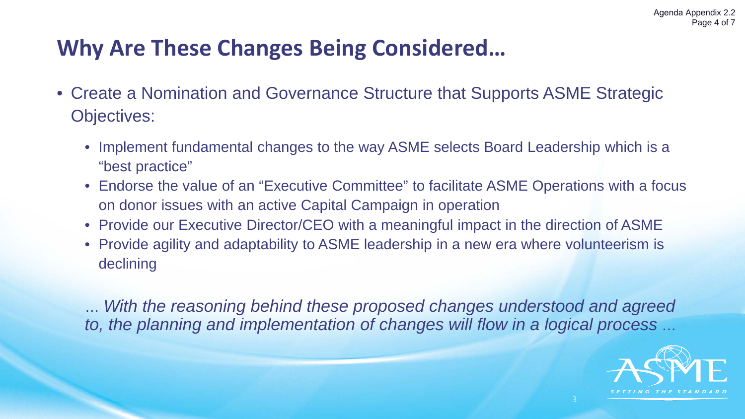# Why Are These Changes Being Considered…

- Create a Nomination and Governance Structure that Supports ASME Strategic Objectives:
  - Implement fundamental changes to the way ASME selects Board Leadership which is a "best practice"
  - Endorse the value of an "Executive Committee" to facilitate ASME Operations with a focus on donor issues with an active Capital Campaign in operation
  - Provide our Executive Director/CEO with a meaningful impact in the direction of ASME
  - Provide agility and adaptability to ASME leadership in a new era where volunteerism is declining

… *With the reasoning behind these proposed changes understood and agreed to, the planning and implementation of changes will flow in a logical process* …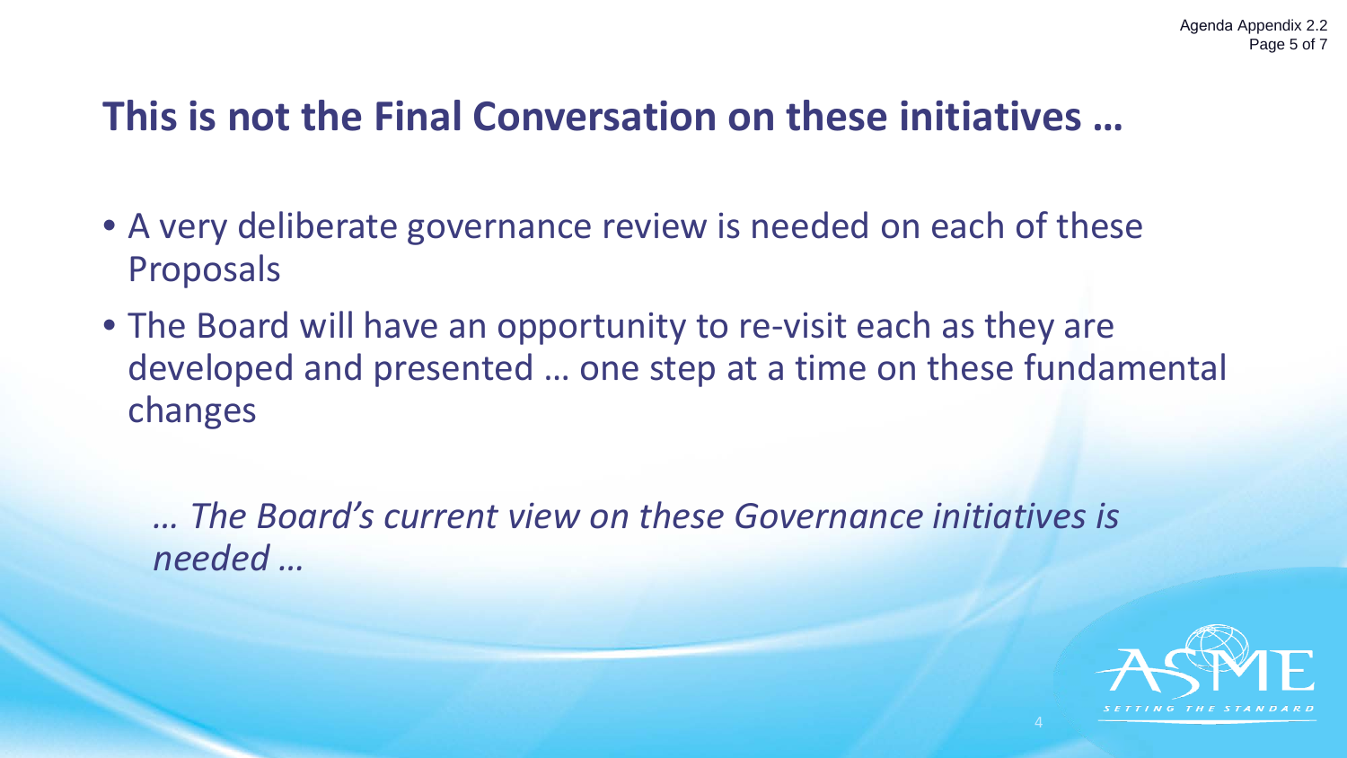# This is not the Final Conversation on these initiatives …

- A very deliberate governance review is needed on each of these Proposals
- The Board will have an opportunity to re-visit each as they are developed and presented … one step at a time on these fundamental changes

*… The Board's current view on these Governance initiatives is needed …*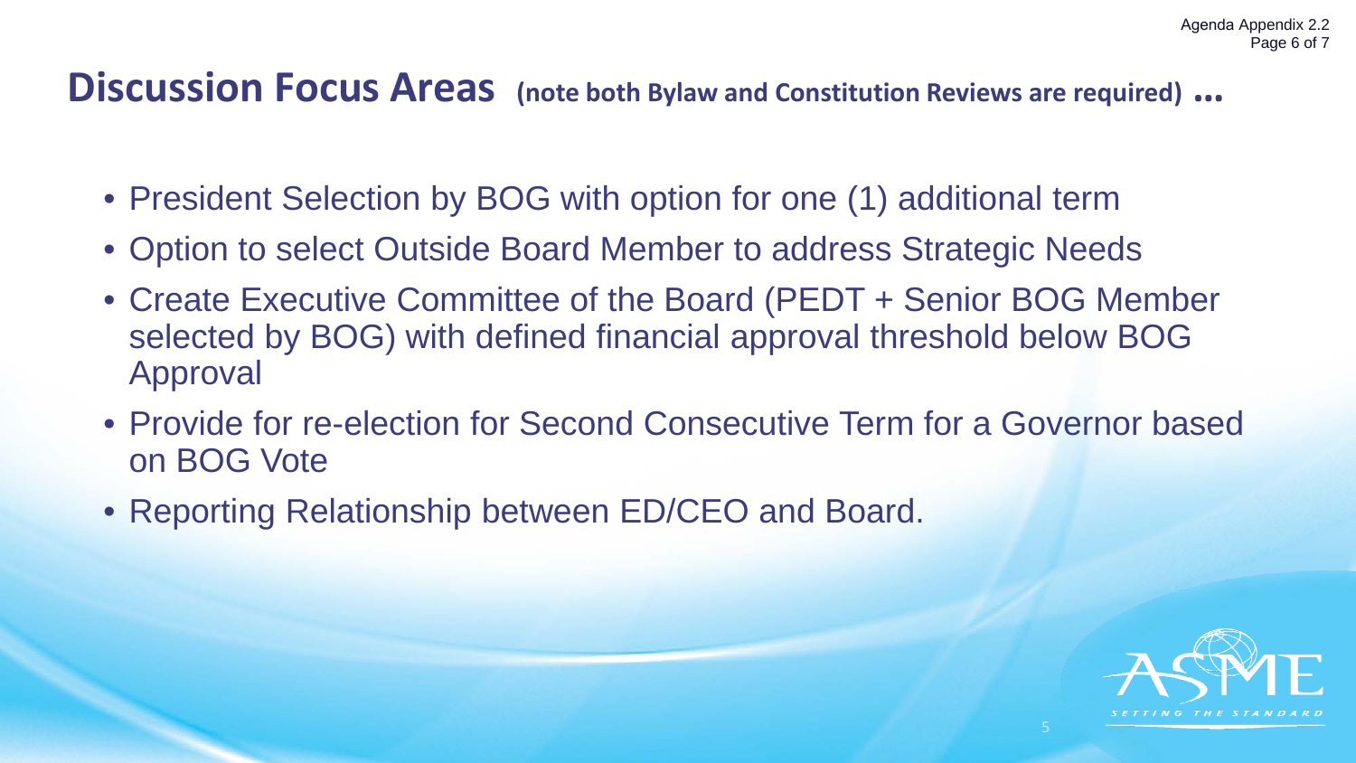# Discussion Focus Areas (note both Bylaw and Constitution Reviews are required) ...

- President Selection by BOG with option for one (1) additional term
- Option to select Outside Board Member to address Strategic Needs
- Create Executive Committee of the Board (PEDT + Senior BOG Member selected by BOG) with defined financial approval threshold below BOG Approval
- Provide for re-election for Second Consecutive Term for a Governor based on BOG Vote
- Reporting Relationship between ED/CEO and Board.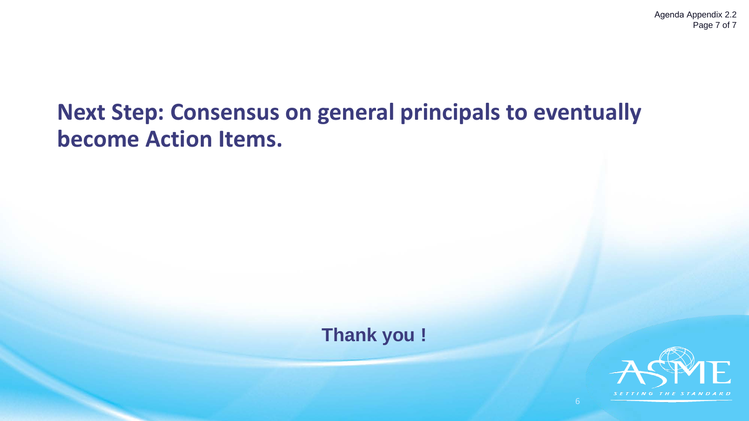## Next Step: Consensus on general principals to eventually become Action Items.

**Thank you !**